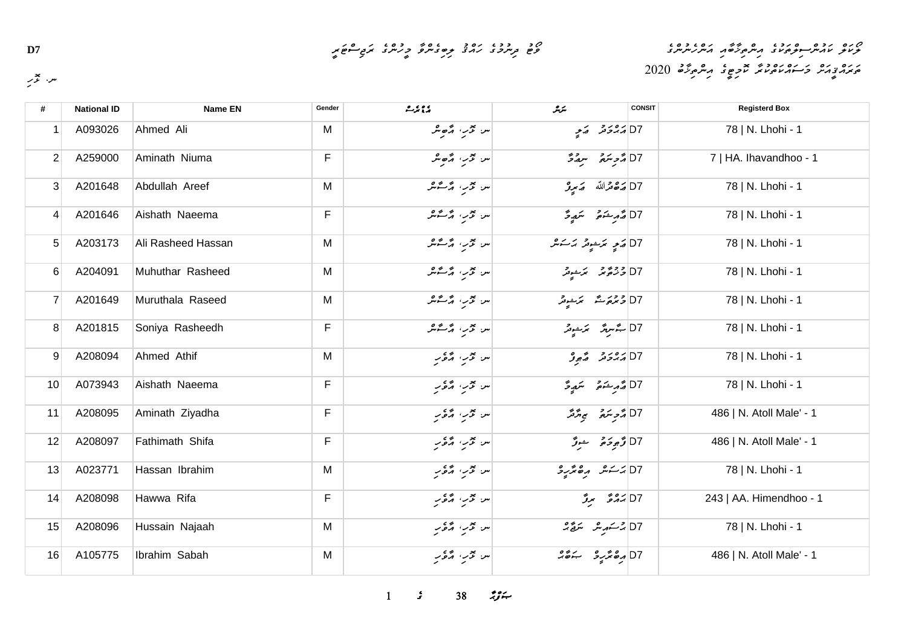D7

ރާއްޖޭގައި ދިރިއުޅޭ ރާއްޖެ ރައްޔިތުން ވޯޓުލާނޭ ތަން ނުވަތަ ރަށް ބަދަލުކުރުމަށް ހުށަހެޅުނު ފޯމްތައް

ޕްރެޒިޑެންޝަލް އިލެކްޝަން 2020

ނ. ލ ޮހި

| # | National ID | Name EN | Gender | ެއްޑްރެސް | ނަން | CONSIT | Registerd Box |
|---|---|---|---|---|---|---|---|
| 1 | A093026 | Ahmed Ali | M | ނ. ލޮހި، އާބަން | އަހްމަދު ޢަލީ | D7 | 78 \| N. Lhohi - 1 |
| 2 | A259000 | Aminath Niuma | F | ނ. ލޮހި، އާބަން | އާމިނަތު ނިއުމާ | D7 | 7 \| HA. Ihavandhoo - 1 |
| 3 | A201648 | Abdullah Areef | M | ނ. ލޮހި، އާސްޓަން | އަބްދުﷲ އަރީފު | D7 | 78 \| N. Lhohi - 1 |
| 4 | A201646 | Aishath Naeema | F | ނ. ލޮހި، އާސްޓަން | އާއިޝަތު ނައީމާ | D7 | 78 \| N. Lhohi - 1 |
| 5 | A203173 | Ali Rasheed Hassan | M | ނ. ލޮހި، އާސްޓަން | ޢަލީ ރަޝީދު ހަސަން | D7 | 78 \| N. Lhohi - 1 |
| 6 | A204091 | Muhuthar Rasheed | M | ނ. ލޮހި، އާސްޓަން | މުހުތާރު ރަޝީދު | D7 | 78 \| N. Lhohi - 1 |
| 7 | A201649 | Muruthala Raseed | M | ނ. ލޮހި، އާސްޓަން | މުރުތަލާ ރަޝީދު | D7 | 78 \| N. Lhohi - 1 |
| 8 | A201815 | Soniya Rasheedh | F | ނ. ލޮހި، އާސްޓަން | ސޯނިޔާ ރަޝީދު | D7 | 78 \| N. Lhohi - 1 |
| 9 | A208094 | Ahmed Athif | M | ނ. ލޮހި، އާވާރ | އަހްމަދު އާތިފު | D7 | 78 \| N. Lhohi - 1 |
| 10 | A073943 | Aishath Naeema | F | ނ. ލޮހި، އާވާރ | އާއިޝަތު ނައީމާ | D7 | 78 \| N. Lhohi - 1 |
| 11 | A208095 | Aminath Ziyadha | F | ނ. ލޮހި، އާވާރ | އާމިނަތު ޒިޔާދާ | D7 | 486 \| N. Atoll Male' - 1 |
| 12 | A208097 | Fathimath Shifa | F | ނ. ލޮހި، އާވާރ | ފާތިމަތު ޝިފާ | D7 | 486 \| N. Atoll Male' - 1 |
| 13 | A023771 | Hassan Ibrahim | M | ނ. ލޮހި، އާވާރ | ހަސަން އިބްރާހީމް | D7 | 78 \| N. Lhohi - 1 |
| 14 | A208098 | Hawwa Rifa | F | ނ. ލޮހި، އާވާރ | ހައްވާ ރިފާ | D7 | 243 \| AA. Himendhoo - 1 |
| 15 | A208096 | Hussain Najaah | M | ނ. ލޮހި، އާވާރ | ހުސައިން ނަޖާހު | D7 | 78 \| N. Lhohi - 1 |
| 16 | A105775 | Ibrahim Sabah | M | ނ. ލޮހި، އާވާރ | އިބްރާހީމް ސަބާހް | D7 | 486 \| N. Atoll Male' - 1 |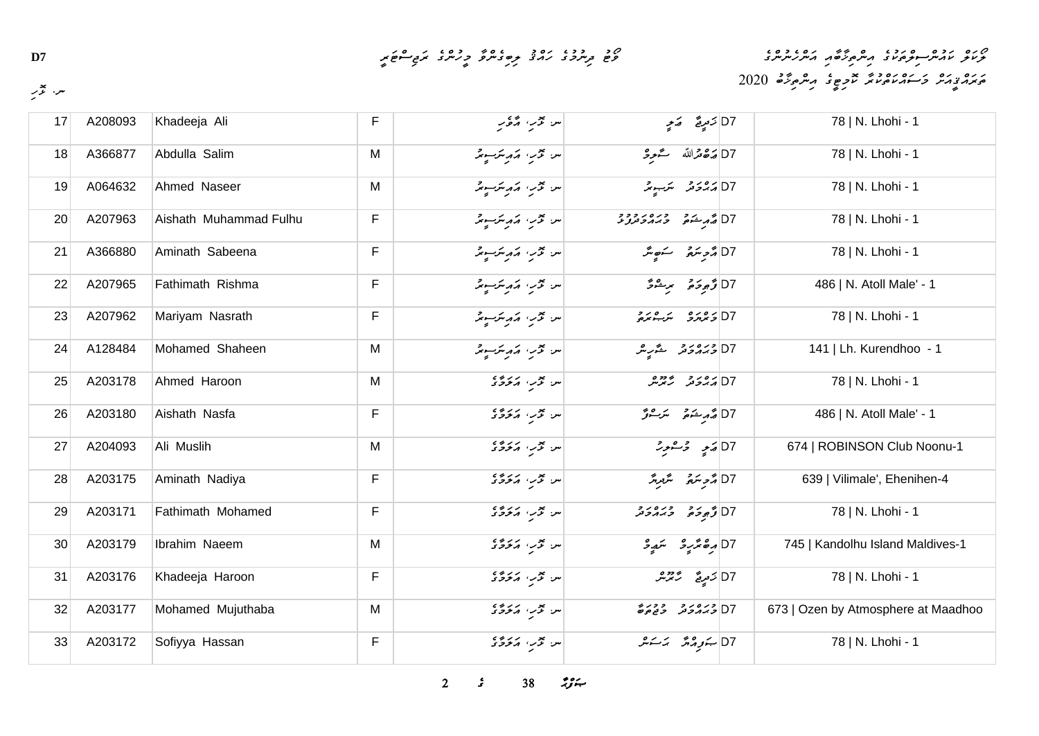| 17 | A208093 | Khadeeja Ali | F | س. ލޮހި، އާޒާރު | D7 ޚަދީޖާ ޢަލީ | 78 \| N. Lhohi - 1 |
|---|---|---|---|---|---|---|
| 18 | A366877 | Abdulla Salim | M | س. ލޮހި، އައިނަސީމާ | D7 އަބްދުﷲ ސާލިމް | 78 \| N. Lhohi - 1 |
| 19 | A064632 | Ahmed Naseer | M | س. ލޮހި، އައިނަސީމާ | D7 އަހްމަދު ނަސީރު | 78 \| N. Lhohi - 1 |
| 20 | A207963 | Aishath Muhammad Fulhu | F | س. ލޮހި، އައިނަސީމާ | D7 އާއިޝަތު މުޙައްމަދުފުޅު | 78 \| N. Lhohi - 1 |
| 21 | A366880 | Aminath Sabeena | F | س. ލޮހި، އައިނަސީމާ | D7 އާމިނަތު ސަބީނާ | 78 \| N. Lhohi - 1 |
| 22 | A207965 | Fathimath Rishma | F | س. ލޮހި، އައިނަސީމާ | D7 ފާތިމަތު ރިޝްމާ | 486 \| N. Atoll Male' - 1 |
| 23 | A207962 | Mariyam Nasrath | F | س. ލޮހި، އައިނަސީމާ | D7 މަރިޔަމް ނަސްރަތު | 78 \| N. Lhohi - 1 |
| 24 | A128484 | Mohamed Shaheen | M | س. ލޮހި، އައިނަސީމާ | D7 މުޙައްމަދު ޝާހީން | 141 \| Lh. Kurendhoo - 1 |
| 25 | A203178 | Ahmed Haroon | M | س. ލޮހި، އަވަދާގެ | D7 އަހްމަދު ހާރޫން | 78 \| N. Lhohi - 1 |
| 26 | A203180 | Aishath Nasfa | F | س. ލޮހި، އަވަދާގެ | D7 އާއިޝަތު ނަސްފާ | 486 \| N. Atoll Male' - 1 |
| 27 | A204093 | Ali Muslih | M | س. ލޮހި، އަވަދާގެ | D7 ޢަލީ މުސްލިޙް | 674 \| ROBINSON Club Noonu-1 |
| 28 | A203175 | Aminath Nadiya | F | س. ލޮހި، އަވަދާގެ | D7 އާމިނަތު ނާދިޔާ | 639 \| Vilimale', Ehenihen-4 |
| 29 | A203171 | Fathimath Mohamed | F | س. ލޮހި، އަވަދާގެ | D7 ފާތިމަތު މުޙައްމަދު | 78 \| N. Lhohi - 1 |
| 30 | A203179 | Ibrahim Naeem | M | س. ލޮހި، އަވަދާގެ | D7 އިބްރާހީމް ނަޢީމް | 745 \| Kandolhu Island Maldives-1 |
| 31 | A203176 | Khadeeja Haroon | F | س. ލޮހި، އަވަދާގެ | D7 ޚަދީޖާ ހާރޫން | 78 \| N. Lhohi - 1 |
| 32 | A203177 | Mohamed Mujuthaba | M | س. ލޮހި، އަވަދާގެ | D7 މުޙައްމަދު މުޖުތަބާ | 673 \| Ozen by Atmosphere at Maadhoo |
| 33 | A203172 | Sofiyya Hassan | F | س. ލޮހި، އަވަދާގެ | D7 ސޯފިއްޔާ ހަސަން | 78 \| N. Lhohi - 1 |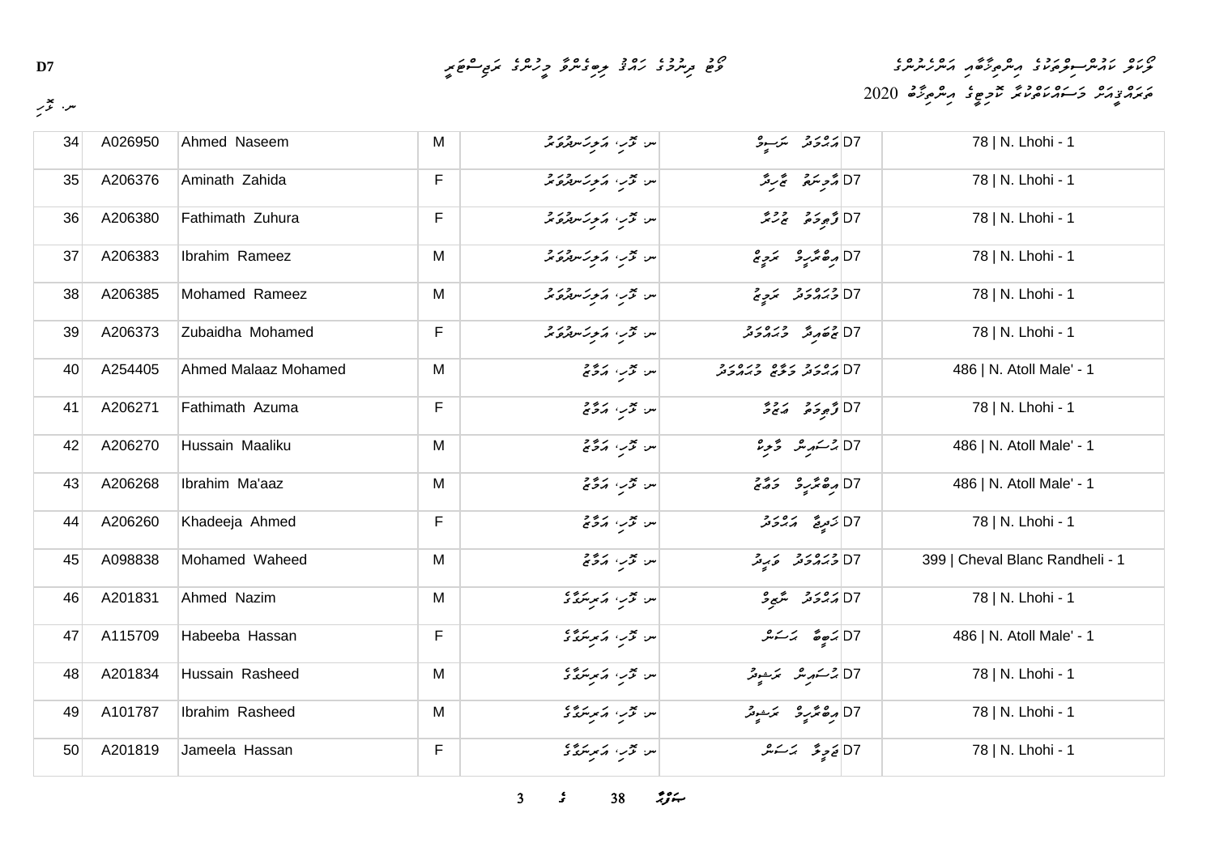| 34 | A026950 | Ahmed Naseem | M | س. ﷲَرِ، مَعِرَسِعْرَوَعْرُ | D7 مَرْدَوَتْرَ سَرَسِوْتَرَ | 78 \| N. Lhohi - 1 |
|---|---|---|---|---|---|---|
| 35 | A206376 | Aminath Zahida | F | س. ﷲَرِ، مَعِرَسِعْرَوَعْرُ | D7 مَّحِسَمْعُ تَجْرِمَّرَ | 78 \| N. Lhohi - 1 |
| 36 | A206380 | Fathimath Zuhura | F | س. ﷲَرِ، مَعِرَسِعْرَوَعْرُ | D7 وَّجِوَمْ جُرْحَمَ | 78 \| N. Lhohi - 1 |
| 37 | A206383 | Ibrahim Rameez | M | س. ﷲَرِ، مَعِرَسِعْرَوَعْرُ | D7 مِرْھَمَّرِدْ بَرَحِيْ | 78 \| N. Lhohi - 1 |
| 38 | A206385 | Mohamed Rameez | M | س. ﷲَرِ، مَعِرَسِعْرَوَعْرُ | D7 وَبَرْمَرَوْتَرَ بَرَحِيْ | 78 \| N. Lhohi - 1 |
| 39 | A206373 | Zubaidha Mohamed | F | س. ﷲَرِ، مَعِرَسِعْرَوَعْرُ | D7 تَجْحَمِيَّرَ وَبَرْمَرَوْتَرَ | 78 \| N. Lhohi - 1 |
| 40 | A254405 | Ahmed Malaaz Mohamed | M | س. ﷲَرِ، مَرَوَّجْ | D7 مَرْدَوَتْرَ وَتَوَّجْ وَبَرْمَرَوْتَرَ | 486 \| N. Atoll Male' - 1 |
| 41 | A206271 | Fathimath Azuma | F | س. ﷲَرِ، مَرَوَّجْ | D7 وَّجِوَمْ مَجْحَوَّ | 78 \| N. Lhohi - 1 |
| 42 | A206270 | Hussain Maaliku | M | س. ﷲَرِ، مَرَوَّجْ | D7 بْرُسَمْرِسْ وَّحِرِمْ | 486 \| N. Atoll Male' - 1 |
| 43 | A206268 | Ibrahim Ma'aaz | M | س. ﷲَرِ، مَرَوَّجْ | D7 مِرْھَمَّرِدْ وَمَّجْ | 486 \| N. Atoll Male' - 1 |
| 44 | A206260 | Khadeeja Ahmed | F | س. ﷲَرِ، مَرَوَّجْ | D7 زَمِرِجَّ مَرْدَوَتْرَ | 78 \| N. Lhohi - 1 |
| 45 | A098838 | Mohamed Waheed | M | س. ﷲَرِ، مَرَوَّجْ | D7 وَبَرْمَرَوْتَرَ وَبِرِتْرَ | 399 \| Cheval Blanc Randheli - 1 |
| 46 | A201831 | Ahmed Nazim | M | س. ﷲَرِ، مَمَرِسَرْدَّى | D7 مَرْدَوَتْرَ سَّمْبِوْ | 78 \| N. Lhohi - 1 |
| 47 | A115709 | Habeeba Hassan | F | س. ﷲَرِ، مَمَرِسَرْدَّى | D7 بَرِھِجَّ بَرْسَسْرَ | 486 \| N. Atoll Male' - 1 |
| 48 | A201834 | Hussain Rasheed | M | س. ﷲَرِ، مَمَرِسَرْدَّى | D7 بْرُسَمْرِسْ بَرَشِيْتَرَ | 78 \| N. Lhohi - 1 |
| 49 | A101787 | Ibrahim Rasheed | M | س. ﷲَرِ، مَمَرِسَرْدَّى | D7 مِرْھَمَّرِدْ بَرَشِيْتَرَ | 78 \| N. Lhohi - 1 |
| 50 | A201819 | Jameela Hassan | F | س. ﷲَرِ، مَمَرِسَرْدَّى | D7 قَحِرِجَّ بَرْسَسْرَ | 78 \| N. Lhohi - 1 |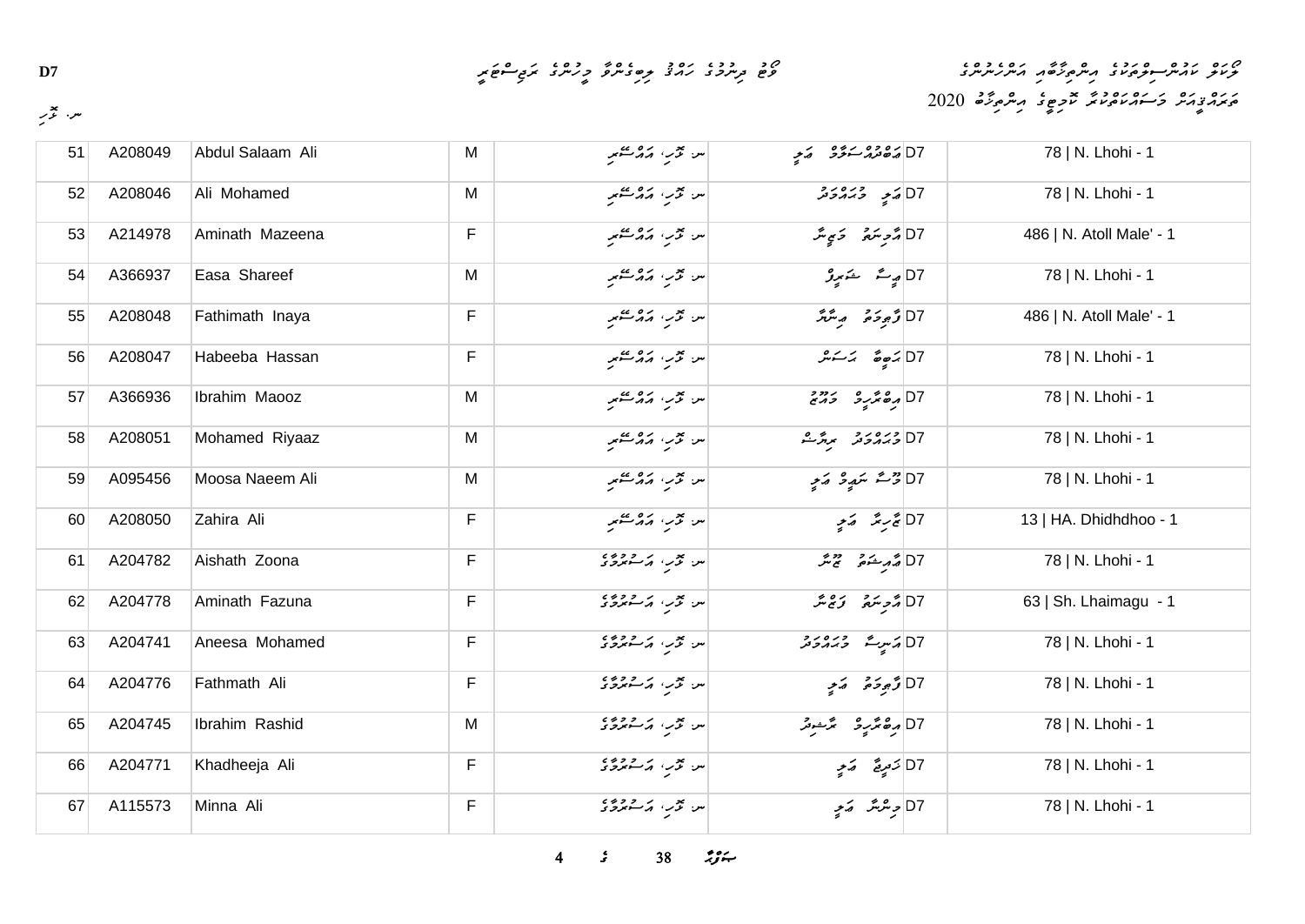ނ. ލޮހި

| 51 | A208049 | Abdul Salaam Ali | M | ނ. ލޮހި، އަޒުރޯޒް | D7 އަބްދުލްސަލާމް އަލީ | 78 \| N. Lhohi - 1 |
|---|---|---|---|---|---|---|
| 52 | A208046 | Ali Mohamed | M | ނ. ލޮހި، އަޒުރޯޒް | D7 އަލީ މުހައްމަދު | 78 \| N. Lhohi - 1 |
| 53 | A214978 | Aminath Mazeena | F | ނ. ލޮހި، އަޒުރޯޒް | D7 އާމިނަތު މަޒީނާ | 486 \| N. Atoll Male' - 1 |
| 54 | A366937 | Easa Shareef | M | ނ. ލޮހި، އަޒުރޯޒް | D7 ޢީސާ ޝަރީފު | 78 \| N. Lhohi - 1 |
| 55 | A208048 | Fathimath Inaya | F | ނ. ލޮހި، އަޒުރޯޒް | D7 ފާތިމަތު ޢިނާޔާ | 486 \| N. Atoll Male' - 1 |
| 56 | A208047 | Habeeba Hassan | F | ނ. ލޮހި، އަޒުރޯޒް | D7 ހަބީބާ ޙަސަން | 78 \| N. Lhohi - 1 |
| 57 | A366936 | Ibrahim Maooz | M | ނ. ލޮހި، އަޒުރޯޒް | D7 އިބްރާހީމް މަޢޫޒު | 78 \| N. Lhohi - 1 |
| 58 | A208051 | Mohamed Riyaaz | M | ނ. ލޮހި، އަޒުރޯޒް | D7 މުހައްމަދު ރިޔާޒް | 78 \| N. Lhohi - 1 |
| 59 | A095456 | Moosa Naeem Ali | M | ނ. ލޮހި، އަޒުރޯޒް | D7 މޫސާ ނަޢީމް އަލީ | 78 \| N. Lhohi - 1 |
| 60 | A208050 | Zahira Ali | F | ނ. ލޮހި، އަޒުރޯޒް | D7 ޒާހިރާ އަލީ | 13 \| HA. Dhidhdhoo - 1 |
| 61 | A204782 | Aishath Zoona | F | ނ. ލޮހި، އަސްޓްރޯވާ | D7 އާއިޝަތު ޒޫނާ | 78 \| N. Lhohi - 1 |
| 62 | A204778 | Aminath Fazuna | F | ނ. ލޮހި، އަސްޓްރޯވާ | D7 އާމިނަތު ފަޒުނާ | 63 \| Sh. Lhaimagu - 1 |
| 63 | A204741 | Aneesa Mohamed | F | ނ. ލޮހި، އަސްޓްރޯވާ | D7 އަނީސާ މުހައްމަދު | 78 \| N. Lhohi - 1 |
| 64 | A204776 | Fathmath Ali | F | ނ. ލޮހި، އަސްޓްރޯވާ | D7 ފާތިމަތު އަލީ | 78 \| N. Lhohi - 1 |
| 65 | A204745 | Ibrahim Rashid | M | ނ. ލޮހި، އަސްޓްރޯވާ | D7 އިބްރާހީމް ރާޝިދު | 78 \| N. Lhohi - 1 |
| 66 | A204771 | Khadheeja Ali | F | ނ. ލޮހި، އަސްޓްރޯވާ | D7 ޚަދީޖާ އަލީ | 78 \| N. Lhohi - 1 |
| 67 | A115573 | Minna Ali | F | ނ. ލޮހި، އަސްޓްރޯވާ | D7 މިންނާ އަލީ | 78 \| N. Lhohi - 1 |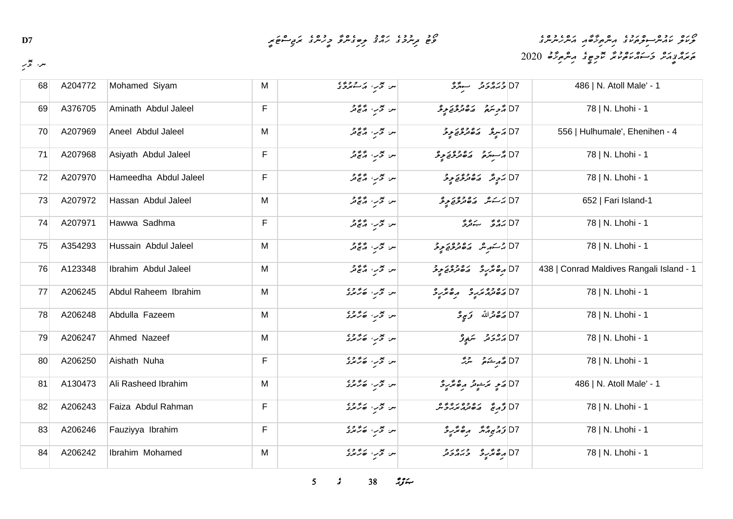| 68 | A204772 | Mohamed Siyam | M | س. ލޯހި، ޖަސްމީނާގެ | D7 ޤިޔަމަރު ސިޔާމް | 486 \| N. Atoll Male' - 1 |
|---|---|---|---|---|---|---|
| 69 | A376705 | Aminath Abdul Jaleel | F | س. ލޯހި، އާޖާދު | D7 އާމިނަތު އަބްދުލްޖަލީލް | 78 \| N. Lhohi - 1 |
| 70 | A207969 | Aneel Abdul Jaleel | M | س. ލޯހި، އާޖާދު | D7 އަނީލް އަބްދުލްޖަލީލް | 556 \| Hulhumale', Ehenihen - 4 |
| 71 | A207968 | Asiyath Abdul Jaleel | F | س. ލޯހި، އާޖާދު | D7 އާސިޔަތު އަބްދުލްޖަލީލް | 78 \| N. Lhohi - 1 |
| 72 | A207970 | Hameedha Abdul Jaleel | F | س. ލޯހި، އާޖާދު | D7 ހަމީދާ އަބްދުލްޖަލީލް | 78 \| N. Lhohi - 1 |
| 73 | A207972 | Hassan Abdul Jaleel | M | س. ލޯހި، އާޖާދު | D7 ހަސަން އަބްދުލްޖަލީލް | 652 \| Fari Island-1 |
| 74 | A207971 | Hawwa Sadhma | F | س. ލޯހި، އާޖާދު | D7 ހައްވާ ސަދުމާ | 78 \| N. Lhohi - 1 |
| 75 | A354293 | Hussain Abdul Jaleel | M | س. ލޯހި، އާޖާދު | D7 ހުސައިން އަބްދުލްޖަލީލް | 78 \| N. Lhohi - 1 |
| 76 | A123348 | Ibrahim Abdul Jaleel | M | س. ލޯހި، އާޖާދު | D7 އިބްރާހީމް އަބްދުލްޖަލީލް | 438 \| Conrad Maldives Rangali Island - 1 |
| 77 | A206245 | Abdul Raheem Ibrahim | M | س. ލޯހި، ބަހާރުގެ | D7 އަބްދުއްރަހީމް އިބްރާހީމް | 78 \| N. Lhohi - 1 |
| 78 | A206248 | Abdulla Fazeem | M | س. ލޯހި، ބަހާރުގެ | D7 އަބްދުﷲ ފަޒީމް | 78 \| N. Lhohi - 1 |
| 79 | A206247 | Ahmed Nazeef | M | س. ލޯހި، ބަހާރުގެ | D7 އަހްމަދު ނަޒީފް | 78 \| N. Lhohi - 1 |
| 80 | A206250 | Aishath Nuha | F | س. ލޯހި، ބަހާރުގެ | D7 އާއިޝަތު ނުހާ | 78 \| N. Lhohi - 1 |
| 81 | A130473 | Ali Rasheed Ibrahim | M | س. ލޯހި، ބަހާރުގެ | D7 އަލީ ރަޝީދު އިބްރާހީމް | 486 \| N. Atoll Male' - 1 |
| 82 | A206243 | Faiza Abdul Rahman | F | س. ލޯހި، ބަހާރުގެ | D7 ފާއިޒާ އަބްދުއްރަޙްމާން | 78 \| N. Lhohi - 1 |
| 83 | A206246 | Fauziyya Ibrahim | F | س. ލޯހި، ބަހާރުގެ | D7 ފައުޒިއްޔާ އިބްރާހީމް | 78 \| N. Lhohi - 1 |
| 84 | A206242 | Ibrahim Mohamed | M | س. ލޯހި، ބަހާރުގެ | D7 އިބްރާހީމް މުޙައްމަދު | 78 \| N. Lhohi - 1 |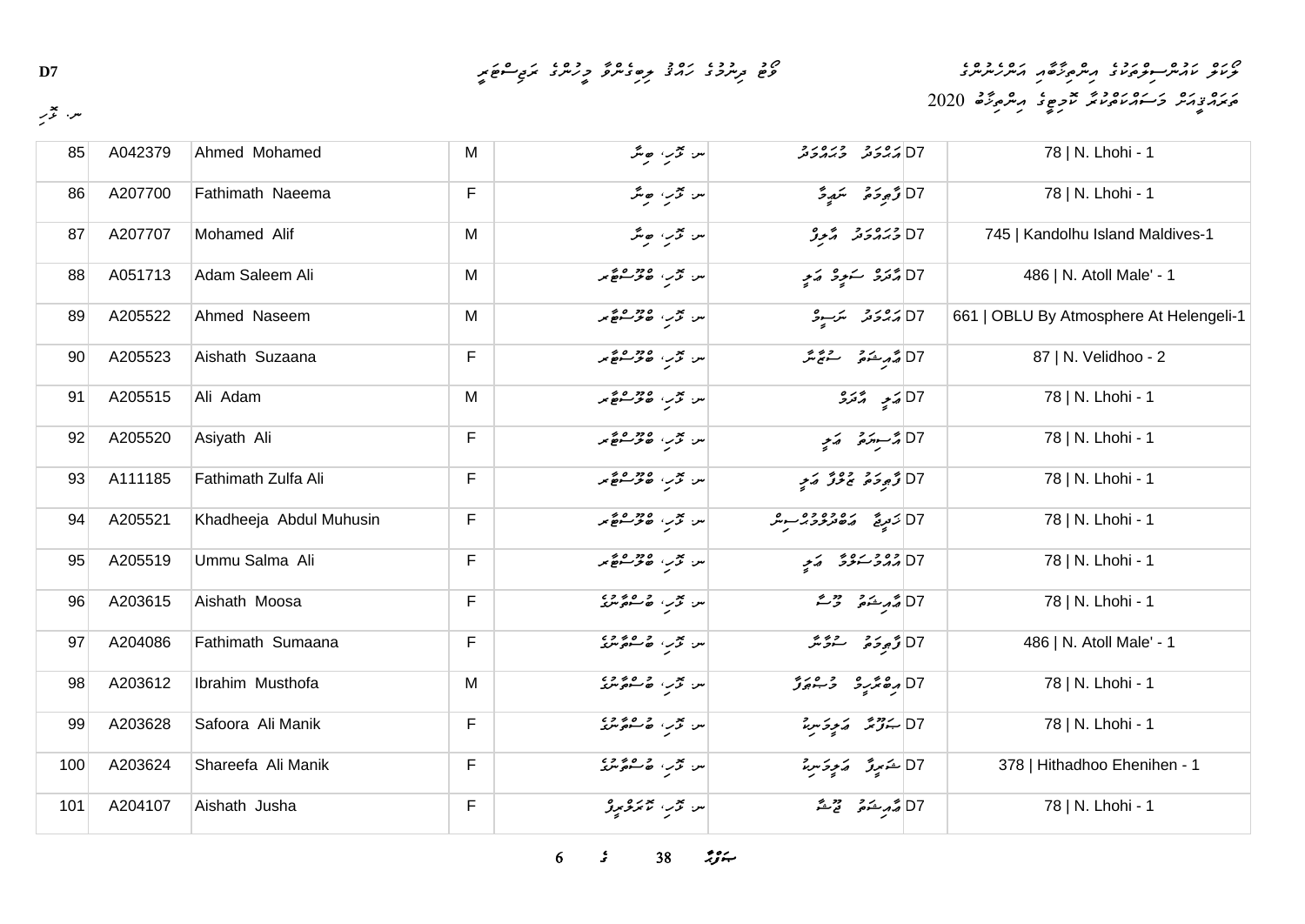| 85 | A042379 | Ahmed Mohamed | M | س. ڦُرِ، ڇِتَرُ | D7 اَحْمَدُ مُحَمَّدُ | 78 \| N. Lhohi - 1 |
|---|---|---|---|---|---|---|
| 86 | A207700 | Fathimath Naeema | F | س. ڦُرِ، ڇِتَرُ | D7 ڤَاطِمَةُ نَعِيمَا | 78 \| N. Lhohi - 1 |
| 87 | A207707 | Mohamed Alif | M | س. ڦُرِ، ڇِتَرُ | D7 مُحَمَّدُ اَلِفُ | 745 \| Kandolhu Island Maldives-1 |
| 88 | A051713 | Adam Saleem Ali | M | س. ڦُرِ، ڇُوڙُسْتُوَرُ | D7 آدَمُ سَلِيمُ عَلِي | 486 \| N. Atoll Male' - 1 |
| 89 | A205522 | Ahmed Naseem | M | س. ڦُرِ، ڇُوڙُسْتُوَرُ | D7 اَحْمَدُ نَسِيمُ | 661 \| OBLU By Atmosphere At Helengeli-1 |
| 90 | A205523 | Aishath Suzaana | F | س. ڦُرِ، ڇُوڙُسْتُوَرُ | D7 عَائِشَةُ سُزَانَا | 87 \| N. Velidhoo - 2 |
| 91 | A205515 | Ali Adam | M | س. ڦُرِ، ڇُوڙُسْتُوَرُ | D7 عَلِي آدَمُ | 78 \| N. Lhohi - 1 |
| 92 | A205520 | Asiyath Ali | F | س. ڦُرِ، ڇُوڙُسْتُوَرُ | D7 آسِيَةُ عَلِي | 78 \| N. Lhohi - 1 |
| 93 | A111185 | Fathimath Zulfa Ali | F | س. ڦُرِ، ڇُوڙُسْتُوَرُ | D7 ڤَاطِمَةُ زُلْفَا عَلِي | 78 \| N. Lhohi - 1 |
| 94 | A205521 | Khadheeja Abdul Muhusin | F | س. ڦُرِ، ڇُوڙُسْتُوَرُ | D7 خَدِيجَا عَبْدُالْمُحْسِنْ | 78 \| N. Lhohi - 1 |
| 95 | A205519 | Ummu Salma Ali | F | س. ڦُرِ، ڇُوڙُسْتُوَرُ | D7 اُمُّ سَلْمَا عَلِي | 78 \| N. Lhohi - 1 |
| 96 | A203615 | Aishath Moosa | F | س. ڦُرِ، ڇُسْتُوَسْرُ | D7 عَائِشَةُ مُوسَى | 78 \| N. Lhohi - 1 |
| 97 | A204086 | Fathimath Sumaana | F | س. ڦُرِ، ڇُسْتُوَسْرُ | D7 ڤَاطِمَةُ سُمَانَا | 486 \| N. Atoll Male' - 1 |
| 98 | A203612 | Ibrahim Musthofa | M | س. ڦُرِ، ڇُسْتُوَسْرُ | D7 اِبْرَاهِيمُ مُسْتَفَا | 78 \| N. Lhohi - 1 |
| 99 | A203628 | Safoora Ali Manik | F | س. ڦُرِ، ڇُسْتُوَسْرُ | D7 صَفُورَا عَلِي مَانِكُ | 78 \| N. Lhohi - 1 |
| 100 | A203624 | Shareefa Ali Manik | F | س. ڦُرِ، ڇُسْتُوَسْرُ | D7 شَرِيفَا عَلِي مَانِكُ | 378 \| Hithadhoo Ehenihen - 1 |
| 101 | A204107 | Aishath Jusha | F | س. ڦُرِ، ٽُمَرُوْرِوْ | D7 عَائِشَةُ جُشَا | 78 \| N. Lhohi - 1 |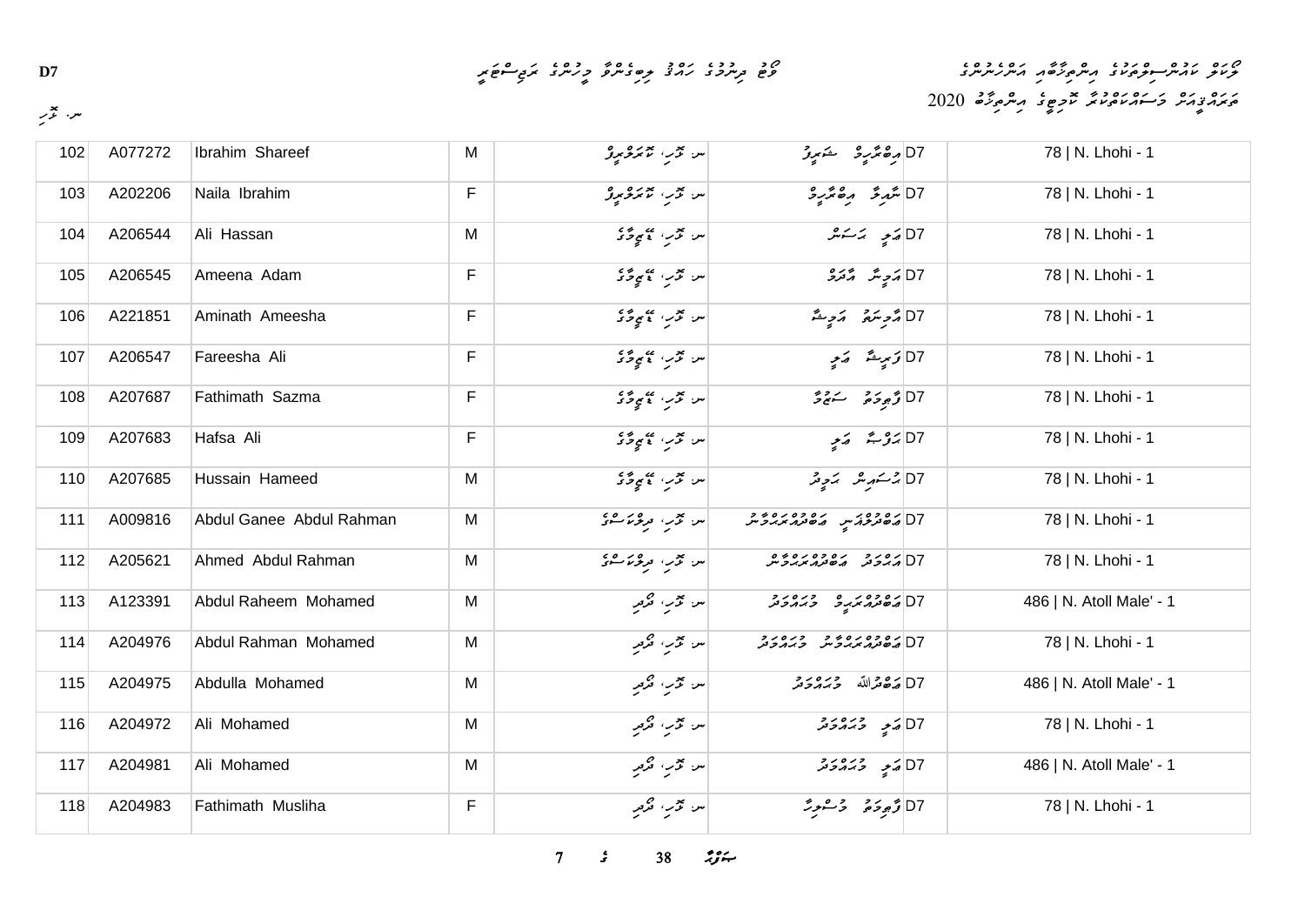| 102 | A077272 | Ibrahim Shareef | M | س. ݧެޓޯ، ޓޮރަލްބިލް | ރިބްރާހިމް ޝަރީފް D7 | 78 \| N. Lhohi - 1 |
|---|---|---|---|---|---|---|
| 103 | A202206 | Naila Ibrahim | F | س. ތޯރ، ޓޮރަލްބިލް | ނާއިލާ އިބްރާހިމް D7 | 78 \| N. Lhohi - 1 |
| 104 | A206544 | Ali Hassan | M | س. ތޯރ، ޓޮޕީވާގާ | އަލި ހަސަން D7 | 78 \| N. Lhohi - 1 |
| 105 | A206545 | Ameena Adam | F | س. ތޯރ، ޓޮޕީވާގާ | އަމީނާ އާދަމް D7 | 78 \| N. Lhohi - 1 |
| 106 | A221851 | Aminath Ameesha | F | س. ތޯރ، ޓޮޕީވާގާ | އާމިނަތު އަމީޝާ D7 | 78 \| N. Lhohi - 1 |
| 107 | A206547 | Fareesha Ali | F | س. ތޯރ، ޓޮޕީވާގާ | ފަރީޝާ އަލި D7 | 78 \| N. Lhohi - 1 |
| 108 | A207687 | Fathimath Sazma | F | س. ތޯރ، ޓޮޕީވާގާ | ފާތިމަތު ސަޒްމާ D7 | 78 \| N. Lhohi - 1 |
| 109 | A207683 | Hafsa Ali | F | س. ތޯރ، ޓޮޕީވާގާ | ހަފްސާ އަލި D7 | 78 \| N. Lhohi - 1 |
| 110 | A207685 | Hussain Hameed | M | س. ތޯރ، ޓޮޕީވާގާ | ހުސައިން ހަމީދު D7 | 78 \| N. Lhohi - 1 |
| 111 | A009816 | Abdul Ganee Abdul Rahman | M | س. ތޯރ، ދިލްޝާސްގެ | އަބްދުލްޣަނީ އަބްދުއްރަޙްމާން D7 | 78 \| N. Lhohi - 1 |
| 112 | A205621 | Ahmed Abdul Rahman | M | س. ތޯރ، ދިލްޝާސްގެ | އަޙްމަދު އަބްދުއްރަޙްމާން D7 | 78 \| N. Lhohi - 1 |
| 113 | A123391 | Abdul Raheem Mohamed | M | س. ތޯރ، ތޮއްޔާ | އަބްދުއްރަޙީމް މުޙައްމަދު D7 | 486 \| N. Atoll Male' - 1 |
| 114 | A204976 | Abdul Rahman Mohamed | M | س. ތޯރ، ތޮއްޔާ | އަބްދުއްރަޙްމާން މުޙައްމަދު D7 | 78 \| N. Lhohi - 1 |
| 115 | A204975 | Abdulla Mohamed | M | س. ތޯރ، ތޮއްޔާ | އަބްދުﷲ މުޙައްމަދު D7 | 486 \| N. Atoll Male' - 1 |
| 116 | A204972 | Ali Mohamed | M | س. ތޯރ، ތޮއްޔާ | އަލި މުޙައްމަދު D7 | 78 \| N. Lhohi - 1 |
| 117 | A204981 | Ali Mohamed | M | س. ތޯރ، ތޮއްޔާ | އަލި މުޙައްމަދު D7 | 486 \| N. Atoll Male' - 1 |
| 118 | A204983 | Fathimath Musliha | F | س. ތޯރ، ތޮއްޔާ | ފާތިމަތު މުސްލިހާ D7 | 78 \| N. Lhohi - 1 |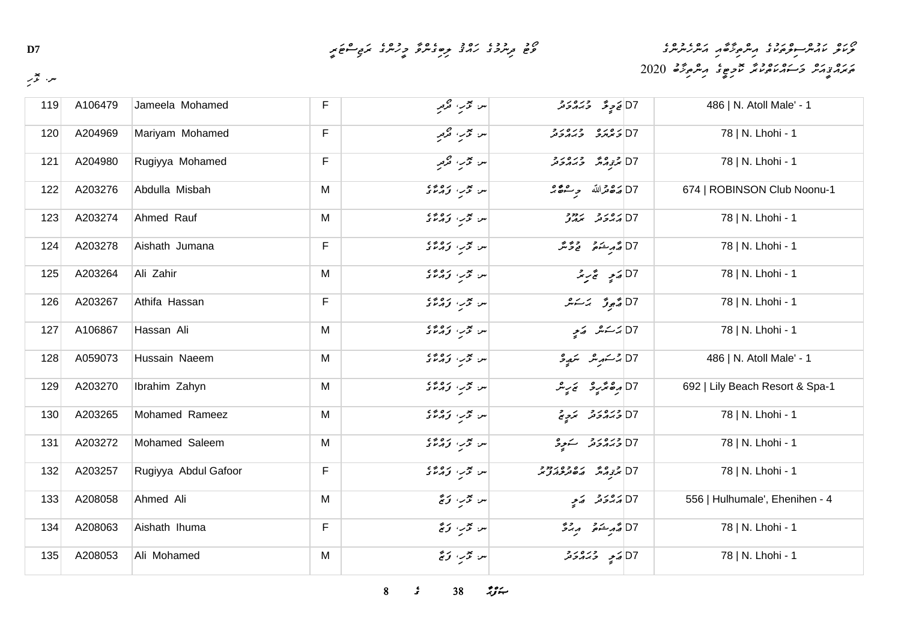| 119 | A106479 | Jameela Mohamed | F | س. ނޯލް، ވާއިރު | D7 ޖަމީލާ މުޙައްމަދު | 486 \| N. Atoll Male' - 1 |
|---|---|---|---|---|---|---|
| 120 | A204969 | Mariyam Mohamed | F | س. ނޯލް، ވާއިރު | D7 މަރިޔަމް މުޙައްމަދު | 78 \| N. Lhohi - 1 |
| 121 | A204980 | Rugiyya Mohamed | F | س. ނޯލް، ވާއިރު | D7 ރުގިއްޔާ މުޙައްމަދު | 78 \| N. Lhohi - 1 |
| 122 | A203276 | Abdulla Misbah | M | س. ނޯލް، ފަތުރާގެ | D7 އަބްދުﷲ މިސްބާހު | 674 \| ROBINSON Club Noonu-1 |
| 123 | A203274 | Ahmed Rauf | M | س. ނޯލް، ފަތުރާގެ | D7 އަޙްމަދު ރައޫފް | 78 \| N. Lhohi - 1 |
| 124 | A203278 | Aishath Jumana | F | س. ނޯލް، ފަތުރާގެ | D7 އާއިޝަތު ޖުމާނާ | 78 \| N. Lhohi - 1 |
| 125 | A203264 | Ali Zahir | M | س. ނޯލް، ފަތުރާގެ | D7 އަލި ޒާހިރު | 78 \| N. Lhohi - 1 |
| 126 | A203267 | Athifa Hassan | F | س. ނޯލް، ފަތުރާގެ | D7 އާތިފާ ޙަސަން | 78 \| N. Lhohi - 1 |
| 127 | A106867 | Hassan Ali | M | س. ނޯލް، ފަތުރާގެ | D7 ޙަސަން އަލި | 78 \| N. Lhohi - 1 |
| 128 | A059073 | Hussain Naeem | M | س. ނޯލް، ފަތުރާގެ | D7 ޙުސައިން ނައީމް | 486 \| N. Atoll Male' - 1 |
| 129 | A203270 | Ibrahim Zahyn | M | س. ނޯލް، ފަތުރާގެ | D7 އިބްރާހީމް ޒަހިން | 692 \| Lily Beach Resort & Spa-1 |
| 130 | A203265 | Mohamed Rameez | M | س. ނޯލް، ފަތުރާގެ | D7 މުޙައްމަދު ރަމީޒް | 78 \| N. Lhohi - 1 |
| 131 | A203272 | Mohamed Saleem | M | س. ނޯލް، ފަތުރާގެ | D7 މުޙައްމަދު ސަލީމް | 78 \| N. Lhohi - 1 |
| 132 | A203257 | Rugiyya Abdul Gafoor | F | س. ނޯލް، ފަތުރާގެ | D7 ރުގިއްޔާ އަބްދުލްޣަފޫރު | 78 \| N. Lhohi - 1 |
| 133 | A208058 | Ahmed Ali | M | س. ނޯލް، ފަޖް | D7 އަޙްމަދު އަލި | 556 \| Hulhumale', Ehenihen - 4 |
| 134 | A208063 | Aishath Ihuma | F | س. ނޯލް، ފަޖް | D7 އާއިޝަތު އިހުމާ | 78 \| N. Lhohi - 1 |
| 135 | A208053 | Ali Mohamed | M | س. ނޯލް، ފަޖް | D7 އަލި މުޙައްމަދު | 78 \| N. Lhohi - 1 |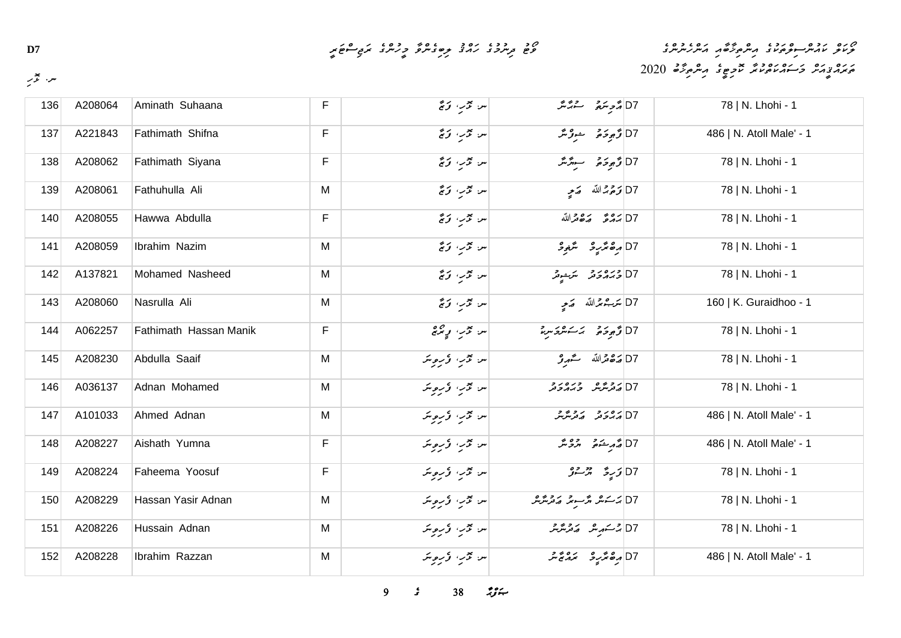| 136 | A208064 | Aminath Suhaana | F | س. ݴو، وَيَ | D7 مُحِسَمُ سُمَّنَر | 78 \| N. Lhohi - 1 |
|---|---|---|---|---|---|---|
| 137 | A221843 | Fathimath Shifna | F | س. ݴو، وَيَ | D7 وَّجِوَمُ شِوَّسَرَ | 486 \| N. Atoll Male' - 1 |
| 138 | A208062 | Fathimath Siyana | F | س. ݴو، وَيَ | D7 وَّجِوَمُ سِبَرَسَر | 78 \| N. Lhohi - 1 |
| 139 | A208061 | Fathuhulla Ali | M | س. ݴو، وَيَ | D7 وَمُحْرِ اللّٰه مَعِ | 78 \| N. Lhohi - 1 |
| 140 | A208055 | Hawwa Abdulla | F | س. ݴو، وَيَ | D7 بَرْهُوَ مَرْهُ قَرَ اللّٰه | 78 \| N. Lhohi - 1 |
| 141 | A208059 | Ibrahim Nazim | M | س. ݴو، وَيَ | D7 مِرْهُ مَّرِوْ سَمَّعِوْ | 78 \| N. Lhohi - 1 |
| 142 | A137821 | Mohamed Nasheed | M | س. ݴو، وَيَ | D7 وَبَرُوْدَتَرْ سَرَشِيْتَرْ | 78 \| N. Lhohi - 1 |
| 143 | A208060 | Nasrulla Ali | M | س. ݴو، وَيَ | D7 سَرَبْرُ اللّٰه مَعِ | 160 \| K. Guraidhoo - 1 |
| 144 | A062257 | Fathimath Hassan Manik | F | س. ݴو، وِيْتَرَ | D7 وَّجِوَمُ بَرَسَدْرَدَسِرِيْ | 78 \| N. Lhohi - 1 |
| 145 | A208230 | Abdulla Saaif | M | س. ݴو، وَرِوِيْتَرَ | D7 مَرْهُ قَرَ اللّٰه سَمَّرِوْ | 78 \| N. Lhohi - 1 |
| 146 | A036137 | Adnan Mohamed | M | س. ݴو، وَرِوِيْتَرَ | D7 مَرْتَرْسَرْ وَبَرُوْدَتَرْ | 78 \| N. Lhohi - 1 |
| 147 | A101033 | Ahmed Adnan | M | س. ݴو، وَرِوِيْتَرَ | D7 مَرْوَدَتَرْ مَرْتَرْسَرْ | 486 \| N. Atoll Male' - 1 |
| 148 | A208227 | Aishath Yumna | F | س. ݴو، وَرِوِيْتَرَ | D7 مَّرِشَمُ مَرْوْسَرَ | 486 \| N. Atoll Male' - 1 |
| 149 | A208224 | Faheema Yoosuf | F | س. ݴو، وَرِوِيْتَرَ | D7 وَرِيْدَ مَرْسُوْ | 78 \| N. Lhohi - 1 |
| 150 | A208229 | Hassan Yasir Adnan | M | س. ݴو، وَرِوِيْتَرَ | D7 بَرَسَرْ مَّرْسِرْ مَرْتَرْسَرْ | 78 \| N. Lhohi - 1 |
| 151 | A208226 | Hussain Adnan | M | س. ݴو، وَرِوِيْتَرَ | D7 بُرْسَمِرِسْ مَرْتَرْسَرْ | 78 \| N. Lhohi - 1 |
| 152 | A208228 | Ibrahim Razzan | M | س. ݴو، وَرِوِيْتَرَ | D7 مِرْهُ مَّرِوْ بَرَمْرُجَ سَرْ | 486 \| N. Atoll Male' - 1 |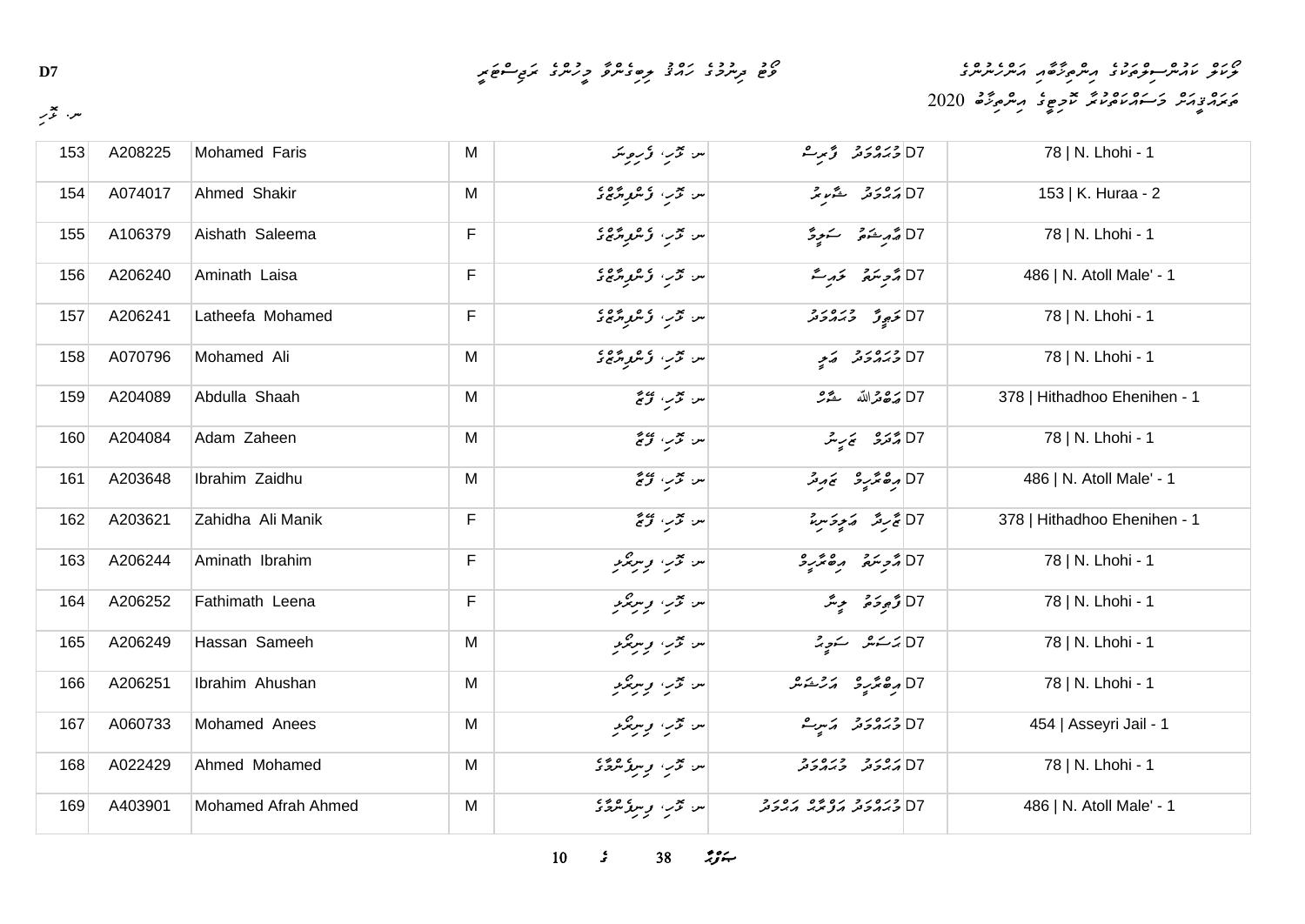| 153 | A208225 | Mohamed Faris | M | س. ݪޮހި، ފެހިވިނަ | D7 ޝަމްދަދުސް ޤާރިސް | 78 \| N. Lhohi - 1 |
|---|---|---|---|---|---|---|
| 154 | A074017 | Ahmed Shakir | M | س. ޓޮރ، ޤުތުރޫއާ | D7 އަޙްމަދު ޝާކިރު | 153 \| K. Huraa - 2 |
| 155 | A106379 | Aishath Saleema | F | س. ޓޮރ، ޤުތުރޫއާ | D7 އައިޝަތު ސަލީމާ | 78 \| N. Lhohi - 1 |
| 156 | A206240 | Aminath Laisa | F | س. ޓޮރ، ޤުތުރޫއާ | D7 އާމިނަތު ލައިސާ | 486 \| N. Atoll Male' - 1 |
| 157 | A206241 | Latheefa Mohamed | F | س. ޓޮރ، ޤުތުރޫއާ | D7 ލަޠީފާ މުޙައްމަދު | 78 \| N. Lhohi - 1 |
| 158 | A070796 | Mohamed Ali | M | س. ޓޮރ، ޤުތުރޫއާ | D7 މުޙައްމަދު އަލި | 78 \| N. Lhohi - 1 |
| 159 | A204089 | Abdulla Shaah | M | س. ޓޮރ، ވާޖ | D7 އަބްދުﷲ ޝާހް | 378 \| Hithadhoo Ehenihen - 1 |
| 160 | A204084 | Adam Zaheen | M | س. ޓޮރ، ވާޖ | D7 އާދަމް ޒަހީން | 78 \| N. Lhohi - 1 |
| 161 | A203648 | Ibrahim Zaidhu | M | س. ޓޮރ، ވާޖ | D7 އިބްރާހީމް ޒައިދު | 486 \| N. Atoll Male' - 1 |
| 162 | A203621 | Zahidha Ali Manik | F | س. ޓޮރ، ވާޖ | D7 ޒާހިދާ އަލިމަނިކު | 378 \| Hithadhoo Ehenihen - 1 |
| 163 | A206244 | Aminath Ibrahim | F | س. ޓޮރ، ވިނިލާ | D7 އާމިނަތު އިބްރާހީމް | 78 \| N. Lhohi - 1 |
| 164 | A206252 | Fathimath Leena | F | س. ޓޮރ، ވިނިލާ | D7 ފާތިމަތު ލީނާ | 78 \| N. Lhohi - 1 |
| 165 | A206249 | Hassan Sameeh | M | س. ޓޮރ، ވިނިލާ | D7 ޙަސަން ސަމީޙް | 78 \| N. Lhohi - 1 |
| 166 | A206251 | Ibrahim Ahushan | M | س. ޓޮރ، ވިނިލާ | D7 އިބްރާހީމް އަހުޝަން | 78 \| N. Lhohi - 1 |
| 167 | A060733 | Mohamed Anees | M | س. ޓޮރ، ވިނިލާ | D7 މުޙައްމަދު އަނީސް | 454 \| Asseyri Jail - 1 |
| 168 | A022429 | Ahmed Mohamed | M | س. ޓޮރ، ވިނިލާގެ | D7 އަޙްމަދު މުޙައްމަދު | 78 \| N. Lhohi - 1 |
| 169 | A403901 | Mohamed Afrah Ahmed | M | س. ޓޮރ، ވިނިލާގެ | D7 މުޙައްމަދު އަފްރާހް އަޙްމަދު | 486 \| N. Atoll Male' - 1 |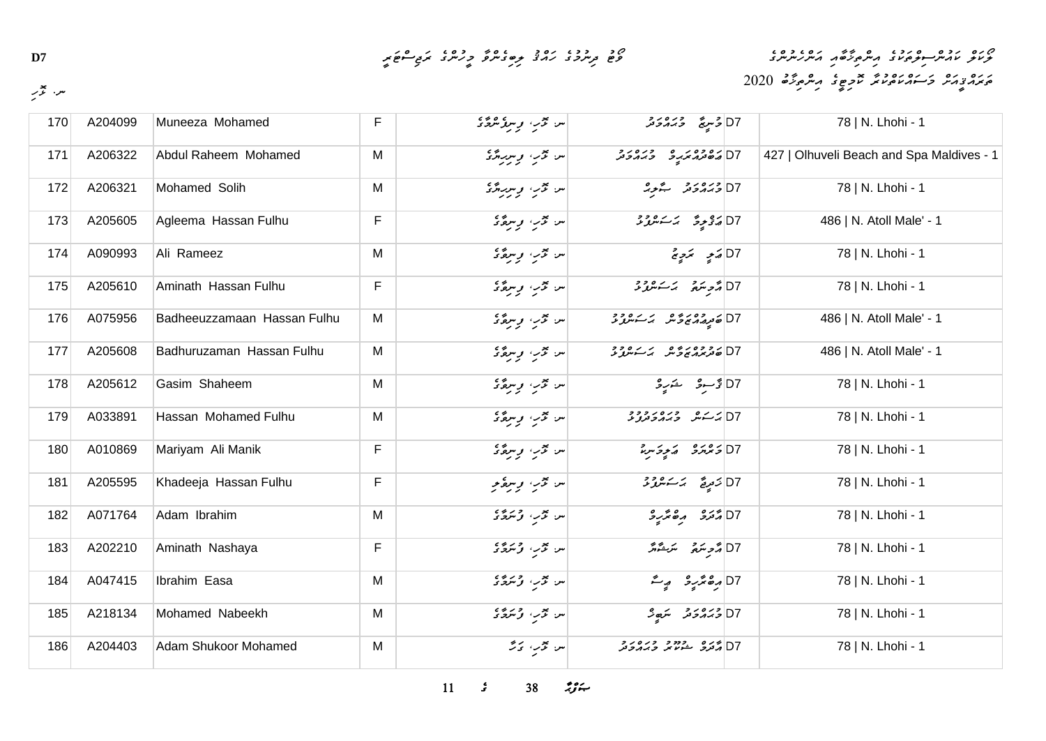| 170 | A204099 | Muneeza Mohamed | F | س. ٽٽرِ، وِسِرَ شَرْدَّى | D7 دُسِيَّ دَبَرْدَدَ | 78 \| N. Lhohi - 1 |
|---|---|---|---|---|---|---|
| 171 | A206322 | Abdul Raheem Mohamed | M | س. ٽٽرِ، وِسِرِ رُرَّى | D7 مَصْرَدْ بَرَبِرْدْ وَبَرْدَدَتْ | 427 \| Olhuveli Beach and Spa Maldives - 1 |
| 172 | A206321 | Mohamed Solih | M | س. ٽٽرِ، وِسِرِ رُرَّى | D7 وَبَرْدَدَتْ سِجَوِرْ | 78 \| N. Lhohi - 1 |
| 173 | A205605 | Agleema Hassan Fulhu | F | س. ٽٽرِ، وِسِرُوَّى | D7 مَدْوِرَّ بَرَسَسْرُوْ | 486 \| N. Atoll Male' - 1 |
| 174 | A090993 | Ali Rameez | M | س. ٽٽرِ، وِسِرُوَّى | D7 مَرِ بَرَدِيْ | 78 \| N. Lhohi - 1 |
| 175 | A205610 | Aminath Hassan Fulhu | F | س. ٽٽرِ، وِسِرُوَّى | D7 مُرْمِسَرْ بَرَسَسْرُوْ | 78 \| N. Lhohi - 1 |
| 176 | A075956 | Badheeuzzamaan Hassan Fulhu | M | س. ٽٽرِ، وِسِرُوَّى | D7 صَبِرْمُرَبَّرْ بَرَسَسْرُوْ | 486 \| N. Atoll Male' - 1 |
| 177 | A205608 | Badhuruzaman Hassan Fulhu | M | س. ٽٽرِ، وِسِرُوَّى | D7 صَتْرُرْبَرَّسْ بَرَسَسْرُوْ | 486 \| N. Atoll Male' - 1 |
| 178 | A205612 | Gasim Shaheem | M | س. ٽٽرِ، وِسِرُوَّى | D7 تَحْسِرْ شَرِيْ | 78 \| N. Lhohi - 1 |
| 179 | A033891 | Hassan Mohamed Fulhu | M | س. ٽٽرِ، وِسِرُوَّى | D7 بَرَسَسْ وَبَرْدَدَتْرُوْ | 78 \| N. Lhohi - 1 |
| 180 | A010869 | Mariyam Ali Manik | F | س. ٽٽرِ، وِسِرُوَّى | D7 وَبُرْدَ مَرِوَسِرْ | 78 \| N. Lhohi - 1 |
| 181 | A205595 | Khadeeja Hassan Fulhu | F | س. ٽٽرِ، وِسِرُوِ | D7 زَمِرِجَ بَرَسَسْرُوْ | 78 \| N. Lhohi - 1 |
| 182 | A071764 | Adam Ibrahim | M | س. ٽٽرِ، وُسَرَدَّى | D7 مُرَدْ مِرْصُرِدْ | 78 \| N. Lhohi - 1 |
| 183 | A202210 | Aminath Nashaya | F | س. ٽٽرِ، وُسَرَدَّى | D7 مُرْمِسَرْ سَرَشُمَّ | 78 \| N. Lhohi - 1 |
| 184 | A047415 | Ibrahim Easa | M | س. ٽٽرِ، وُسَرَدَّى | D7 مِرْصُرِدْ مِرِسُّ | 78 \| N. Lhohi - 1 |
| 185 | A218134 | Mohamed Nabeekh | M | س. ٽٽرِ، وُسَرَدَّى | D7 وَبَرْدَدَتْ سَرَصِرْ | 78 \| N. Lhohi - 1 |
| 186 | A204403 | Adam Shukoor Mohamed | M | س. ٽٽرِ، دَرٌ | D7 مُرَدْ شُرْمُرْ وَبَرْدَدَتْ | 78 \| N. Lhohi - 1 |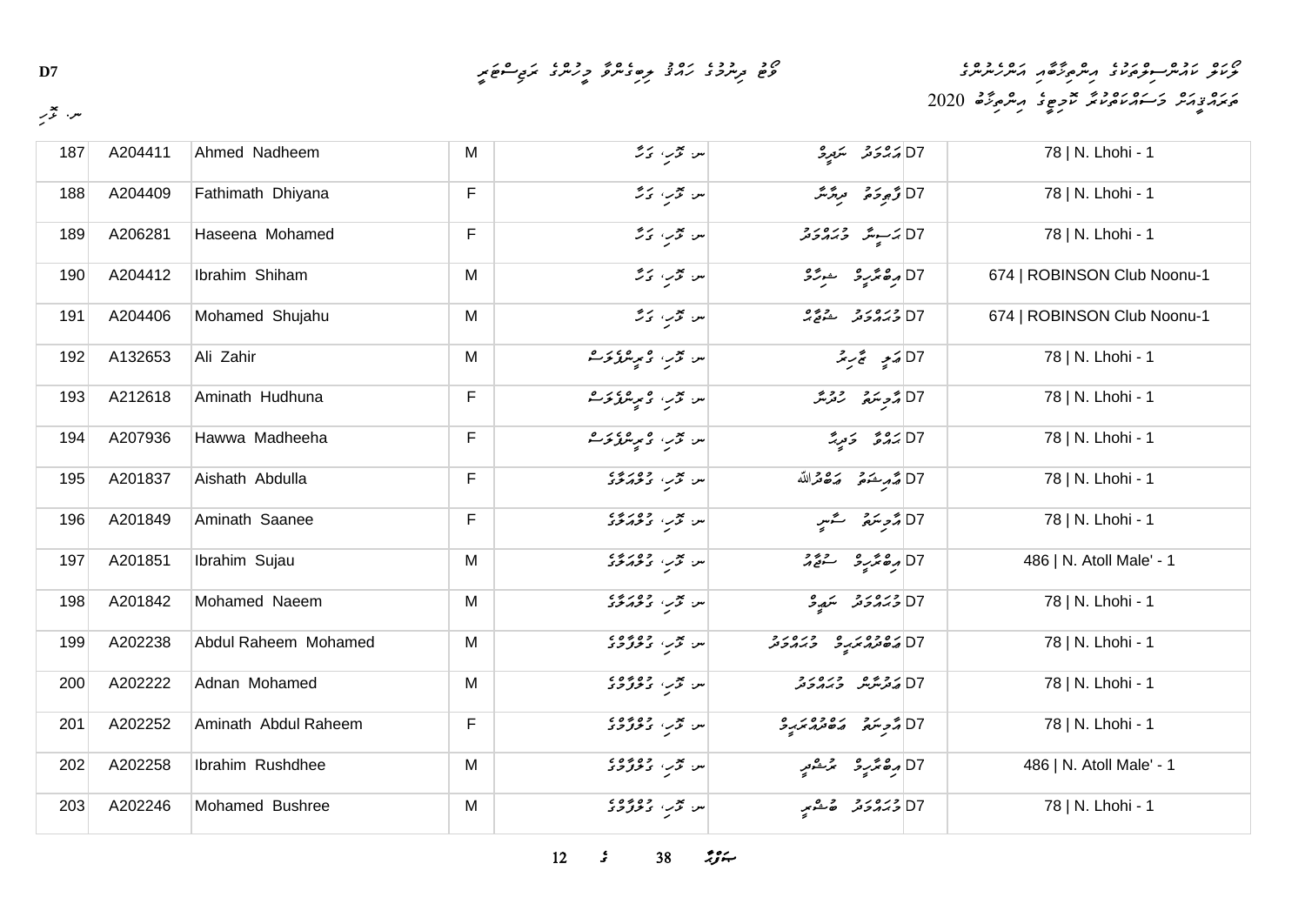| 187 | A204411 | Ahmed Nadheem | M | س. نؤرٖ، ޖަހާ | D7 އަޙްމަދު ނަދީމް | 78 \| N. Lhohi - 1 |
|---|---|---|---|---|---|---|
| 188 | A204409 | Fathimath Dhiyana | F | س. ނޮޅިވަރަމް، ޖަހާ | D7 ފާތިމަތު ދިޔާނާ | 78 \| N. Lhohi - 1 |
| 189 | A206281 | Haseena Mohamed | F | س. ނޮޅި، ޖަހާ | D7 ހަސީނާ މުޙައްމަދު | 78 \| N. Lhohi - 1 |
| 190 | A204412 | Ibrahim Shiham | M | س. ނޮޅި، ޖަހާ | D7 އިބްރާހީމް ޝިހާމް | 674 \| ROBINSON Club Noonu-1 |
| 191 | A204406 | Mohamed Shujahu | M | س. ނޮޅި، ޖަހާ | D7 މުޙައްމަދު ޝުޖާޙު | 674 \| ROBINSON Club Noonu-1 |
| 192 | A132653 | Ali Zahir | M | س. ނޮޅި، ވިނިސްޓަރެސް | D7 އަލީ ޒާހިރު | 78 \| N. Lhohi - 1 |
| 193 | A212618 | Aminath Hudhuna | F | س. ނޮޅި، ވިނިސްޓަރެސް | D7 އާމިނަތު ހުދުނާ | 78 \| N. Lhohi - 1 |
| 194 | A207936 | Hawwa Madheeha | F | س. ނޮޅި، ވިނިސްޓަރެސް | D7 ހައްވާ މަދީހާ | 78 \| N. Lhohi - 1 |
| 195 | A201837 | Aishath Abdulla | F | س. ނޮޅި، ގުލްއަރާމް | D7 އާއިޝަތު އަބްދުﷲ | 78 \| N. Lhohi - 1 |
| 196 | A201849 | Aminath Saanee | F | س. ނޮޅި، ގުލްއަރާމް | D7 އާމިނަތު ސާނީ | 78 \| N. Lhohi - 1 |
| 197 | A201851 | Ibrahim Sujau | M | س. ނޮޅި، ގުލްއަރާމް | D7 އިބްރާހީމް ސުޖާއު | 486 \| N. Atoll Male' - 1 |
| 198 | A201842 | Mohamed Naeem | M | س. ނޮޅި، ގުލްއަރާމް | D7 މުޙައްމަދު ނަޢީމް | 78 \| N. Lhohi - 1 |
| 199 | A202238 | Abdul Raheem Mohamed | M | س. ނޮޅި، ގުލްފާމް | D7 އަބްދުއްރަޙީމް މުޙައްމަދު | 78 \| N. Lhohi - 1 |
| 200 | A202222 | Adnan Mohamed | M | س. ނޮޅި، ގުލްފާމް | D7 އަދްނާން މުޙައްމަދު | 78 \| N. Lhohi - 1 |
| 201 | A202252 | Aminath Abdul Raheem | F | س. ނޮޅި، ގުލްފާމް | D7 އާމިނަތު އަބްދުއްރަޙީމް | 78 \| N. Lhohi - 1 |
| 202 | A202258 | Ibrahim Rushdhee | M | س. ނޮޅި، ގުލްފާމް | D7 އިބްރާހީމް ރުޝްދީ | 486 \| N. Atoll Male' - 1 |
| 203 | A202246 | Mohamed Bushree | M | س. ނޮޅި، ގުލްފާމް | D7 މުޙައްމަދު ބުޝްރީ | 78 \| N. Lhohi - 1 |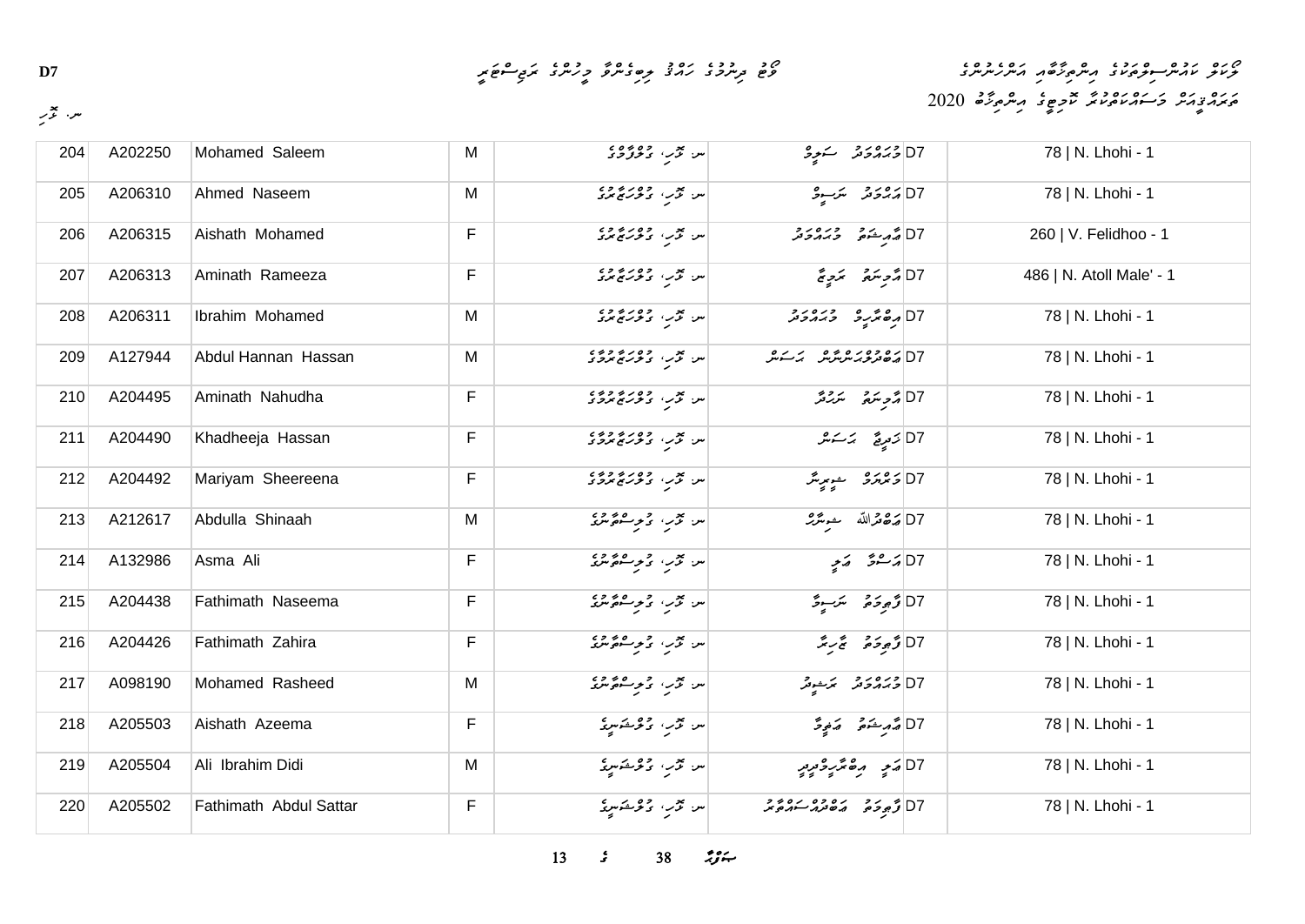| 204 | A202250 | Mohamed Saleem | M | س. ﻻﮨﻮ، ﮔﻮﮔﻮﮔﻰ | ﺩﻡﺭﻩﺩﺗﺮ ﺳﻜﻮﻭ D7 | 78 \| N. Lhohi - 1 |
|---|---|---|---|---|---|---|
| 205 | A206310 | Ahmed Naseem | M | س. ﻻﮨﻮ، ﮔﻮﮔﻮﮔﻰ | ﻣﺮﺩﻭﺗﺮ ﺳﺮﺳﻮﻭ D7 | 78 \| N. Lhohi - 1 |
| 206 | A206315 | Aishath Mohamed | F | س. ﻻﮨﻮ، ﮔﻮﮔﻮﮔﻰ | ﻣﮋﻣﺮﺷﻮﻣﻮ ﻭﺗﺮﻣﺮﻭﺗﺮ D7 | 260 \| V. Felidhoo - 1 |
| 207 | A206313 | Aminath Rameeza | F | س. ﻻﮨﻮ، ﮔﻮﮔﻮﮔﻰ | ﻣﮋﻭﺳﺮﻣﻮ ﻣﺮﻭﻳﺞ D7 | 486 \| N. Atoll Male' - 1 |
| 208 | A206311 | Ibrahim Mohamed | M | س. ﻻﮨﻮ، ﮔﻮﮔﻮﮔﻰ | ﻣﺮﻩﺋﻤﺮﺑﺮﻭ ﻭﺗﺮﻣﺮﻭﺗﺮ D7 | 78 \| N. Lhohi - 1 |
| 209 | A127944 | Abdul Hannan Hassan | M | س. ﻻﮨﻮ، ﮔﻮﮔﻮﮔﻰ | ﻣﺮﻩﻣﺮﻭﺗﺮﺳﺮﺳﺮ ﺑﺮﺳﻜﺮ D7 | 78 \| N. Lhohi - 1 |
| 210 | A204495 | Aminath Nahudha | F | س. ﻻﮨﻮ، ﮔﻮﮔﻮﮔﻰ | ﻣﮋﻭﺳﺮﻣﻮ ﺳﺮﺗﺮﻗﺮ D7 | 78 \| N. Lhohi - 1 |
| 211 | A204490 | Khadheeja Hassan | F | س. ﻻﮨﻮ، ﮔﻮﮔﻮﮔﻰ | ﺯﻣﺮﻳﺞ ﺑﺮﺳﻜﺮ D7 | 78 \| N. Lhohi - 1 |
| 212 | A204492 | Mariyam Sheereena | F | س. ﻻﮨﻮ، ﮔﻮﮔﻮﮔﻰ | ﺩﺗﺮﻣﺮﻭ ﺷﻮﻳﺮﺳﺮ D7 | 78 \| N. Lhohi - 1 |
| 213 | A212617 | Abdulla Shinaah | M | س. ﻻﮨﻮ، ﮔﻮﮔﻮﮔﻰ | ﻣﺮﻩﺗﺮﺍﻟﻠﻪ ﺷﻮﺳﺮﺭ D7 | 78 \| N. Lhohi - 1 |
| 214 | A132986 | Asma Ali | F | س. ﻻﮨﻮ، ﮔﻮﮔﻮﮔﻰ | ﻣﺮﺳﻮﮔ ﻣﺮﻭ D7 | 78 \| N. Lhohi - 1 |
| 215 | A204438 | Fathimath Naseema | F | س. ﻻﮨﻮ، ﮔﻮﮔﻮﮔﻰ | ﻭﻣﻮﻭﻣﻮ ﺳﺮﺳﻮﮔ D7 | 78 \| N. Lhohi - 1 |
| 216 | A204426 | Fathimath Zahira | F | س. ﻻﮨﻮ، ﮔﻮﮔﻮﮔﻰ | ﻭﻣﻮﻭﻣﻮ ﺞﺮﻣﮋ D7 | 78 \| N. Lhohi - 1 |
| 217 | A098190 | Mohamed Rasheed | M | س. ﻻﮨﻮ، ﮔﻮﮔﻮﮔﻰ | ﻭﺗﺮﻣﺮﻭﺗﺮ ﻣﺮﺷﻮﻣﺮ D7 | 78 \| N. Lhohi - 1 |
| 218 | A205503 | Aishath Azeema | F | س. ﻻﮨﻮ، ﮔﻮﮔﻮﮔﻰ | ﻣﮋﻣﺮﺷﻮﻣﻮ ﻣﺮﻭﮔ D7 | 78 \| N. Lhohi - 1 |
| 219 | A205504 | Ali Ibrahim Didi | M | س. ﻻﮨﻮ، ﮔﻮﮔﻮﮔﻰ | ﻣﺮﻭ ﻣﺮﻩﺋﻤﺮﺑﺮﻭﺗﺮﻭﺗﺮ D7 | 78 \| N. Lhohi - 1 |
| 220 | A205502 | Fathimath Abdul Sattar | F | س. ﻻﮨﻮ، ﮔﻮﮔﻮﮔﻰ | ﻭﻣﻮﻭﻣﻮ ﻣﺮﻩﻣﺮﻭﺳﺮﻣﺮﻣﻮﻣﺮ D7 | 78 \| N. Lhohi - 1 |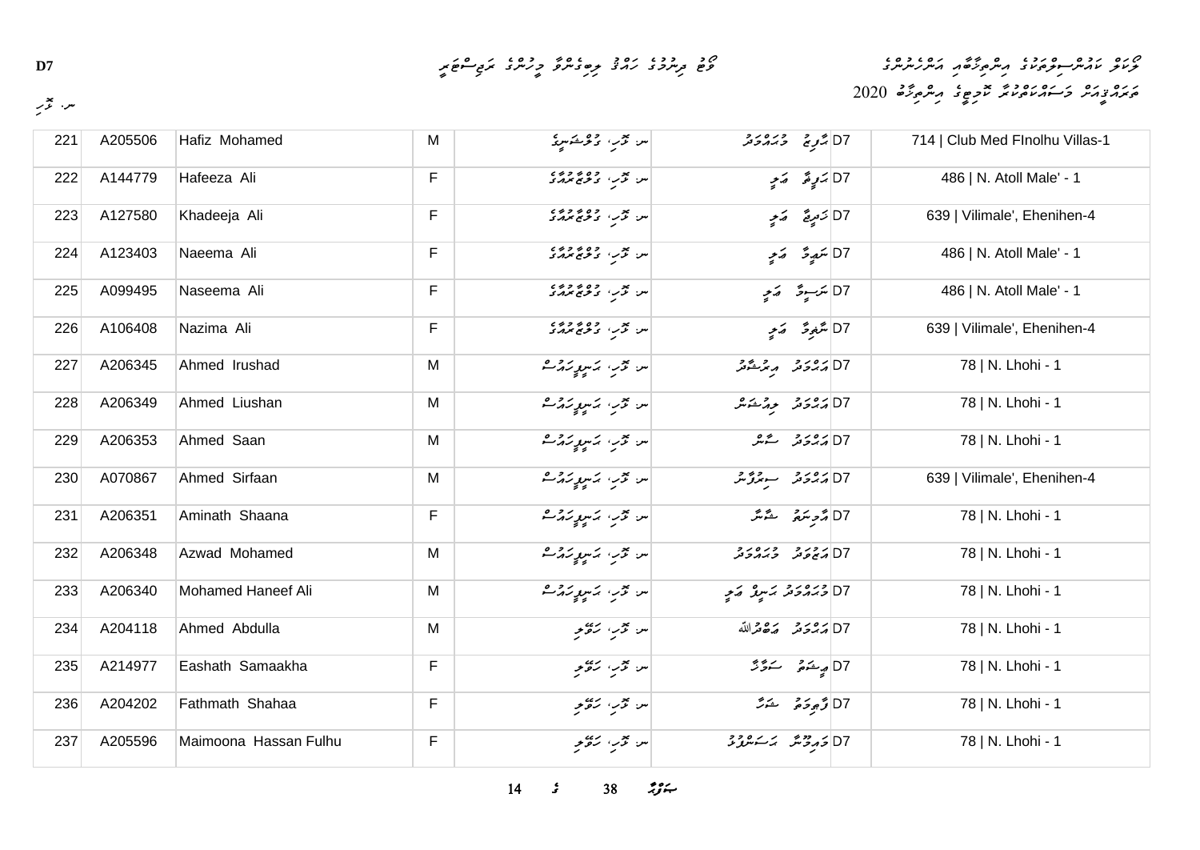| 221 | A205506 | Hafiz Mohamed | M | س. ݶޯރި، ވެވެޝަރީގ | D7 ހާފިޒް މުޙައްމަދު | 714 \| Club Med FInolhu Villas-1 |
|---|---|---|---|---|---|---|
| 222 | A144779 | Hafeeza Ali | F | س. ݶޯރި، ވެވެޖެރެމެގ | D7 ހަފީޒާ ޢަލީ | 486 \| N. Atoll Male' - 1 |
| 223 | A127580 | Khadeeja Ali | F | س. ݶޯރި، ވެވެޖެރެމެގ | D7 ޚަދީޖާ ޢަލީ | 639 \| Vilimale', Ehenihen-4 |
| 224 | A123403 | Naeema Ali | F | س. ݶޯރި، ވެވެޖެރެމެގ | D7 ނަޢީމާ ޢަލީ | 486 \| N. Atoll Male' - 1 |
| 225 | A099495 | Naseema Ali | F | س. ݶޯރި، ވެވެޖެރެމެގ | D7 ނަސީމާ ޢަލީ | 486 \| N. Atoll Male' - 1 |
| 226 | A106408 | Nazima Ali | F | س. ݶޯރި، ވެވެޖެރެމެގ | D7 ނާޒިމާ ޢަލީ | 639 \| Vilimale', Ehenihen-4 |
| 227 | A206345 | Ahmed Irushad | M | س. ݶޯރި، ހަސީޕީހައުސް | D7 އަޙްމަދު އިރުޝާދު | 78 \| N. Lhohi - 1 |
| 228 | A206349 | Ahmed Liushan | M | س. ݶޯރި، ހަސީޕީހައުސް | D7 އަޙްމަދު ލިއުޝަން | 78 \| N. Lhohi - 1 |
| 229 | A206353 | Ahmed Saan | M | س. ݶޯރި، ހަސީޕީހައުސް | D7 އަޙްމަދު ސާން | 78 \| N. Lhohi - 1 |
| 230 | A070867 | Ahmed Sirfaan | M | س. ݶޯރި، ހަސީޕީހައުސް | D7 އަޙްމަދު ސިރުފާން | 639 \| Vilimale', Ehenihen-4 |
| 231 | A206351 | Aminath Shaana | F | س. ݶޯރި، ހަސީޕީހައުސް | D7 އާމިނަތު ޝާނާ | 78 \| N. Lhohi - 1 |
| 232 | A206348 | Azwad Mohamed | M | س. ݶޯރި، ހަސީޕީހައުސް | D7 އަޒްވަދު މުޙައްމަދު | 78 \| N. Lhohi - 1 |
| 233 | A206340 | Mohamed Haneef Ali | M | س. ݶޯރި، ހަސީޕީހައުސް | D7 މުޙައްމަދު ހަނީފް ޢަލީ | 78 \| N. Lhohi - 1 |
| 234 | A204118 | Ahmed Abdulla | M | س. ݶޯރި، ހަވޯލި | D7 އަޙްމަދު ޢަބްދުﷲ | 78 \| N. Lhohi - 1 |
| 235 | A214977 | Eashath Samaakha | F | س. ݶޯރި، ހަވޯލި | D7 އީޝަތު ސަމާޚާ | 78 \| N. Lhohi - 1 |
| 236 | A204202 | Fathmath Shahaa | F | س. ݶޯރި، ހަވޯލި | D7 ފާޠިމަތު ޝަހާ | 78 \| N. Lhohi - 1 |
| 237 | A205596 | Maimoona Hassan Fulhu | F | س. ݶޯރި، ހަވޯލި | D7 މައިމޫނާ ހަސަންފުޅު | 78 \| N. Lhohi - 1 |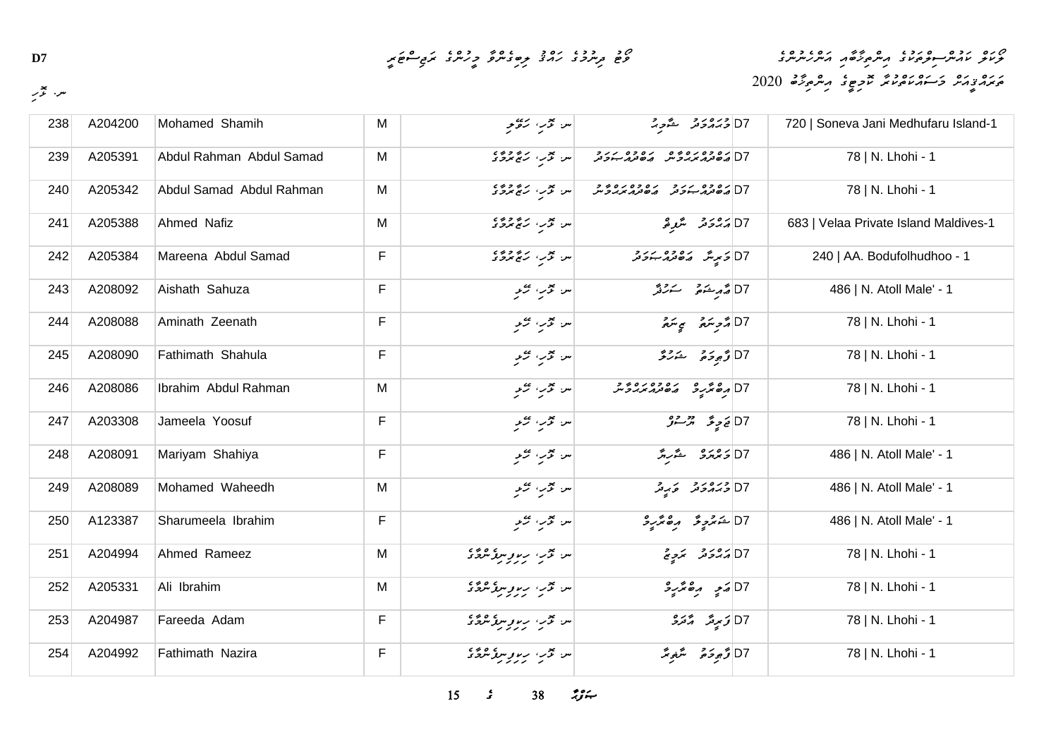| 238 | A204200 | Mohamed Shamih | M | س. ލޮހި، ހަރީއ | D7 ވުހައްމަދު ޝާމިހު | 720 \| Soneva Jani Medhufaru Island-1 |
|---|---|---|---|---|---|---|
| 239 | A205391 | Abdul Rahman Abdul Samad | M | س. ލޮހި، ހަރުގެ | D7 އަބްދުއްރަޙްމާން އަބްދުލްޞަމަދު | 78 \| N. Lhohi - 1 |
| 240 | A205342 | Abdul Samad Abdul Rahman | M | س. ލޮހި، ހަރުގެ | D7 އަބްދުލްޞަމަދު އަބްދުއްރަޙްމާން | 78 \| N. Lhohi - 1 |
| 241 | A205388 | Ahmed Nafiz | M | س. ލޮހި، ހަރުގެ | D7 އަޙްމަދު ނާފިޒު | 683 \| Velaa Private Island Maldives-1 |
| 242 | A205384 | Mareena Abdul Samad | F | س. ލޮހި، ހަރުގެ | D7 މަރީނާ އަބްދުލްޞަމަދު | 240 \| AA. Bodufolhudhoo - 1 |
| 243 | A208092 | Aishath Sahuza | F | س. ލޮހި، ހޯމ | D7 އާއިޝަތު ސަހުޒާ | 486 \| N. Atoll Male' - 1 |
| 244 | A208088 | Aminath Zeenath | F | س. ލޮހި، ހޯމ | D7 އާމިނަތު ޒީނަތު | 78 \| N. Lhohi - 1 |
| 245 | A208090 | Fathimath Shahula | F | س. ލޮހި، ހޯމ | D7 ފާތިމަތު ޝަހުލާ | 78 \| N. Lhohi - 1 |
| 246 | A208086 | Ibrahim Abdul Rahman | M | س. ލޮހި، ހޯމ | D7 އިބްރާހީމް އަބްދުއްރަޙްމާން | 78 \| N. Lhohi - 1 |
| 247 | A203308 | Jameela Yoosuf | F | س. ލޮހި، ހޯމ | D7 ޖަމީލާ ޔޫސުފް | 78 \| N. Lhohi - 1 |
| 248 | A208091 | Mariyam Shahiya | F | س. ލޮހި، ހޯމ | D7 މަރިޔަމް ޝާހިޔާ | 486 \| N. Atoll Male' - 1 |
| 249 | A208089 | Mohamed Waheedh | M | س. ލޮހި، ހޯމ | D7 މުޙައްމަދު ވަޙީދު | 486 \| N. Atoll Male' - 1 |
| 250 | A123387 | Sharumeela Ibrahim | F | س. ލޮހި، ހޯމ | D7 ޝަރުމީލާ އިބްރާހީމް | 486 \| N. Atoll Male' - 1 |
| 251 | A204994 | Ahmed Rameez | M | س. ލޮހި، ހިރިފިނިފެންމާގެ | D7 އަޙްމަދު ރަމީޒު | 78 \| N. Lhohi - 1 |
| 252 | A205331 | Ali Ibrahim | M | س. ލޮހި، ހިރިފިނިފެންމާގެ | D7 އަލި އިބްރާހީމް | 78 \| N. Lhohi - 1 |
| 253 | A204987 | Fareeda Adam | F | س. ލޮހި، ހިރިފިނިފެންމާގެ | D7 ފަރީދާ އާދަމް | 78 \| N. Lhohi - 1 |
| 254 | A204992 | Fathimath Nazira | F | س. ލޮހި، ހިރިފިނިފެންމާގެ | D7 ފާތިމަތު ނާޒިރާ | 78 \| N. Lhohi - 1 |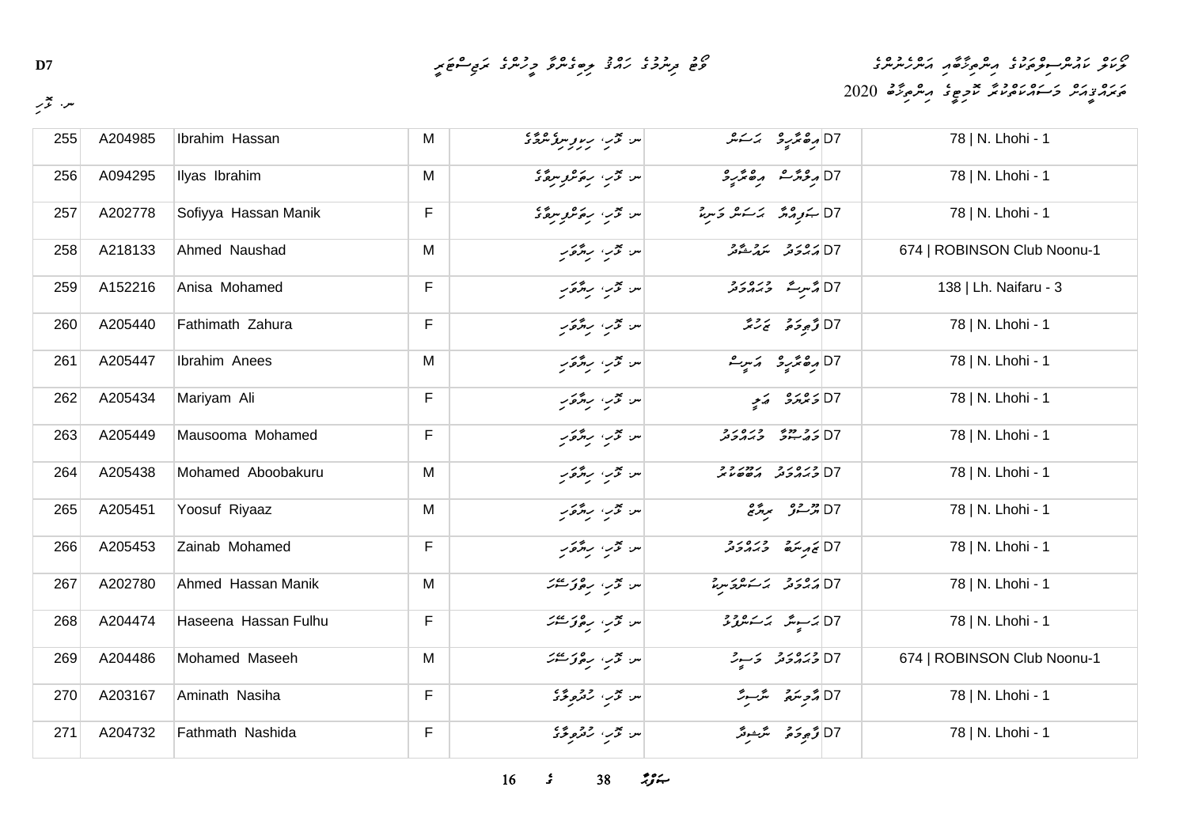| 255 | A204985 | Ibrahim Hassan | M | س. ތޯރ، ހިޔާވަހިކަނުގެ | D7 ރިބްރާހިމް ހަސަން | 78 \| N. Lhohi - 1 |
|---|---|---|---|---|---|---|
| 256 | A094295 | Ilyas Ibrahim | M | س. ތޯރ، ހިތަދުލިހިނގާ | D7 އިލްޔާސް އިބްރާހިމް | 78 \| N. Lhohi - 1 |
| 257 | A202778 | Sofiyya Hassan Manik | F | س. ތޯރ، ހިތަދުލިހިނގާ | D7 ސޮފިއްޔާ ހަސަން މަނިކު | 78 \| N. Lhohi - 1 |
| 258 | A218133 | Ahmed Naushad | M | س. ތޯރ، ހިލާލަ | D7 އަހްމަދު ނައުޝާދު | 674 \| ROBINSON Club Noonu-1 |
| 259 | A152216 | Anisa Mohamed | F | س. ތޯރ، ހިލާލަ | D7 އާނިސާ މުޙައްމަދު | 138 \| Lh. Naifaru - 3 |
| 260 | A205440 | Fathimath Zahura | F | س. ތޯރ، ހިލާލަ | D7 ފާތިމަތު ޒަހުރާ | 78 \| N. Lhohi - 1 |
| 261 | A205447 | Ibrahim Anees | M | س. ތޯރ، ހިލާލަ | D7 އިބްރާހިމް އަނީސް | 78 \| N. Lhohi - 1 |
| 262 | A205434 | Mariyam Ali | F | س. ތޯރ، ހިލާލަ | D7 މަރިޔަމް އަލި | 78 \| N. Lhohi - 1 |
| 263 | A205449 | Mausooma Mohamed | F | س. ތޯރ، ހިލާލަ | D7 މައުޞޫމާ މުޙައްމަދު | 78 \| N. Lhohi - 1 |
| 264 | A205438 | Mohamed Aboobakuru | M | س. ތޯރ، ހިލާލަ | D7 މުޙައްމަދު އަބޫބަކުރު | 78 \| N. Lhohi - 1 |
| 265 | A205451 | Yoosuf Riyaaz | M | س. ތޯރ، ހިލާލަ | D7 ޔޫސުފް ރިޔާޒް | 78 \| N. Lhohi - 1 |
| 266 | A205453 | Zainab Mohamed | F | س. ތޯރ، ހިލާލަ | D7 ޒައިނަބް މުޙައްމަދު | 78 \| N. Lhohi - 1 |
| 267 | A202780 | Ahmed Hassan Manik | M | س. ތޯރ، ހިތުފަސޭހަ | D7 އަހްމަދު ހަސަންމަނިކު | 78 \| N. Lhohi - 1 |
| 268 | A204474 | Haseena Hassan Fulhu | F | س. ތޯރ، ހިތުފަސޭހަ | D7 ހަސީނާ ހަސަންފުޅު | 78 \| N. Lhohi - 1 |
| 269 | A204486 | Mohamed Maseeh | M | س. ތޯރ، ހިތުފަސޭހަ | D7 މުޙައްމަދު މަސީޙް | 674 \| ROBINSON Club Noonu-1 |
| 270 | A203167 | Aminath Nasiha | F | س. ތޯރ، ހުދުވިލާގެ | D7 އާމިނަތު ނާސިހާ | 78 \| N. Lhohi - 1 |
| 271 | A204732 | Fathmath Nashida | F | س. ތޯރ، ހުދުވިލާގެ | D7 ފާތިމަތު ނާޝިދާ | 78 \| N. Lhohi - 1 |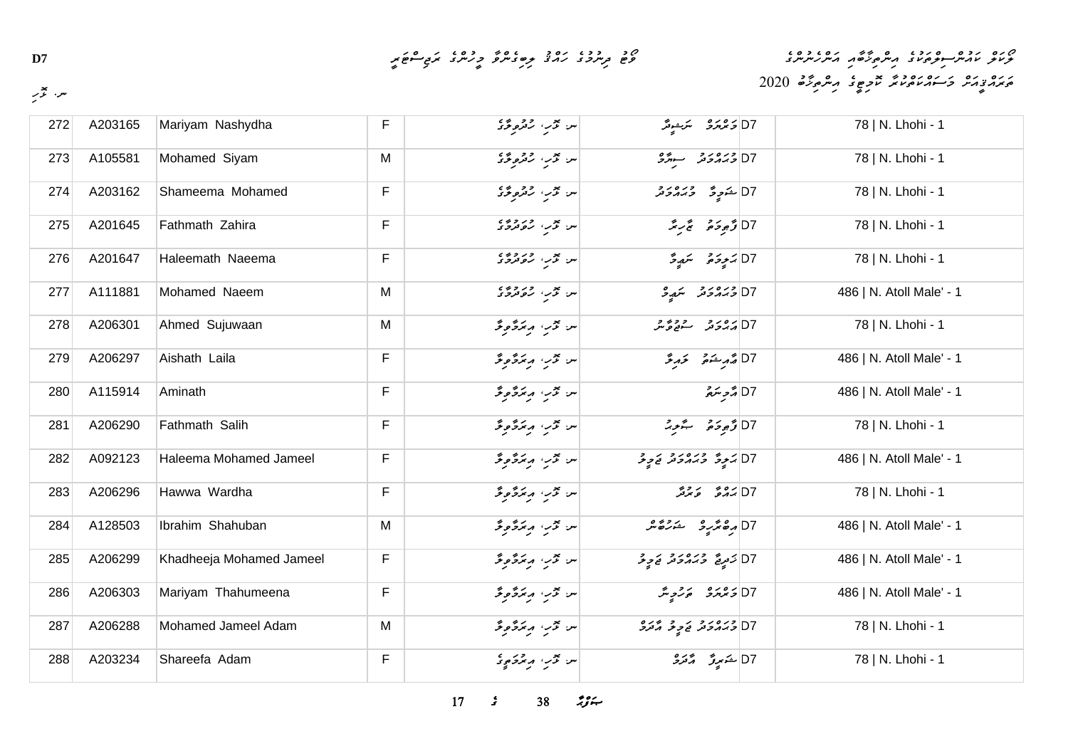| 272 | A203165 | Mariyam Nashydha | F | س. ڈلہ، ڑنقرو ڈی | D7 ڏَڪْرَدُ سَرَشِيمَّ | 78 \| N. Lhohi - 1 |
|---|---|---|---|---|---|---|
| 273 | A105581 | Mohamed Siyam | M | س. ڈلہ، ڑنقرو ڈی | D7 وَبَرْدُوَيْرَ سِعَرْدُ | 78 \| N. Lhohi - 1 |
| 274 | A203162 | Shameema Mohamed | F | س. ڈلہ، ڑنقرو ڈی | D7 شَوِدً وَبَرْدُوَيْرَ | 78 \| N. Lhohi - 1 |
| 275 | A201645 | Fathmath Zahira | F | س. ڈلہ، ڑوقرڈی | D7 ڈُجِرَۃُ تَمْرِیَرَ | 78 \| N. Lhohi - 1 |
| 276 | A201647 | Haleemath Naeema | F | س. ڈلہ، ڑوقرڈی | D7 بَرُجِرَۃُ سَہِرَّ | 78 \| N. Lhohi - 1 |
| 277 | A111881 | Mohamed Naeem | M | س. ڈلہ، ڑوقرڈی | D7 وَبَرْدُوَيْرَ سَہِدُ | 486 \| N. Atoll Male' - 1 |
| 278 | A206301 | Ahmed Sujuwaan | M | س. ڈلہ، مِتَرَدُّووَّ | D7 مَرْدُوَيْرَ سُنْجُوُّيْرَ | 78 \| N. Lhohi - 1 |
| 279 | A206297 | Aishath Laila | F | س. ڈلہ، مِتَرَدُّووَّ | D7 مَّرِشَۃُ ذَمِرَّ | 486 \| N. Atoll Male' - 1 |
| 280 | A115914 | Aminath | F | س. ڈلہ، مِتَرَدُّووَّ | D7 مَّرِسَۃُ | 486 \| N. Atoll Male' - 1 |
| 281 | A206290 | Fathmath Salih | F | س. ڈلہ، مِتَرَدُّووَّ | D7 ڈُجِرَۃُ سُمُوبُرُ | 78 \| N. Lhohi - 1 |
| 282 | A092123 | Haleema Mohamed Jameel | F | س. ڈلہ، مِتَرَدُّووَّ | D7 بَرُجِرَّ وَبَرْدُوَيْرَ فَجِرُ | 486 \| N. Atoll Male' - 1 |
| 283 | A206296 | Hawwa Wardha | F | س. ڈلہ، مِتَرَدُّووَّ | D7 بَرْدُوَّ وَبُرْتَرَ | 78 \| N. Lhohi - 1 |
| 284 | A128503 | Ibrahim Shahuban | M | س. ڈلہ، مِتَرَدُّووَّ | D7 مِرْھُمَّرِدُ شَرْرُھُمُّ | 486 \| N. Atoll Male' - 1 |
| 285 | A206299 | Khadheeja Mohamed Jameel | F | س. ڈلہ، مِتَرَدُّووَّ | D7 زَمِرِجَّ وَبَرْدُوَيْرَ فَجِرُ | 486 \| N. Atoll Male' - 1 |
| 286 | A206303 | Mariyam Thahumeena | F | س. ڈلہ، مِتَرَدُّووَّ | D7 ڏَڪْرَدُ ہَرْجِسَّ | 486 \| N. Atoll Male' - 1 |
| 287 | A206288 | Mohamed Jameel Adam | M | س. ڈلہ، مِتَرَدُّووَّ | D7 وَبَرْدُوَيْرَ فَجِرُ مَّتَرَدُ | 78 \| N. Lhohi - 1 |
| 288 | A203234 | Shareefa Adam | F | س. ڈلہ، مِتَرُوَمِرِ | D7 شَمِرِدً مَّتَرَدُ | 78 \| N. Lhohi - 1 |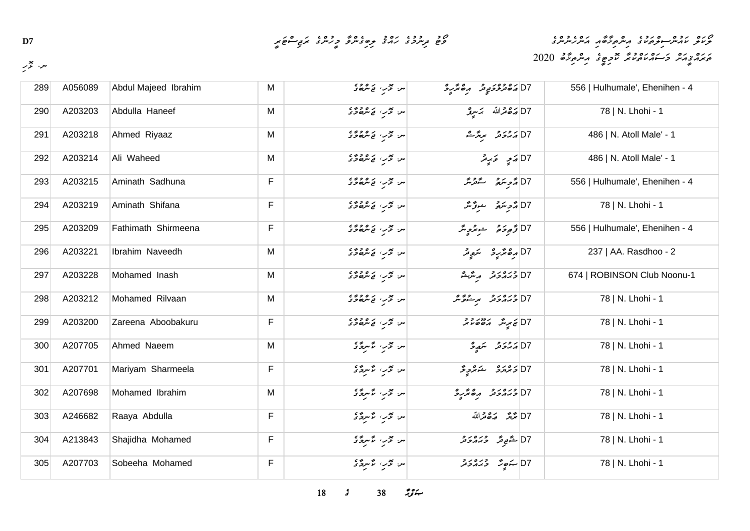| 289 | A056089 | Abdul Majeed Ibrahim | M | س. تۆر، ޖަންބުގެ | D7 ޢަބްދުލްމަޖީދު އިބްރާހީމް | 556 \| Hulhumale', Ehenihen - 4 |
|---|---|---|---|---|---|---|
| 290 | A203203 | Abdulla Haneef | M | س. تۆر، ޖަންބުމާގެ | D7 ޢަބްދުﷲ ހަނީފް | 78 \| N. Lhohi - 1 |
| 291 | A203218 | Ahmed Riyaaz | M | س. تۆر، ޖަންބުމާގެ | D7 އަޙްމަދު ރިޔާޒް | 486 \| N. Atoll Male' - 1 |
| 292 | A203214 | Ali Waheed | M | س. تۆر، ޖަންބުމާގެ | D7 އަލި ވަޙީދު | 486 \| N. Atoll Male' - 1 |
| 293 | A203215 | Aminath Sadhuna | F | س. تۆر، ޖަންބުމާގެ | D7 އާމިނަތު ސާދުނާ | 556 \| Hulhumale', Ehenihen - 4 |
| 294 | A203219 | Aminath Shifana | F | س. تۆر، ޖަންބުމާގެ | D7 އާމިނަތު ޝިފާނާ | 78 \| N. Lhohi - 1 |
| 295 | A203209 | Fathimath Shirmeena | F | س. تۆر، ޖަންބުމާގެ | D7 ފާތިމަތު ޝިރްމީނާ | 556 \| Hulhumale', Ehenihen - 4 |
| 296 | A203221 | Ibrahim Naveedh | M | س. تۆر، ޖަންބުމާގެ | D7 އިބްރާހީމް ނަވީދު | 237 \| AA. Rasdhoo - 2 |
| 297 | A203228 | Mohamed Inash | M | س. تۆر، ޖަންބުމާގެ | D7 މުޙައްމަދު އިނާޝް | 674 \| ROBINSON Club Noonu-1 |
| 298 | A203212 | Mohamed Rilvaan | M | س. تۆر، ޖަންބުމާގެ | D7 މުޙައްމަދު ރިލްވާން | 78 \| N. Lhohi - 1 |
| 299 | A203200 | Zareena Aboobakuru | F | س. تۆر، ޖަންބުމާގެ | D7 ޒަރީނާ އަބޫބަކުރު | 78 \| N. Lhohi - 1 |
| 300 | A207705 | Ahmed Naeem | M | س. تۆر، ކާނިމާގެ | D7 އަޙްމަދު ނައީމް | 78 \| N. Lhohi - 1 |
| 301 | A207701 | Mariyam Sharmeela | F | س. تۆر، ކާނިމާގެ | D7 މަރިޔަމް ޝަރްމީލާ | 78 \| N. Lhohi - 1 |
| 302 | A207698 | Mohamed Ibrahim | M | س. تۆر، ކާނިމާގެ | D7 މުޙައްމަދު އިބްރާހީމް | 78 \| N. Lhohi - 1 |
| 303 | A246682 | Raaya Abdulla | F | س. تۆر، ކާނިމާގެ | D7 ރާޔާ ޢަބްދުﷲ | 78 \| N. Lhohi - 1 |
| 304 | A213843 | Shajidha Mohamed | F | س. تۆر، ކާނިމާގެ | D7 ޝާޖިދާ މުޙައްމަދު | 78 \| N. Lhohi - 1 |
| 305 | A207703 | Sobeeha Mohamed | F | س. تۆر، ކާނިމާގެ | D7 ސަބީހާ މުޙައްމަދު | 78 \| N. Lhohi - 1 |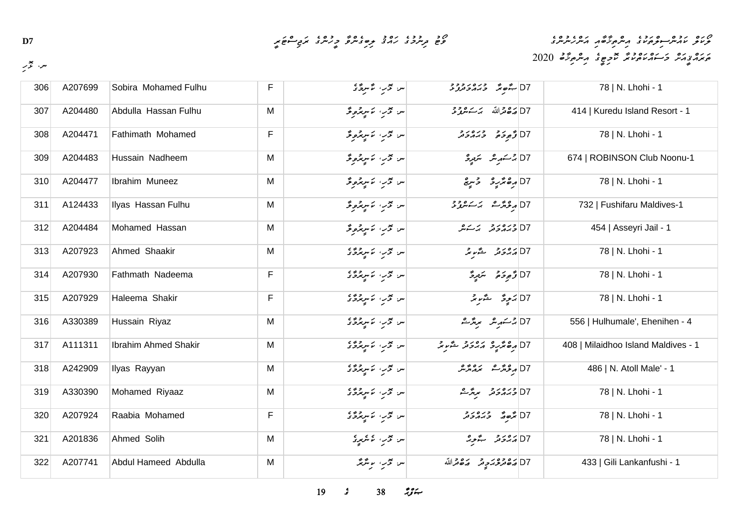| 306 | A207699 | Sobira Mohamed Fulhu | F | س. ލޮހި، ހާއިރާގެ | D7 ސާބިރާ މުހައްމަދުފުޅު | 78 \| N. Lhohi - 1 |
|---|---|---|---|---|---|---|
| 307 | A204480 | Abdulla Hassan Fulhu | M | س. ލޮހި، ހައިނޫލިވާ | D7 އަބްދުاللہ ހަސަންފުޅު | 414 \| Kuredu Island Resort - 1 |
| 308 | A204471 | Fathimath Mohamed | F | س. ލޮހި، ހައިނޫލިވާ | D7 ފާތިމަތު މުހައްމަދު | 78 \| N. Lhohi - 1 |
| 309 | A204483 | Hussain Nadheem | M | س. ލޮހި، ހައިނޫލިވާ | D7 ހުސައިން ނަދީމް | 674 \| ROBINSON Club Noonu-1 |
| 310 | A204477 | Ibrahim Muneez | M | س. ލޮހި، ހައިނޫލިވާ | D7 އިބްރާހީމް މުނީޒް | 78 \| N. Lhohi - 1 |
| 311 | A124433 | Ilyas Hassan Fulhu | M | س. ލޮހި، ހައިނޫލިވާ | D7 އިލްޔާސް ހަސަންފުޅު | 732 \| Fushifaru Maldives-1 |
| 312 | A204484 | Mohamed Hassan | M | س. ލޮހި، ހައިނޫލިވާ | D7 މުހައްމަދު ހަސަން | 454 \| Asseyri Jail - 1 |
| 313 | A207923 | Ahmed Shaakir | M | س. ލޮހި، ހައިނޫރުގެ | D7 އަހްމަދު ޝާކިރު | 78 \| N. Lhohi - 1 |
| 314 | A207930 | Fathmath Nadeema | F | س. ލޮހި، ހައިނޫރުގެ | D7 ފާތިމަތު ނަދީމާ | 78 \| N. Lhohi - 1 |
| 315 | A207929 | Haleema Shakir | F | س. ލޮހި، ހައިނޫރުގެ | D7 ހަލީމާ ޝާކިރު | 78 \| N. Lhohi - 1 |
| 316 | A330389 | Hussain Riyaz | M | س. ލޮހި، ހައިނޫރުގެ | D7 ހުސައިން ރިޔާޒް | 556 \| Hulhumale', Ehenihen - 4 |
| 317 | A111311 | Ibrahim Ahmed Shakir | M | س. ލޮހި، ހައިނޫރުގެ | D7 އިބްރާހީމް އަހްމަދު ޝާކިރު | 408 \| Milaidhoo Island Maldives - 1 |
| 318 | A242909 | Ilyas Rayyan | M | س. ލޮހި، ހައިނޫރުގެ | D7 އިލްޔާސް ރައްޔާން | 486 \| N. Atoll Male' - 1 |
| 319 | A330390 | Mohamed Riyaaz | M | س. ލޮހި، ހައިނޫރުގެ | D7 މުހައްމަދު ރިޔާޒް | 78 \| N. Lhohi - 1 |
| 320 | A207924 | Raabia Mohamed | F | س. ލޮހި، ހައިނޫރުގެ | D7 ރާބިއާ މުހައްމަދު | 78 \| N. Lhohi - 1 |
| 321 | A201836 | Ahmed Solih | M | س. ލޮހި، ހެންވޭރު | D7 އަހްމަދު ސާލިހު | 78 \| N. Lhohi - 1 |
| 322 | A207741 | Abdul Hameed Abdulla | M | س. ލޮހި، ހިލާލް | D7 އަބްދުލްހަމީދު އަބްދުاللہ | 433 \| Gili Lankanfushi - 1 |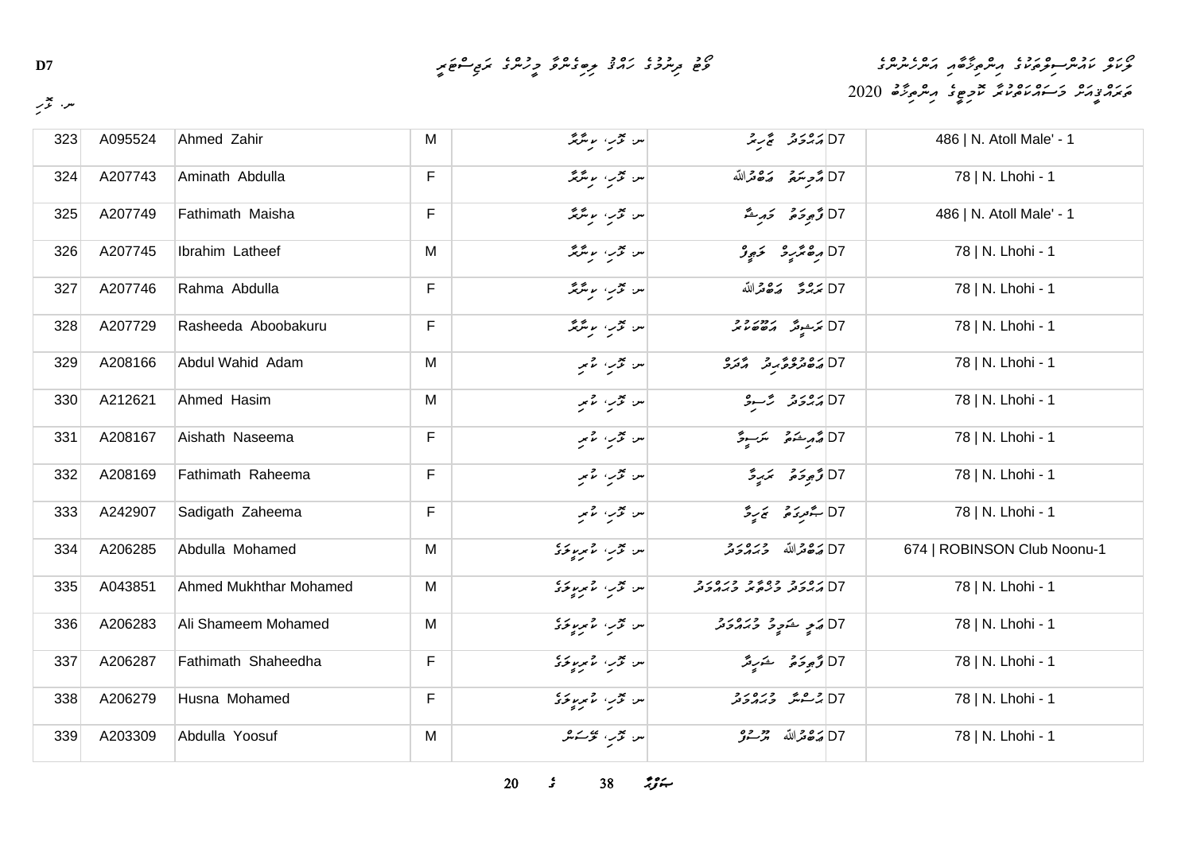| 323 | A095524 | Ahmed Zahir | M | س. ځر، رِ مِتَّرِ | D7 مَ بَرْ دَ تَرَ بِ تِرَ | 486 \| N. Atoll Male' - 1 |
|---|---|---|---|---|---|---|
| 324 | A207743 | Aminath Abdulla | F | س. ځر، رِ مِتَّرِ | D7 مَّ جِ سَرَ مَ صَ قَرَ اللّه | 78 \| N. Lhohi - 1 |
| 325 | A207749 | Fathimath Maisha | F | س. ځر، رِ مِتَّرِ | D7 وَّ جِ دَ حَ دَ مِرْ شَ | 486 \| N. Atoll Male' - 1 |
| 326 | A207745 | Ibrahim Latheef | M | س. ځر، رِ مِتَّرِ | D7 مِ صَّ تَرَ رِ دَ تَرَ جِ وَ | 78 \| N. Lhohi - 1 |
| 327 | A207746 | Rahma Abdulla | F | س. ځر، رِ مِتَّرِ | D7 بَرَ بَرْ دَّ مَ صَ قَرَ اللّه | 78 \| N. Lhohi - 1 |
| 328 | A207729 | Rasheeda Aboobakuru | F | س. ځر، رِ مِتَّرِ | D7 بَرَ شِ تَرَ مَ صَ صَ مَ بَرَ | 78 \| N. Lhohi - 1 |
| 329 | A208166 | Abdul Wahid Adam | M | س. ځر، مُ مِر | D7 مَ صَ قَرْ وَ وَّ رِ قَرْ مَّ تَرَ وَ | 78 \| N. Lhohi - 1 |
| 330 | A212621 | Ahmed Hasim | M | س. ځر، مُ مِر | D7 مَ بَرْ دَ قَرْ بَّ سِ وَ | 78 \| N. Lhohi - 1 |
| 331 | A208167 | Aishath Naseema | F | س. ځر، مُ مِر | D7 مَّ مِر شَ دَ مَ سَرَ سِ وَّ | 78 \| N. Lhohi - 1 |
| 332 | A208169 | Fathimath Raheema | F | س. ځر، مُ مِر | D7 وَّ جِ دَ حَ بَرَ رِ وَّ | 78 \| N. Lhohi - 1 |
| 333 | A242907 | Sadigath Zaheema | F | س. ځر، مُ مِر | D7 سَّ تَرِ دَ حَ بَرَ رِ وَّ | 78 \| N. Lhohi - 1 |
| 334 | A206285 | Abdulla Mohamed | M | س. ځر، مُ مِر رِ وَ دَ | D7 مَ صَ قَرَ اللّه وَ بَرَ مَ دَ قَرْ | 674 \| ROBINSON Club Noonu-1 |
| 335 | A043851 | Ahmed Mukhthar Mohamed | M | س. ځر، مُ مِر رِ وَ دَ | D7 مَ بَرْ دَ قَرْ وَ صَ وَّ بَرْ وَ بَرَ مَ دَ قَرْ | 78 \| N. Lhohi - 1 |
| 336 | A206283 | Ali Shameem Mohamed | M | س. ځر، مُ مِر رِ وَ دَ | D7 مَ جِ شَ جِ وَ وَ بَرَ مَ دَ قَرْ | 78 \| N. Lhohi - 1 |
| 337 | A206287 | Fathimath Shaheedha | F | س. ځر، مُ مِر رِ وَ دَ | D7 وَّ جِ دَ حَ شَ رِ قَرَ | 78 \| N. Lhohi - 1 |
| 338 | A206279 | Husna Mohamed | F | س. ځر، مُ مِر رِ وَ دَ | D7 بُرْ سْ سَرَ وَ بَرَ مَ دَ قَرْ | 78 \| N. Lhohi - 1 |
| 339 | A203309 | Abdulla Yoosuf | M | س. ځر، ځ سَ سَرْ | D7 مَ صَ قَرَ اللّه تَرَ سْ وَ | 78 \| N. Lhohi - 1 |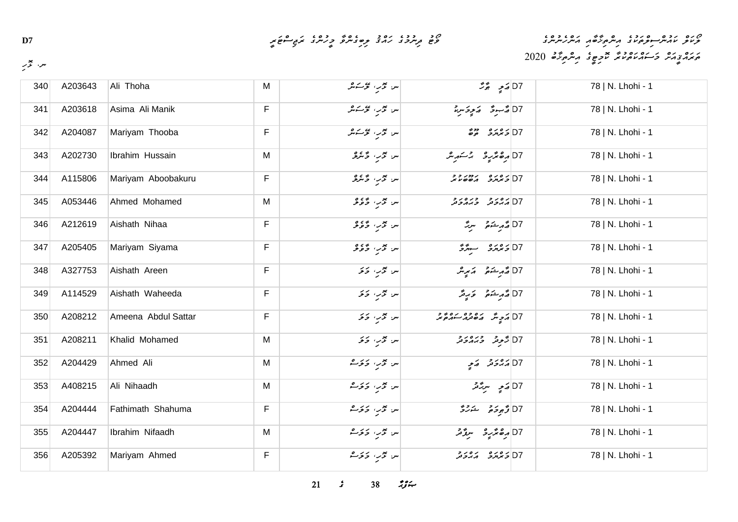| 340 | A203643 | Ali Thoha | M | ނ. ލ ޯހި، ތޯސަން | D7 | 78 \| N. Lhohi - 1 |
|---|---|---|---|---|---|---|
| 341 | A203618 | Asima Ali Manik | F | ނ. ލ ޯހި، ތޯސަން | D7 | 78 \| N. Lhohi - 1 |
| 342 | A204087 | Mariyam Thooba | F | ނ. ލ ޯހި، ތޯސަން | D7 | 78 \| N. Lhohi - 1 |
| 343 | A202730 | Ibrahim Hussain | M | ނ. ލ ޯހި، ވާނުލު | D7 | 78 \| N. Lhohi - 1 |
| 344 | A115806 | Mariyam Aboobakuru | F | ނ. ލ ޯހި، ވާނުލު | D7 | 78 \| N. Lhohi - 1 |
| 345 | A053446 | Ahmed Mohamed | M | ނ. ލ ޯހި، ވާވުލު | D7 | 78 \| N. Lhohi - 1 |
| 346 | A212619 | Aishath Nihaa | F | ނ. ލ ޯހި، ވާވުލު | D7 | 78 \| N. Lhohi - 1 |
| 347 | A205405 | Mariyam Siyama | F | ނ. ލ ޯހި، ވާވުލު | D7 | 78 \| N. Lhohi - 1 |
| 348 | A327753 | Aishath Areen | F | ނ. ލ ޯހި، ވަލަ | D7 | 78 \| N. Lhohi - 1 |
| 349 | A114529 | Aishath Waheeda | F | ނ. ލ ޯހި، ވަލަ | D7 | 78 \| N. Lhohi - 1 |
| 350 | A208212 | Ameena Abdul Sattar | F | ނ. ލ ޯހި، ވަލަ | D7 | 78 \| N. Lhohi - 1 |
| 351 | A208211 | Khalid Mohamed | M | ނ. ލ ޯހި، ވަލަ | D7 | 78 \| N. Lhohi - 1 |
| 352 | A204429 | Ahmed Ali | M | ނ. ލ ޯހި، ވަލަސް | D7 | 78 \| N. Lhohi - 1 |
| 353 | A408215 | Ali Nihaadh | M | ނ. ލ ޯހި، ވަލަސް | D7 | 78 \| N. Lhohi - 1 |
| 354 | A204444 | Fathimath Shahuma | F | ނ. ލ ޯހި، ވަލަސް | D7 | 78 \| N. Lhohi - 1 |
| 355 | A204447 | Ibrahim Nifaadh | M | ނ. ލ ޯހި، ވަލަސް | D7 | 78 \| N. Lhohi - 1 |
| 356 | A205392 | Mariyam Ahmed | F | ނ. ލ ޯހި، ވަލަސް | D7 | 78 \| N. Lhohi - 1 |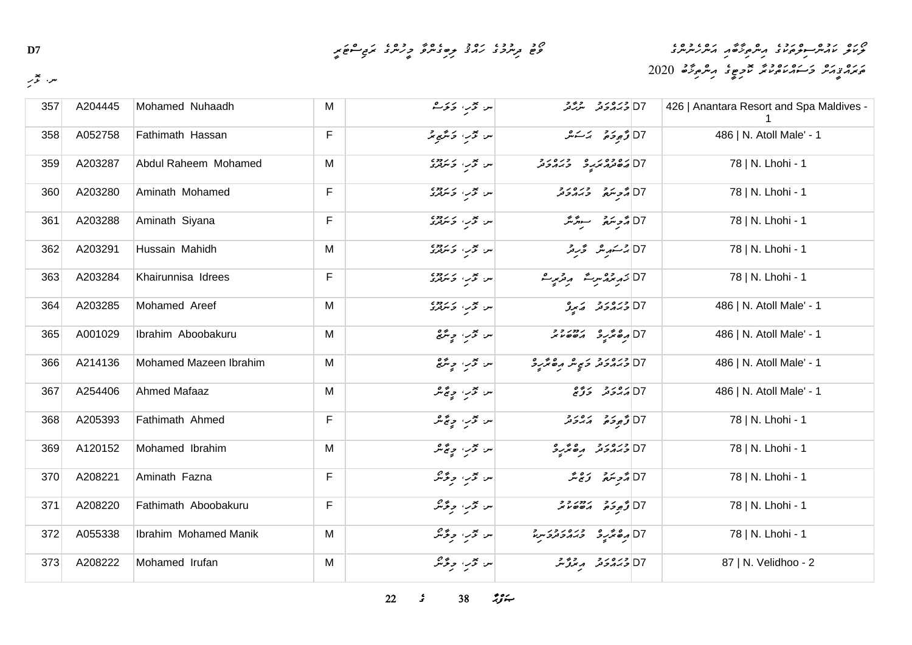| 357 | A204445 | Mohamed Nuhaadh | M | س. ځرن، وَکَرَگ | D7 وُبَرُدُوَتْرُ سُرْرََتْرُ | 426 \| Anantara Resort and Spa Maldives - 1 |
|---|---|---|---|---|---|---|
| 358 | A052758 | Fathimath Hassan | F | س. ځرن، وَسَّرْمِرْ | D7 وَّجِوَدَهْ بَرَسَمْرُ | 486 \| N. Atoll Male' - 1 |
| 359 | A203287 | Abdul Raheem Mohamed | M | س. ځرن، وَسَرَدْرُدَ | D7 مَەْھَرْمْ بَرَبِرْ وُبَرُدُوَتْرُ | 78 \| N. Lhohi - 1 |
| 360 | A203280 | Aminath Mohamed | F | س. ځرن، وَسَرَدْرُدَ | D7 مُّحِسَمْهْ وُبَرُدُوَتْرُ | 78 \| N. Lhohi - 1 |
| 361 | A203288 | Aminath Siyana | F | س. ځرن، وَسَرَدْرُدَ | D7 مُّحِسَمْهْ سِبُرَّسَّ | 78 \| N. Lhohi - 1 |
| 362 | A203291 | Hussain Mahidh | M | س. ځرن، وَسَرَدْرُدَ | D7 بُرُسَمْرِسْ وَّرِتْرُ | 78 \| N. Lhohi - 1 |
| 363 | A203284 | Khairunnisa Idrees | F | س. ځرن، وَسَرَدْرُدَ | D7 زَمِرُمْ سِرِسَّ مِتْرِمِرِسْ | 78 \| N. Lhohi - 1 |
| 364 | A203285 | Mohamed Areef | M | س. ځرن، وَسَرَدْرُدَ | D7 وُبَرُدُوَتْرُ مَمِرِوْ | 486 \| N. Atoll Male' - 1 |
| 365 | A001029 | Ibrahim Aboobakuru | M | س. ځرن، وِسَرْھْ | D7 مِرھَمَّرِدْ مَھْھَمَمَرُ | 486 \| N. Atoll Male' - 1 |
| 366 | A214136 | Mohamed Mazeen Ibrahim | M | س. ځرن، وِسَرْھْ | D7 وُبَرُدُوَتْرُ وَمِيسْ مِرھَمَّرِدْ | 486 \| N. Atoll Male' - 1 |
| 367 | A254406 | Ahmed Mafaaz | M | س. ځرن، وِجَّسْ | D7 مَرْدَوَتْرُ وَرَّجْ | 486 \| N. Atoll Male' - 1 |
| 368 | A205393 | Fathimath Ahmed | F | س. ځرن، وِجَّسْ | D7 وَّجِوَدَهْ مَرْدَوَتْرُ | 78 \| N. Lhohi - 1 |
| 369 | A120152 | Mohamed Ibrahim | M | س. ځرن، وِجَّسْ | D7 وُبَرُدُوَتْرُ مِرھَمَّرِدْ | 78 \| N. Lhohi - 1 |
| 370 | A208221 | Aminath Fazna | F | س. ځرن، وِوَّسْ | D7 مُّحِسَمْهْ وَجْسََّ | 78 \| N. Lhohi - 1 |
| 371 | A208220 | Fathimath Aboobakuru | F | س. ځرن، وِوَّسْ | D7 وَّجِوَدَهْ مَھْھَمَمَرُ | 78 \| N. Lhohi - 1 |
| 372 | A055338 | Ibrahim Mohamed Manik | M | س. ځرن، وِوَّسْ | D7 مِرھَمَّرِدْ وُبَرُدُوَتْرُوَسِرِ | 78 \| N. Lhohi - 1 |
| 373 | A208222 | Mohamed Irufan | M | س. ځرن، وِوَّسْ | D7 وُبَرُدُوَتْرُ مِبْرُوَّسْ | 87 \| N. Velidhoo - 2 |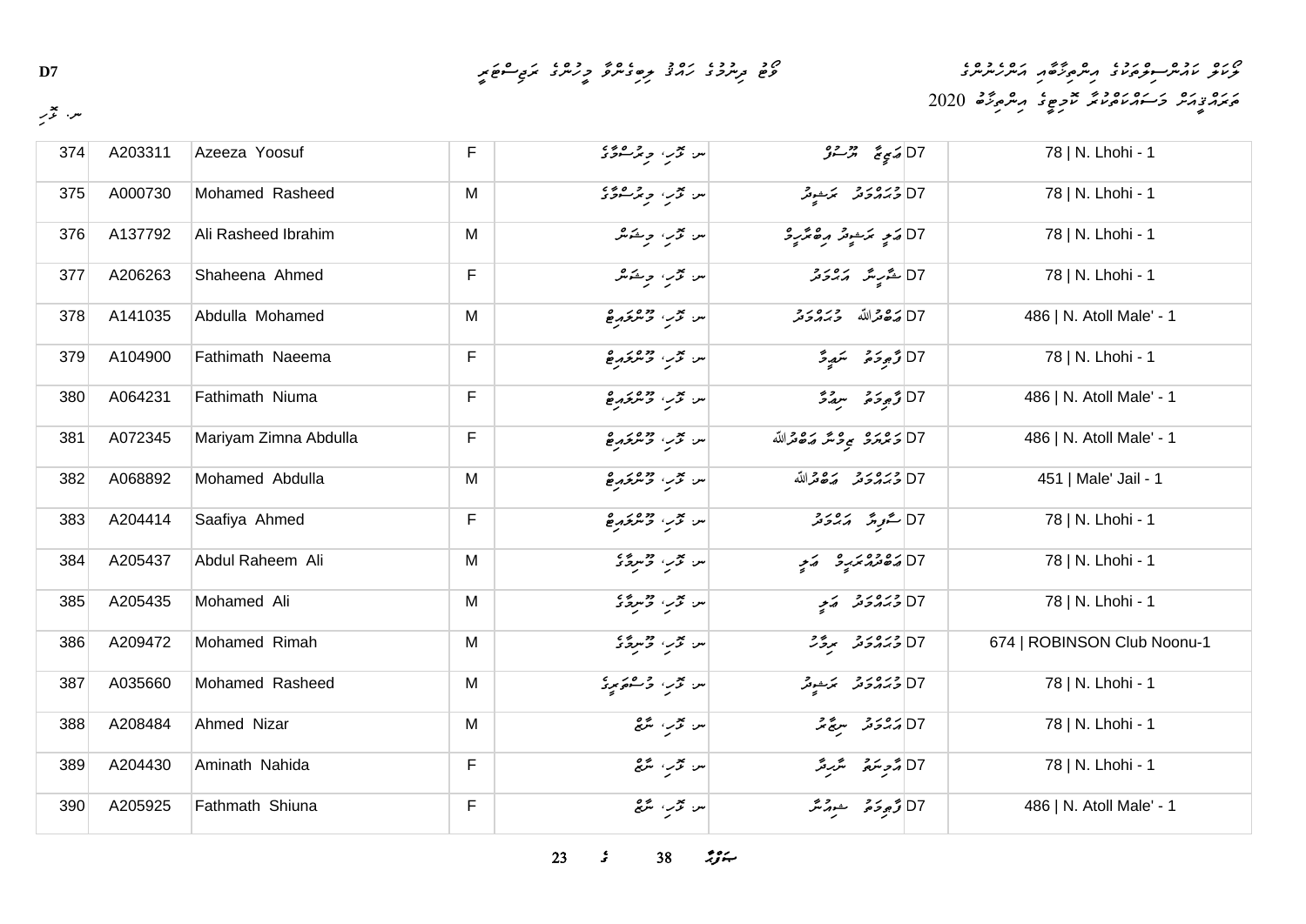| 374 | A203311 | Azeeza Yoosuf | F | س. ڵٷر، وِيْرَسْوَّدٌ | D7 مَبِيعٌ يُرْسُوْ | 78 \| N. Lhohi - 1 |
|---|---|---|---|---|---|---|
| 375 | A000730 | Mohamed Rasheed | M | س. ڵٷر، وِيْرَسْوَّدٌ | D7 وُبَرْدُوَتْرُ بَرَشِيْرُ | 78 \| N. Lhohi - 1 |
| 376 | A137792 | Ali Rasheed Ibrahim | M | س. ڵٷر، وِشَمْ | D7 مَعِ بَرَشِيْرُ مِرْهُ بَرْيَوْ | 78 \| N. Lhohi - 1 |
| 377 | A206263 | Shaheena Ahmed | F | س. ڵٷر، وِشَمْ | D7 شَرِيْتُر مَرْدُوَتْرُ | 78 \| N. Lhohi - 1 |
| 378 | A141035 | Abdulla Mohamed | M | س. ڵٷر، وُسُرْعَمِعْ | D7 مَرْهُ قُرْاللّه وُبَرْدُوَتْرُ | 486 \| N. Atoll Male' - 1 |
| 379 | A104900 | Fathimath Naeema | F | س. ڵٷر، وُسُرْعَمِعْ | D7 تُرْجِوَجْ سَمِيْرُ | 78 \| N. Lhohi - 1 |
| 380 | A064231 | Fathimath Niuma | F | س. ڵٷر، وُسُرْعَمِعْ | D7 تُرْجِوَجْ سِرْدُمْ | 486 \| N. Atoll Male' - 1 |
| 381 | A072345 | Mariyam Zimna Abdulla | F | س. ڵٷر، وُسُرْعَمِعْ | D7 وَبْرُبْرُدْ بِوُسْ مَرْهُ قُرْاللّه | 486 \| N. Atoll Male' - 1 |
| 382 | A068892 | Mohamed Abdulla | M | س. ڵٷر، وُسُرْعَمِعْ | D7 وُبَرْدُوَتْرُ مَرْهُ قُرْاللّه | 451 \| Male' Jail - 1 |
| 383 | A204414 | Saafiya Ahmed | F | س. ڵٷر، وُسُرْعَمِعْ | D7 سُوْرِمَ مَرْدُوَتْرُ | 78 \| N. Lhohi - 1 |
| 384 | A205437 | Abdul Raheem Ali | M | س. ڵٷر، وُسِرِدِّرُ | D7 مَرْهُ تُرْمُ بَرْيِوْ مَعِ | 78 \| N. Lhohi - 1 |
| 385 | A205435 | Mohamed Ali | M | س. ڵٷر، وُسِرِدِّرُ | D7 وُبَرْدُوَتْرُ مَعِ | 78 \| N. Lhohi - 1 |
| 386 | A209472 | Mohamed Rimah | M | س. ڵٷر، وُسِرِدِّرُ | D7 وُبَرْدُوَتْرُ بِرِدُرُ | 674 \| ROBINSON Club Noonu-1 |
| 387 | A035660 | Mohamed Rasheed | M | س. ڵٷر، وُسْعَمِرِ | D7 وُبَرْدُوَتْرُ بَرَشِيْرُ | 78 \| N. Lhohi - 1 |
| 388 | A208484 | Ahmed Nizar | M | س. ڵٷر، سُرْعْ | D7 مَرْدُوَتْرُ سِرْعُ بُرُ | 78 \| N. Lhohi - 1 |
| 389 | A204430 | Aminath Nahida | F | س. ڵٷر، سُرْعْ | D7 مُرْجِسَمْ سُرْبِرْ | 78 \| N. Lhohi - 1 |
| 390 | A205925 | Fathmath Shiuna | F | س. ڵٷر، سُرْعْ | D7 تُرْجِوَجْ شِيْرُ سُرْ | 486 \| N. Atoll Male' - 1 |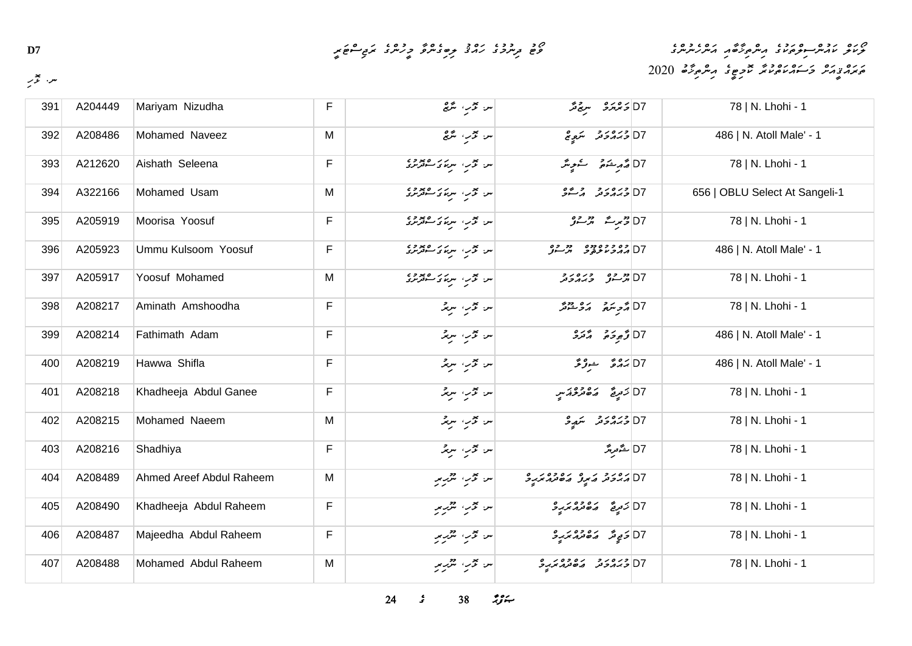| 391 | A204449 | Mariyam Nizudha | F | ނ. ލޮހ، ނޫރ | D7 ވަރިޔަމް ނިޒުދާ | 78 \| N. Lhohi - 1 |
|---|---|---|---|---|---|---|
| 392 | A208486 | Mohamed Naveez | M | ނ. ލޮހ، ނޫރ | D7 މުހައްމަދު ނަވީޒް | 486 \| N. Atoll Male' - 1 |
| 393 | A212620 | Aishath Seleena | F | ނ. ލޮހ، ނިޔާވަސްފަރުގެ | D7 އައިޝަތު ސެލީނާ | 78 \| N. Lhohi - 1 |
| 394 | A322166 | Mohamed Usam | M | ނ. ލޮހ، ނިޔާވަސްފަރުގެ | D7 މުހައްމަދު އުސާމް | 656 \| OBLU Select At Sangeli-1 |
| 395 | A205919 | Moorisa Yoosuf | F | ނ. ލޮހ، ނިޔާވަސްފަރުގެ | D7 މޫރިސާ ޔޫސުފް | 78 \| N. Lhohi - 1 |
| 396 | A205923 | Ummu Kulsoom Yoosuf | F | ނ. ލޮހ، ނިޔާވަސްފަރުގެ | D7 އުއްމުކުލްސޫމް ޔޫސުފް | 486 \| N. Atoll Male' - 1 |
| 397 | A205917 | Yoosuf Mohamed | M | ނ. ލޮހ، ނިޔާވަސްފަރުގެ | D7 ޔޫސުފް މުހައްމަދު | 78 \| N. Lhohi - 1 |
| 398 | A208217 | Aminath Amshoodha | F | ނ. ލޮހ، ނިރު | D7 އާމިނަތު އަމްޝޫދާ | 78 \| N. Lhohi - 1 |
| 399 | A208214 | Fathimath Adam | F | ނ. ލޮހ، ނިރު | D7 ފާތިމަތު އާދަމް | 486 \| N. Atoll Male' - 1 |
| 400 | A208219 | Hawwa Shifla | F | ނ. ލޮހ، ނިރު | D7 ހައްވާ ޝިފްލާ | 486 \| N. Atoll Male' - 1 |
| 401 | A208218 | Khadheeja Abdul Ganee | F | ނ. ލޮހ، ނިރު | D7 ހަދީޖާ އަބްދުލްޣަނީ | 78 \| N. Lhohi - 1 |
| 402 | A208215 | Mohamed Naeem | M | ނ. ލޮހ، ނިރު | D7 މުހައްމަދު ނައީމް | 78 \| N. Lhohi - 1 |
| 403 | A208216 | Shadhiya | F | ނ. ލޮހ، ނިރު | D7 ޝާދިޔާ | 78 \| N. Lhohi - 1 |
| 404 | A208489 | Ahmed Areef Abdul Raheem | M | ނ. ލޮހ، ނޫރީރީ | D7 އަހުމަދު އަރީފް އަބްދުއްރަޙީމް | 78 \| N. Lhohi - 1 |
| 405 | A208490 | Khadheeja Abdul Raheem | F | ނ. ލޮހ، ނޫރީރީ | D7 ހަދީޖާ އަބްދުއްރަޙީމް | 78 \| N. Lhohi - 1 |
| 406 | A208487 | Majeedha Abdul Raheem | F | ނ. ލޮހ، ނޫރީރީ | D7 މަޖީދާ އަބްދުއްރަޙީމް | 78 \| N. Lhohi - 1 |
| 407 | A208488 | Mohamed Abdul Raheem | M | ނ. ލޮހ، ނޫރީރީ | D7 މުހައްމަދު އަބްދުއްރަޙީމް | 78 \| N. Lhohi - 1 |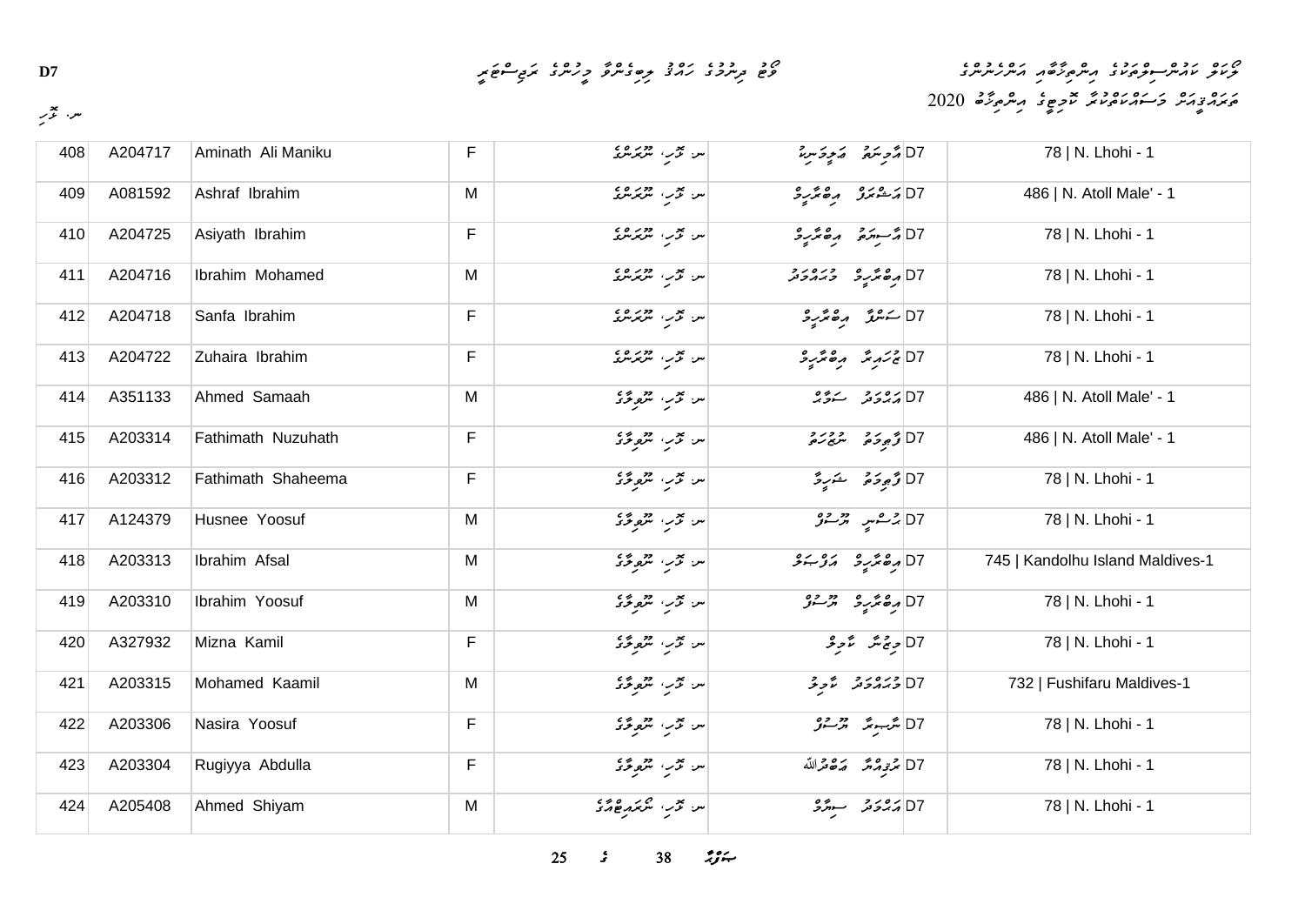| 408 | A204717 | Aminath Ali Maniku | F | س. ݞَرِ، سُرَسَرَدَ | D7 مُحَمَّدُ مَرْحُوبَرِيْسَ | 78 \| N. Lhohi - 1 |
|---|---|---|---|---|---|---|
| 409 | A081592 | Ashraf Ibrahim | M | س. ݞَرِ، سُرَسَرَدَ | D7 مَرْشُورَ مِرْحُرَسِرِدُ | 486 \| N. Atoll Male' - 1 |
| 410 | A204725 | Asiyath Ibrahim | F | س. ݞَرِ، سُرَسَرَدَ | D7 مُرْسِرَمْ مِرْحُرَسِرِدُ | 78 \| N. Lhohi - 1 |
| 411 | A204716 | Ibrahim Mohamed | M | س. ݞَرِ، سُرَسَرَدَ | D7 مِرْحُرَسِرِدُ وَرَمُرْدَرَ | 78 \| N. Lhohi - 1 |
| 412 | A204718 | Sanfa Ibrahim | F | س. ݞَرِ، سُرَسَرَدَ | D7 سَرْسُرِّ مِرْحُرَسِرِدُ | 78 \| N. Lhohi - 1 |
| 413 | A204722 | Zuhaira Ibrahim | F | س. ݞَرِ، سُرَسَرَدَ | D7 يَرْسُرِسُ مِرْحُرَسِرِدُ | 78 \| N. Lhohi - 1 |
| 414 | A351133 | Ahmed Samaah | M | س. ݞَرِ، سُرْحُرْدَ | D7 مَرْحُرَدَرْ سَرَدُرْ | 486 \| N. Atoll Male' - 1 |
| 415 | A203314 | Fathimath Nuzuhath | F | س. ݞَرِ، سُرْحُرْدَ | D7 وَّحُرَدَمْ سُرْحُرَدَمْ | 486 \| N. Atoll Male' - 1 |
| 416 | A203312 | Fathimath Shaheema | F | س. ݞَرِ، سُرْحُرْدَ | D7 وَّحُرَدَمْ سَرِيدُ | 78 \| N. Lhohi - 1 |
| 417 | A124379 | Husnee Yoosuf | M | س. ݞَرِ، سُرْحُرْدَ | D7 رُسْسِرِ مِرْسُورُ | 78 \| N. Lhohi - 1 |
| 418 | A203313 | Ibrahim Afsal | M | س. ݞَرِ، سُرْحُرْدَ | D7 مِرْحُرَسِرِدُ مَرْوْسَرُ | 745 \| Kandolhu Island Maldives-1 |
| 419 | A203310 | Ibrahim Yoosuf | M | س. ݞَرِ، سُرْحُرْدَ | D7 مِرْحُرَسِرِدُ مِرْسُورُ | 78 \| N. Lhohi - 1 |
| 420 | A327932 | Mizna Kamil | F | س. ݞَرِ، سُرْحُرْدَ | D7 وِجُسُرُ مُرِدُ | 78 \| N. Lhohi - 1 |
| 421 | A203315 | Mohamed Kaamil | M | س. ݞَرِ، سُرْحُرْدَ | D7 وَرَمُرْدَرَ مُرِدُ | 732 \| Fushifaru Maldives-1 |
| 422 | A203306 | Nasira Yoosuf | F | س. ݞَرِ، سُرْحُرْدَ | D7 سُرْسِرِسُ مِرْسُورُ | 78 \| N. Lhohi - 1 |
| 423 | A203304 | Rugiyya Abdulla | F | س. ݞَرِ، سُرْحُرْدَ | D7 بُرْدِرْسُ مَرْحُرُاللّه | 78 \| N. Lhohi - 1 |
| 424 | A205408 | Ahmed Shiyam | M | س. ݞَرِ، سُرْسَرِسُحُرْدَ | D7 مَرْحُرَدَرْ سِرِرُدُ | 78 \| N. Lhohi - 1 |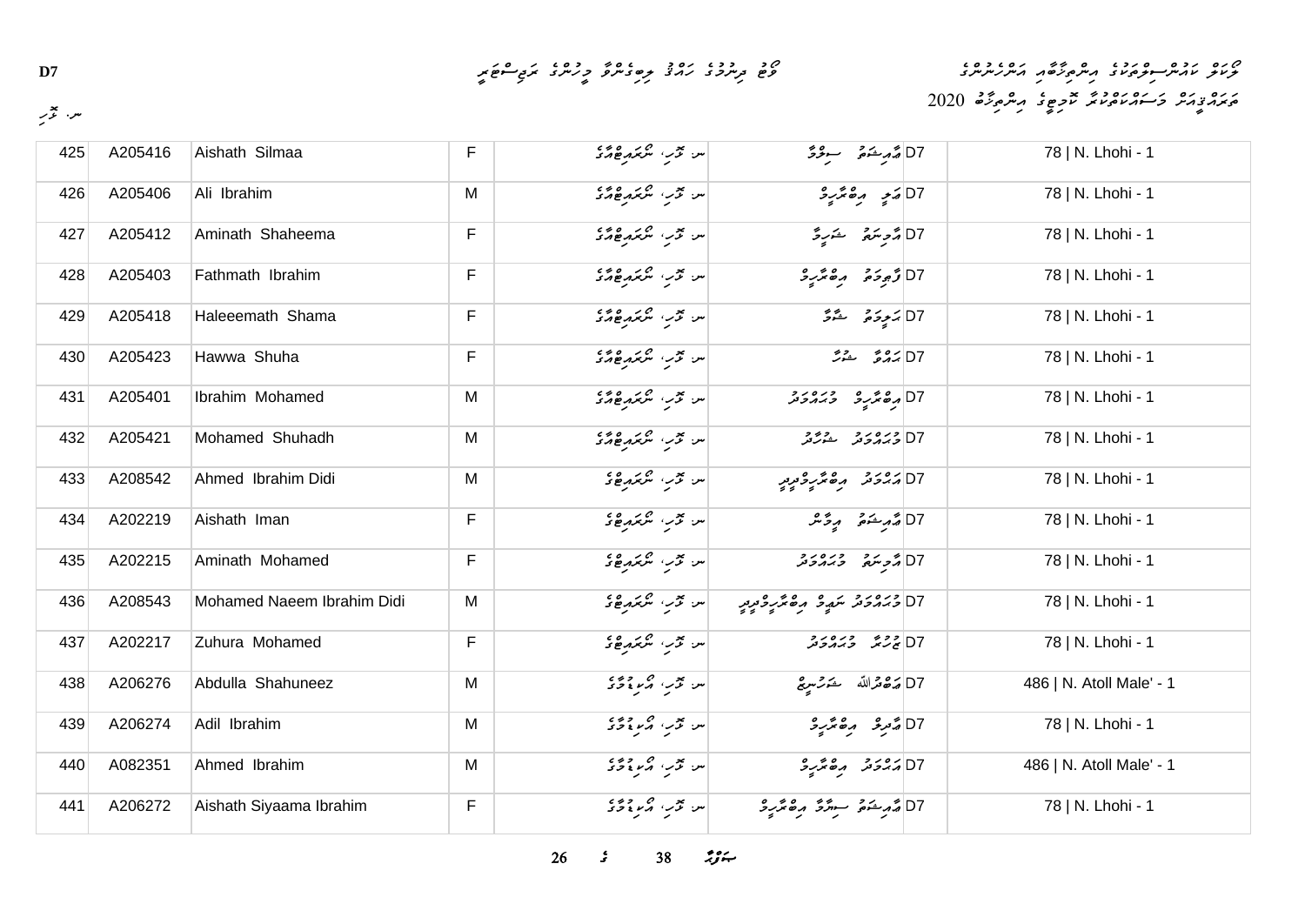| 425 | A205416 | Aishath Silmaa | F | ނ. ލޯހި، ނޫރަހިބާގެ | D7 ޢާއިޝަތު ސިލްމާ | 78 \| N. Lhohi - 1 |
|---|---|---|---|---|---|---|
| 426 | A205406 | Ali Ibrahim | M | ނ. ލޯހި، ނޫރަހިބާގެ | D7 ޢަލީ އިބްރާހީމް | 78 \| N. Lhohi - 1 |
| 427 | A205412 | Aminath Shaheema | F | ނ. ލޯހި، ނޫރަހިބާގެ | D7 އާމިނަތު ޝަހީމާ | 78 \| N. Lhohi - 1 |
| 428 | A205403 | Fathmath Ibrahim | F | ނ. ލޯހި، ނޫރަހިބާގެ | D7 ފާތިމަތު އިބްރާހީމް | 78 \| N. Lhohi - 1 |
| 429 | A205418 | Haleeemath Shama | F | ނ. ލޯހި، ނޫރަހިބާގެ | D7 ހަލީމަތު ޝަމާ | 78 \| N. Lhohi - 1 |
| 430 | A205423 | Hawwa Shuha | F | ނ. ލޯހި، ނޫރަހިބާގެ | D7 ހައްވާ ޝުހާ | 78 \| N. Lhohi - 1 |
| 431 | A205401 | Ibrahim Mohamed | M | ނ. ލޯހި، ނޫރަހިބާގެ | D7 އިބްރާހީމް މުހައްމަދު | 78 \| N. Lhohi - 1 |
| 432 | A205421 | Mohamed Shuhadh | M | ނ. ލޯހި، ނޫރަހިބާގެ | D7 މުހައްމަދު ޝުހާދު | 78 \| N. Lhohi - 1 |
| 433 | A208542 | Ahmed Ibrahim Didi | M | ނ. ލޯހި، ނޫރަހިބާގެ | D7 އަހްމަދު އިބްރާހީމްދީދީ | 78 \| N. Lhohi - 1 |
| 434 | A202219 | Aishath Iman | F | ނ. ލޯހި، ނޫރަހިބާގެ | D7 ޢާއިޝަތު އީމާން | 78 \| N. Lhohi - 1 |
| 435 | A202215 | Aminath Mohamed | F | ނ. ލޯހި، ނޫރަހިބާގެ | D7 އާމިނަތު މުހައްމަދު | 78 \| N. Lhohi - 1 |
| 436 | A208543 | Mohamed Naeem Ibrahim Didi | M | ނ. ލޯހި، ނޫރަހިބާގެ | D7 މުހައްމަދު ނަޢީމް އިބްރާހީމްދީދީ | 78 \| N. Lhohi - 1 |
| 437 | A202217 | Zuhura Mohamed | F | ނ. ލޯހި، ނޫރަހިބާގެ | D7 ޒުހުރާ މުހައްމަދު | 78 \| N. Lhohi - 1 |
| 438 | A206276 | Abdulla Shahuneez | M | ނ. ލޯހި، އާރިޔާމާގެ | D7 އަބްދުﷲ ޝަހުނީޒް | 486 \| N. Atoll Male' - 1 |
| 439 | A206274 | Adil Ibrahim | M | ނ. ލޯހި، އާރިޔާމާގެ | D7 އާދިލް އިބްރާހީމް | 78 \| N. Lhohi - 1 |
| 440 | A082351 | Ahmed Ibrahim | M | ނ. ލޯހި، އާރިޔާމާގެ | D7 އަހްމަދު އިބްރާހީމް | 486 \| N. Atoll Male' - 1 |
| 441 | A206272 | Aishath Siyaama Ibrahim | F | ނ. ލޯހި، އާރިޔާމާގެ | D7 ޢާއިޝަތު ސިޔާމާ އިބްރާހީމް | 78 \| N. Lhohi - 1 |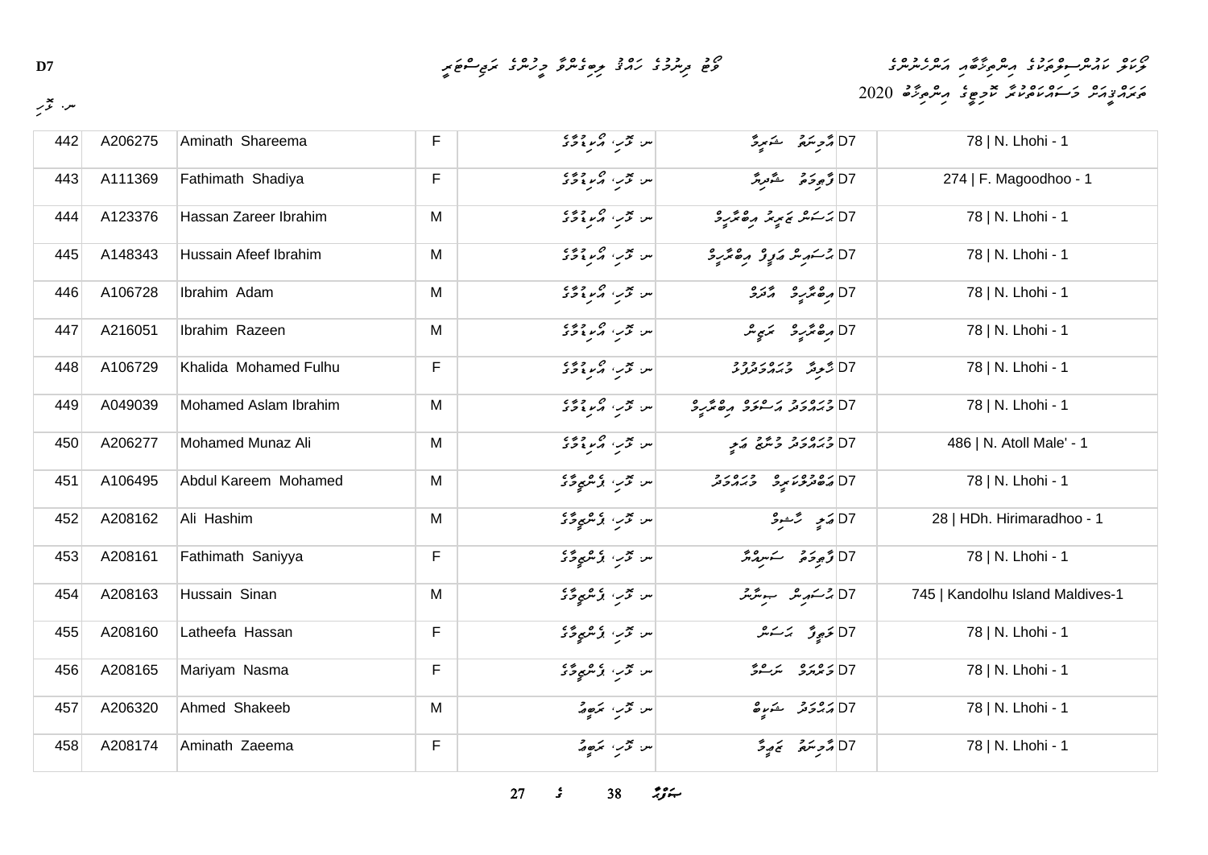| 442 | A206275 | Aminath Shareema | F | س. ݦ޸ރ، އޮކިޑެޑް | D7 އަމިނަތު ޝަރީމާ | 78 \| N. Lhohi - 1 |
|---|---|---|---|---|---|---|
| 443 | A111369 | Fathimath Shadiya | F | س. ݦ޸ރ، އޮކިޑެޑް | D7 ފާތިމަތު ޝާދިޔާ | 274 \| F. Magoodhoo - 1 |
| 444 | A123376 | Hassan Zareer Ibrahim | M | س. ݦ޸ރ، އޮކިޑެޑް | D7 ހަސަން ޒަރީރު އިބްރާހީމް | 78 \| N. Lhohi - 1 |
| 445 | A148343 | Hussain Afeef Ibrahim | M | س. ݦ޸ރ، އޮކިޑެޑް | D7 ހުސައިން އަފީފް އިބްރާހީމް | 78 \| N. Lhohi - 1 |
| 446 | A106728 | Ibrahim Adam | M | س. ݦ޸ރ، އޮކިޑެޑް | D7 އިބްރާހީމް އާދަމް | 78 \| N. Lhohi - 1 |
| 447 | A216051 | Ibrahim Razeen | M | س. ݦ޸ރ، އޮކިޑެޑް | D7 އިބްރާހީމް ރަޒީން | 78 \| N. Lhohi - 1 |
| 448 | A106729 | Khalida Mohamed Fulhu | F | س. ݦ޸ރ، އޮކިޑެޑް | D7 ޚާލިދާ މުހައްމަދުފުޅު | 78 \| N. Lhohi - 1 |
| 449 | A049039 | Mohamed Aslam Ibrahim | M | س. ݦ޸ރ، އޮކިޑެޑް | D7 މުހައްމަދު އަސްލަމް އިބްރާހީމް | 78 \| N. Lhohi - 1 |
| 450 | A206277 | Mohamed Munaz Ali | M | س. ݦ޸ރ، އޮކިޑެޑް | D7 މުހައްމަދު މުނާޒު އަލި | 486 \| N. Atoll Male' - 1 |
| 451 | A106495 | Abdul Kareem Mohamed | M | س. ݦ޸ރ، ޔޫނިވާސް | D7 އަބްދުލްކަރީމް މުހައްމަދު | 78 \| N. Lhohi - 1 |
| 452 | A208162 | Ali Hashim | M | س. ݦ޸ރ، ޔޫނިވާސް | D7 އަލި ހާޝިމް | 28 \| HDh. Hirimaradhoo - 1 |
| 453 | A208161 | Fathimath Saniyya | F | س. ݦ޸ރ، ޔޫނިވާސް | D7 ފާތިމަތު ސަނިއްޔާ | 78 \| N. Lhohi - 1 |
| 454 | A208163 | Hussain Sinan | M | س. ݦ޸ރ، ޔޫނިވާސް | D7 ހުސައިން ސިނާން | 745 \| Kandolhu Island Maldives-1 |
| 455 | A208160 | Latheefa Hassan | F | س. ݦ޸ރ، ޔޫނިވާސް | D7 ލަތީފާ ހަސަން | 78 \| N. Lhohi - 1 |
| 456 | A208165 | Mariyam Nasma | F | س. ݦ޸ރ، ޔޫނިވާސް | D7 މަރިޔަމް ނަސްމާ | 78 \| N. Lhohi - 1 |
| 457 | A206320 | Ahmed Shakeeb | M | س. ݦ޸ރ، ރަބީޢު | D7 އަހްމަދު ޝަކީބު | 78 \| N. Lhohi - 1 |
| 458 | A208174 | Aminath Zaeema | F | س. ݦ޸ރ، ރަބީޢު | D7 އަމިނަތު ޒަޢީމާ | 78 \| N. Lhohi - 1 |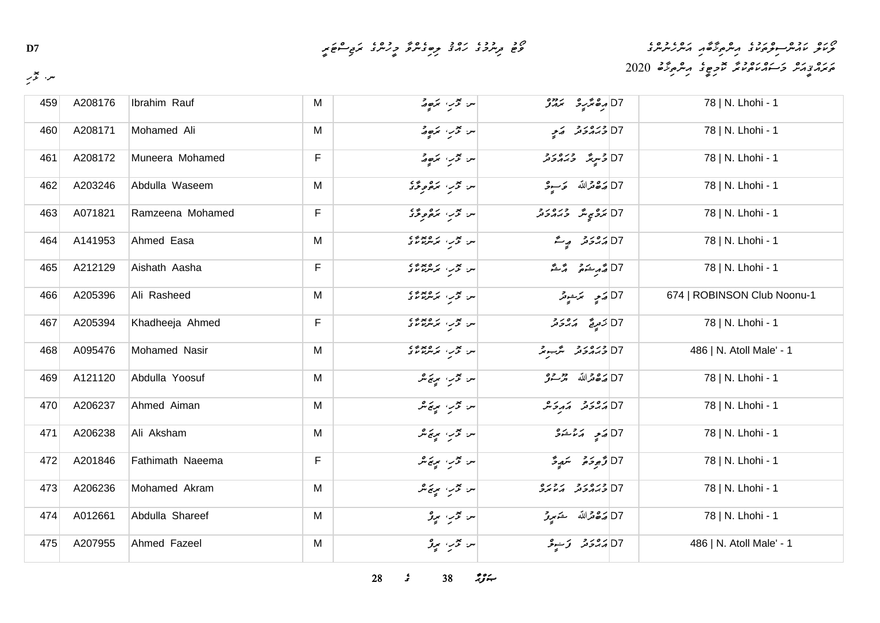| 459 | A208176 | Ibrahim Rauf | M | س. ލޮހި، ރަތްމަލް | D7 | މުޙައްމަދު ރައޫފް | 78 \| N. Lhohi - 1 |
|---|---|---|---|---|---|---|---|
| 460 | A208171 | Mohamed Ali | M | س. ލޮހި، ރަތްމަލް | D7 | މުޙައްމަދު ޢަލީ | 78 \| N. Lhohi - 1 |
| 461 | A208172 | Muneera Mohamed | F | س. ލޮހި، ރަތްމަލް | D7 | މުނީރާ މުޙައްމަދު | 78 \| N. Lhohi - 1 |
| 462 | A203246 | Abdulla Waseem | M | س. ލޮހި، ރަތްވިލާގެ | D7 | އަބްދުﷲ ވަސީމް | 78 \| N. Lhohi - 1 |
| 463 | A071821 | Ramzeena Mohamed | F | س. ލޮހި، ރަތްވިލާގެ | D7 | ރަމްޒީނާ މުޙައްމަދު | 78 \| N. Lhohi - 1 |
| 464 | A141953 | Ahmed Easa | M | س. ލޮހި، ރަންނަމާރީގެ | D7 | އަޙްމަދު ޢީސާ | 78 \| N. Lhohi - 1 |
| 465 | A212129 | Aishath Aasha | F | س. ލޮހި، ރަންނަމާރީގެ | D7 | އާއިޝަތު އާޝާ | 78 \| N. Lhohi - 1 |
| 466 | A205396 | Ali Rasheed | M | س. ލޮހި، ރަންނަމާރީގެ | D7 | ޢަލީ ރަޝީދު | 674 \| ROBINSON Club Noonu-1 |
| 467 | A205394 | Khadheeja Ahmed | F | س. ލޮހި، ރަންނަމާރީގެ | D7 | ޚަދީޖާ އަޙްމަދު | 78 \| N. Lhohi - 1 |
| 468 | A095476 | Mohamed Nasir | M | س. ލޮހި، ރަންނަމާރީގެ | D7 | މުޙައްމަދު ނާސިރު | 486 \| N. Atoll Male' - 1 |
| 469 | A121120 | Abdulla Yoosuf | M | س. ލޮހި، ރިހަން | D7 | އަބްދުﷲ ޔޫސުފް | 78 \| N. Lhohi - 1 |
| 470 | A206237 | Ahmed Aiman | M | س. ލޮހި، ރިހަން | D7 | އަޙްމަދު އައިމަން | 78 \| N. Lhohi - 1 |
| 471 | A206238 | Ali Aksham | M | س. ލޮހި، ރިހަން | D7 | ޢަލީ އަކްޝަމް | 78 \| N. Lhohi - 1 |
| 472 | A201846 | Fathimath Naeema | F | س. ލޮހި، ރިހަން | D7 | ފާތިމަތު ނަޢީމާ | 78 \| N. Lhohi - 1 |
| 473 | A206236 | Mohamed Akram | M | س. ލޮހި، ރިހަން | D7 | މުޙައްމަދު އަކްރަމް | 78 \| N. Lhohi - 1 |
| 474 | A012661 | Abdulla Shareef | M | س. ލޮހި، ރިލް | D7 | އަބްދުﷲ ޝަރީފް | 78 \| N. Lhohi - 1 |
| 475 | A207955 | Ahmed Fazeel | M | س. ލޮހި، ރިލް | D7 | އަޙްމަދު ފަޒީލް | 486 \| N. Atoll Male' - 1 |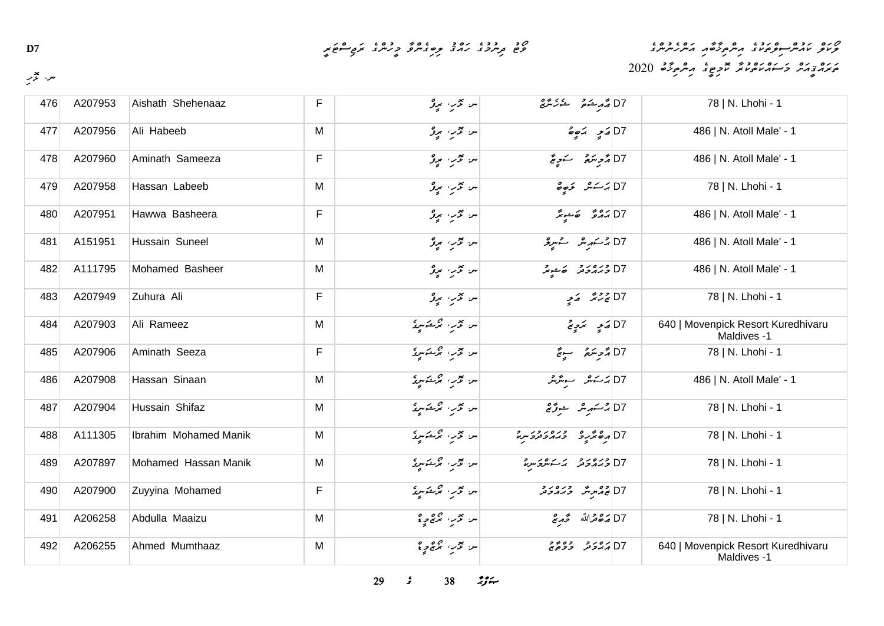| 476 | A207953 | Aishath Shehenaaz | F | س. ﷲرِ، ﷲ | ﷲرِ ﷲ D7 | 78 \| N. Lhohi - 1 |
|---|---|---|---|---|---|---|
| 477 | A207956 | Ali Habeeb | M | س. ﷲرِ، ﷲ | ﷲ ﷲ D7 | 486 \| N. Atoll Male' - 1 |
| 478 | A207960 | Aminath Sameeza | F | س. ﷲرِ، ﷲ | ﷲ ﷲ D7 | 486 \| N. Atoll Male' - 1 |
| 479 | A207958 | Hassan Labeeb | M | س. ﷲرِ، ﷲ | ﷲ ﷲ D7 | 78 \| N. Lhohi - 1 |
| 480 | A207951 | Hawwa Basheera | F | س. ﷲرِ، ﷲ | ﷲ ﷲ D7 | 486 \| N. Atoll Male' - 1 |
| 481 | A151951 | Hussain Suneel | M | س. ﷲرِ، ﷲ | ﷲ ﷲ D7 | 486 \| N. Atoll Male' - 1 |
| 482 | A111795 | Mohamed Basheer | M | س. ﷲرِ، ﷲ | ﷲ ﷲ D7 | 486 \| N. Atoll Male' - 1 |
| 483 | A207949 | Zuhura Ali | F | س. ﷲرِ، ﷲ | ﷲ ﷲ D7 | 78 \| N. Lhohi - 1 |
| 484 | A207903 | Ali Rameez | M | س. ﷲرِ، ﷲ | ﷲ ﷲ D7 | 640 \| Movenpick Resort Kuredhivaru Maldives -1 |
| 485 | A207906 | Aminath Seeza | F | س. ﷲرِ، ﷲ | ﷲ ﷲ D7 | 78 \| N. Lhohi - 1 |
| 486 | A207908 | Hassan Sinaan | M | س. ﷲرِ، ﷲ | ﷲ ﷲ D7 | 486 \| N. Atoll Male' - 1 |
| 487 | A207904 | Hussain Shifaz | M | س. ﷲرِ، ﷲ | ﷲ ﷲ D7 | 78 \| N. Lhohi - 1 |
| 488 | A111305 | Ibrahim Mohamed Manik | M | س. ﷲرِ، ﷲ | ﷲ ﷲ D7 | 78 \| N. Lhohi - 1 |
| 489 | A207897 | Mohamed Hassan Manik | M | س. ﷲرِ، ﷲ | ﷲ ﷲ D7 | 78 \| N. Lhohi - 1 |
| 490 | A207900 | Zuyyina Mohamed | F | س. ﷲرِ، ﷲ | ﷲ ﷲ D7 | 78 \| N. Lhohi - 1 |
| 491 | A206258 | Abdulla Maaizu | M | س. ﷲرِ، ﷲ | ﷲ ﷲ D7 | 78 \| N. Lhohi - 1 |
| 492 | A206255 | Ahmed Mumthaaz | M | س. ﷲرِ، ﷲ | ﷲ ﷲ D7 | 640 \| Movenpick Resort Kuredhivaru Maldives -1 |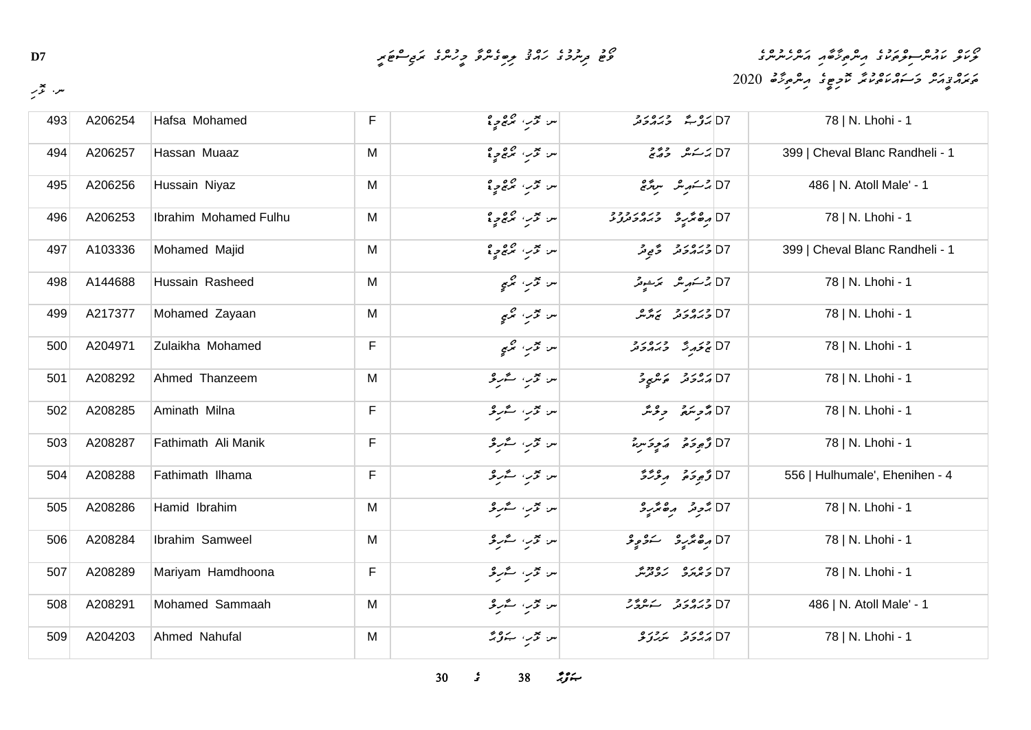| 493 | A206254 | Hafsa Mohamed | F | س. ݣޯރި، ރޫޒީވިލާ | D7 ހަފްސާ މުހައްމަދު | 78 \| N. Lhohi - 1 |
|---|---|---|---|---|---|---|
| 494 | A206257 | Hassan Muaaz | M | س. ݣޯރި، ރޫޒީވިލާ | D7 ހަސަން މުއާޒު | 399 \| Cheval Blanc Randheli - 1 |
| 495 | A206256 | Hussain Niyaz | M | س. ݣޯރި، ރޫޒީވިލާ | D7 ހުސައިން ނިޔާޒު | 486 \| N. Atoll Male' - 1 |
| 496 | A206253 | Ibrahim Mohamed Fulhu | M | س. ݣޯރި، ރޫޒީވިލާ | D7 އިބްރާހީމް މުހައްމަދުފުޅު | 78 \| N. Lhohi - 1 |
| 497 | A103336 | Mohamed Majid | M | س. ݣޯރި، ރޫޒީވިލާ | D7 މުހައްމަދު މާޖިދު | 399 \| Cheval Blanc Randheli - 1 |
| 498 | A144688 | Hussain Rasheed | M | س. ݣޯރި، ރޯޒީ | D7 ހުސައިން ރަޝީދު | 78 \| N. Lhohi - 1 |
| 499 | A217377 | Mohamed Zayaan | M | س. ݣޯރި، ރޯޒީ | D7 މުހައްމަދު ޒަޔާން | 78 \| N. Lhohi - 1 |
| 500 | A204971 | Zulaikha Mohamed | F | س. ݣޯރި، ރޯޒީ | D7 ޒުލައިހާ މުހައްމަދު | 78 \| N. Lhohi - 1 |
| 501 | A208292 | Ahmed Thanzeem | M | س. ݣޯރި، ސާރިވާ | D7 އަހްމަދު ތަންޒީމު | 78 \| N. Lhohi - 1 |
| 502 | A208285 | Aminath Milna | F | س. ݣޯރި، ސާރިވާ | D7 އާމިނަތު މިލްނާ | 78 \| N. Lhohi - 1 |
| 503 | A208287 | Fathimath Ali Manik | F | س. ݣޯރި، ސާރިވާ | D7 ފާތިމަތު އަލިމަނިކު | 78 \| N. Lhohi - 1 |
| 504 | A208288 | Fathimath Ilhama | F | س. ݣޯރި، ސާރިވާ | D7 ފާތިމަތު އިލްހާމާ | 556 \| Hulhumale', Ehenihen - 4 |
| 505 | A208286 | Hamid Ibrahim | M | س. ݣޯރި، ސާރިވާ | D7 ހާމިދު އިބްރާހީމް | 78 \| N. Lhohi - 1 |
| 506 | A208284 | Ibrahim Samweel | M | س. ݣޯރި، ސާރިވާ | D7 އިބްރާހީމް ސަމްވީލް | 78 \| N. Lhohi - 1 |
| 507 | A208289 | Mariyam Hamdhoona | F | س. ݣޯރި، ސާރިވާ | D7 މަރިޔަމް ހަމްދޫނާ | 78 \| N. Lhohi - 1 |
| 508 | A208291 | Mohamed Sammaah | M | س. ݣޯރި، ސާރިވާ | D7 މުހައްމަދު ސައްމާހު | 486 \| N. Atoll Male' - 1 |
| 509 | A204203 | Ahmed Nahufal | M | س. ݣޯރި، ސަވޮއާ | D7 އަހްމަދު ނަހުފަލް | 78 \| N. Lhohi - 1 |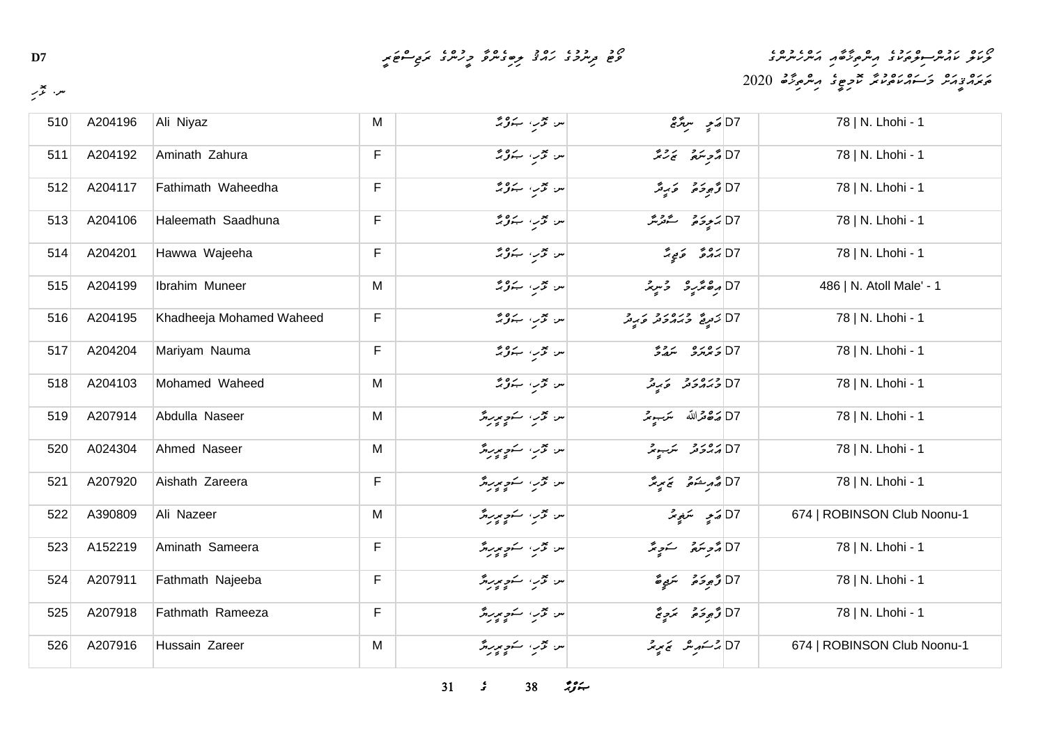| 510 | A204196 | Ali Niyaz | M | ނ. ލޮހި، ސަވޯއި | ޢަލީ ނިޔާޒް D7 | 78 \| N. Lhohi - 1 |
|---|---|---|---|---|---|---|
| 511 | A204192 | Aminath Zahura | F | ނ. ލޮހި، ސަވޯއި | އާމިނަތު ޒަހުރާ D7 | 78 \| N. Lhohi - 1 |
| 512 | A204117 | Fathimath Waheedha | F | ނ. ލޮހި، ސަވޯއި | ފާތިމަތު ވަހީދާ D7 | 78 \| N. Lhohi - 1 |
| 513 | A204106 | Haleemath Saadhuna | F | ނ. ލޮހި، ސަވޯއި | ހަލީމަތު ސާދުނާ D7 | 78 \| N. Lhohi - 1 |
| 514 | A204201 | Hawwa Wajeeha | F | ނ. ލޮހި، ސަވޯއި | ހައްވާ ވަޖީހާ D7 | 78 \| N. Lhohi - 1 |
| 515 | A204199 | Ibrahim Muneer | M | ނ. ލޮހި، ސަވޯއި | އިބްރާހީމް މުނީރު D7 | 486 \| N. Atoll Male' - 1 |
| 516 | A204195 | Khadheeja Mohamed Waheed | F | ނ. ލޮހި، ސަވޯއި | ޚަދީޖާ މުޙައްމަދު ވަހީދު D7 | 78 \| N. Lhohi - 1 |
| 517 | A204204 | Mariyam Nauma | F | ނ. ލޮހި، ސަވޯއި | މަރިޔަމް ނައުމާ D7 | 78 \| N. Lhohi - 1 |
| 518 | A204103 | Mohamed Waheed | M | ނ. ލޮހި، ސަވޯއި | މުޙައްމަދު ވަހީދު D7 | 78 \| N. Lhohi - 1 |
| 519 | A207914 | Abdulla Naseer | M | ނ. ލޮހި، ސަމިރީރިއާ | އަބްދުﷲ ނަސީރު D7 | 78 \| N. Lhohi - 1 |
| 520 | A024304 | Ahmed Naseer | M | ނ. ލޮހި، ސަމިރީރިއާ | އަޙްމަދު ނަސީރު D7 | 78 \| N. Lhohi - 1 |
| 521 | A207920 | Aishath Zareera | F | ނ. ލޮހި، ސަމިރީރިއާ | އާއިޝަތު ޒަރީރާ D7 | 78 \| N. Lhohi - 1 |
| 522 | A390809 | Ali Nazeer | M | ނ. ލޮހި، ސަމިރީރިއާ | ޢަލީ ނަޒީރު D7 | 674 \| ROBINSON Club Noonu-1 |
| 523 | A152219 | Aminath Sameera | F | ނ. ލޮހި، ސަމިރީރިއާ | އާމިނަތު ސަމީރާ D7 | 78 \| N. Lhohi - 1 |
| 524 | A207911 | Fathmath Najeeba | F | ނ. ލޮހި، ސަމިރީރިއާ | ފާތިމަތު ނަޖީބާ D7 | 78 \| N. Lhohi - 1 |
| 525 | A207918 | Fathmath Rameeza | F | ނ. ލޮހި، ސަމިރީރިއާ | ފާތިމަތު ރަމީޒާ D7 | 78 \| N. Lhohi - 1 |
| 526 | A207916 | Hussain Zareer | M | ނ. ލޮހި، ސަމިރީރިއާ | ހުސައިން ޒަރީރު D7 | 674 \| ROBINSON Club Noonu-1 |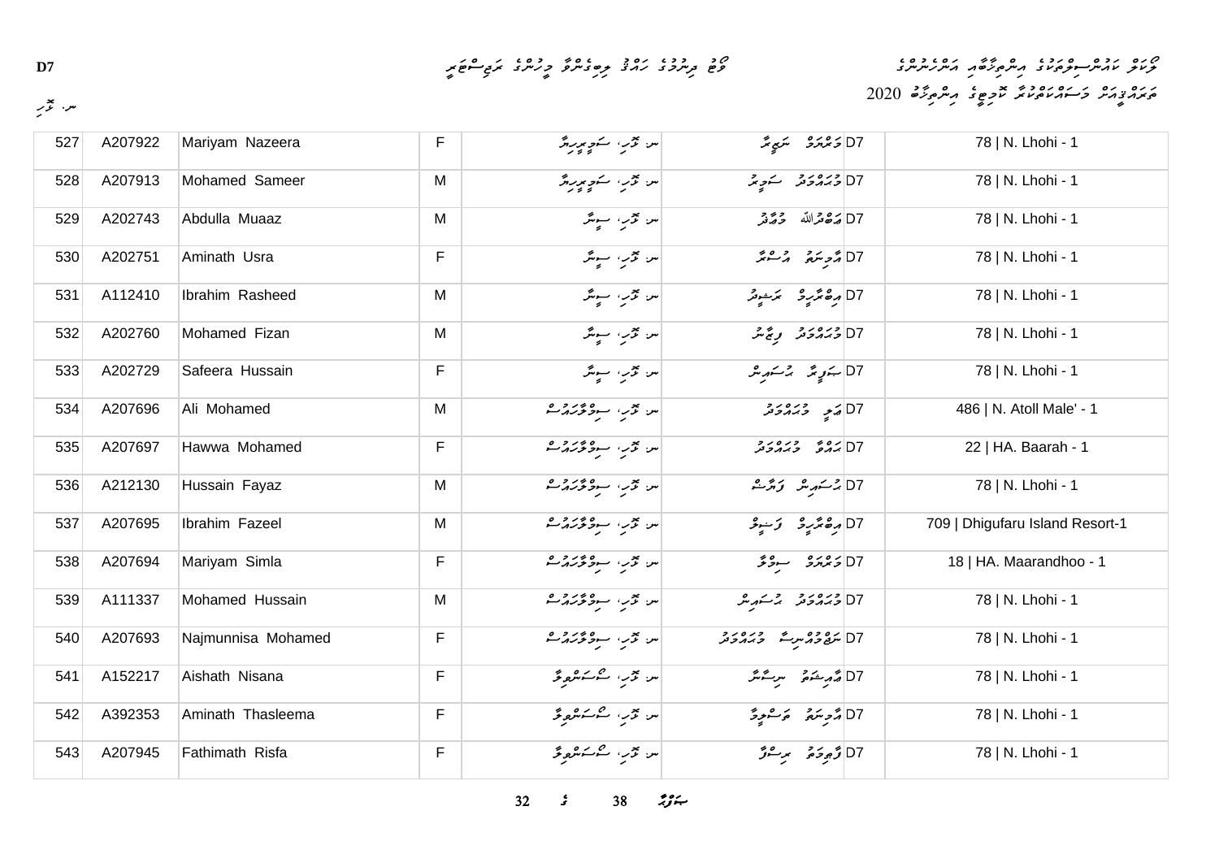| 527 | A207922 | Mariyam Nazeera | F | س. ކޮޅަ، ސަލްވީރިއާ | ވަރީމްވެ ނަޒީރާ D7 | 78 \| N. Lhohi - 1 |
|---|---|---|---|---|---|---|
| 528 | A207913 | Mohamed Sameer | M | س. ކޮޅަ، ސަލްވީރިއާ | މުޙައްމަދު ސަމީރު D7 | 78 \| N. Lhohi - 1 |
| 529 | A202743 | Abdulla Muaaz | M | س. ކޮޅަ، ސިލާ | އަބްދުﷲ މުއާޛު D7 | 78 \| N. Lhohi - 1 |
| 530 | A202751 | Aminath Usra | F | س. ކޮޅަ، ސިލާ | އާމިނަތު އުސްރާ D7 | 78 \| N. Lhohi - 1 |
| 531 | A112410 | Ibrahim Rasheed | M | س. ކޮޅަ، ސިލާ | އިބްރާހީމް ރަޝީދު D7 | 78 \| N. Lhohi - 1 |
| 532 | A202760 | Mohamed Fizan | M | س. ކޮޅަ، ސިލާ | މުޙައްމަދު ފިޒާން D7 | 78 \| N. Lhohi - 1 |
| 533 | A202729 | Safeera Hussain | F | س. ކޮޅަ، ސިލާ | ސަފީރާ ޙުސައިން D7 | 78 \| N. Lhohi - 1 |
| 534 | A207696 | Ali Mohamed | M | س. ކޮޅަ، ސިލްވަރހައުސް | އަލި މުޙައްމަދު D7 | 486 \| N. Atoll Male' - 1 |
| 535 | A207697 | Hawwa Mohamed | F | س. ކޮޅަ، ސިލްވަރހައުސް | ޙައްވާ މުޙައްމަދު D7 | 22 \| HA. Baarah - 1 |
| 536 | A212130 | Hussain Fayaz | M | س. ކޮޅަ، ސިލްވަރހައުސް | ޙުސައިން ފައްޔާޒް D7 | 78 \| N. Lhohi - 1 |
| 537 | A207695 | Ibrahim Fazeel | M | س. ކޮޅަ، ސިލްވަރހައުސް | އިބްރާހީމް ފަޟީލް D7 | 709 \| Dhigufaru Island Resort-1 |
| 538 | A207694 | Mariyam Simla | F | س. ކޮޅަ، ސިލްވަރހައުސް | މަރްޔަމް ސިމްލާ D7 | 18 \| HA. Maarandhoo - 1 |
| 539 | A111337 | Mohamed Hussain | M | س. ކޮޅަ، ސިލްވަރހައުސް | މުޙައްމަދު ޙުސައިން D7 | 78 \| N. Lhohi - 1 |
| 540 | A207693 | Najmunnisa Mohamed | F | س. ކޮޅަ، ސިލްވަރހައުސް | ނަޖްމުއްނިސާ މުޙައްމަދު D7 | 78 \| N. Lhohi - 1 |
| 541 | A152217 | Aishath Nisana | F | س. ކޮޅަ، ސަސަންވިލާ | އާއިޝަތު ނިސާނާ D7 | 78 \| N. Lhohi - 1 |
| 542 | A392353 | Aminath Thasleema | F | س. ކޮޅަ، ސަސަންވިލާ | އާމިނަތު ތަސްލީމާ D7 | 78 \| N. Lhohi - 1 |
| 543 | A207945 | Fathimath Risfa | F | س. ކޮޅަ، ސަސަންވިލާ | ފާތިމަތު ރިސްފާ D7 | 78 \| N. Lhohi - 1 |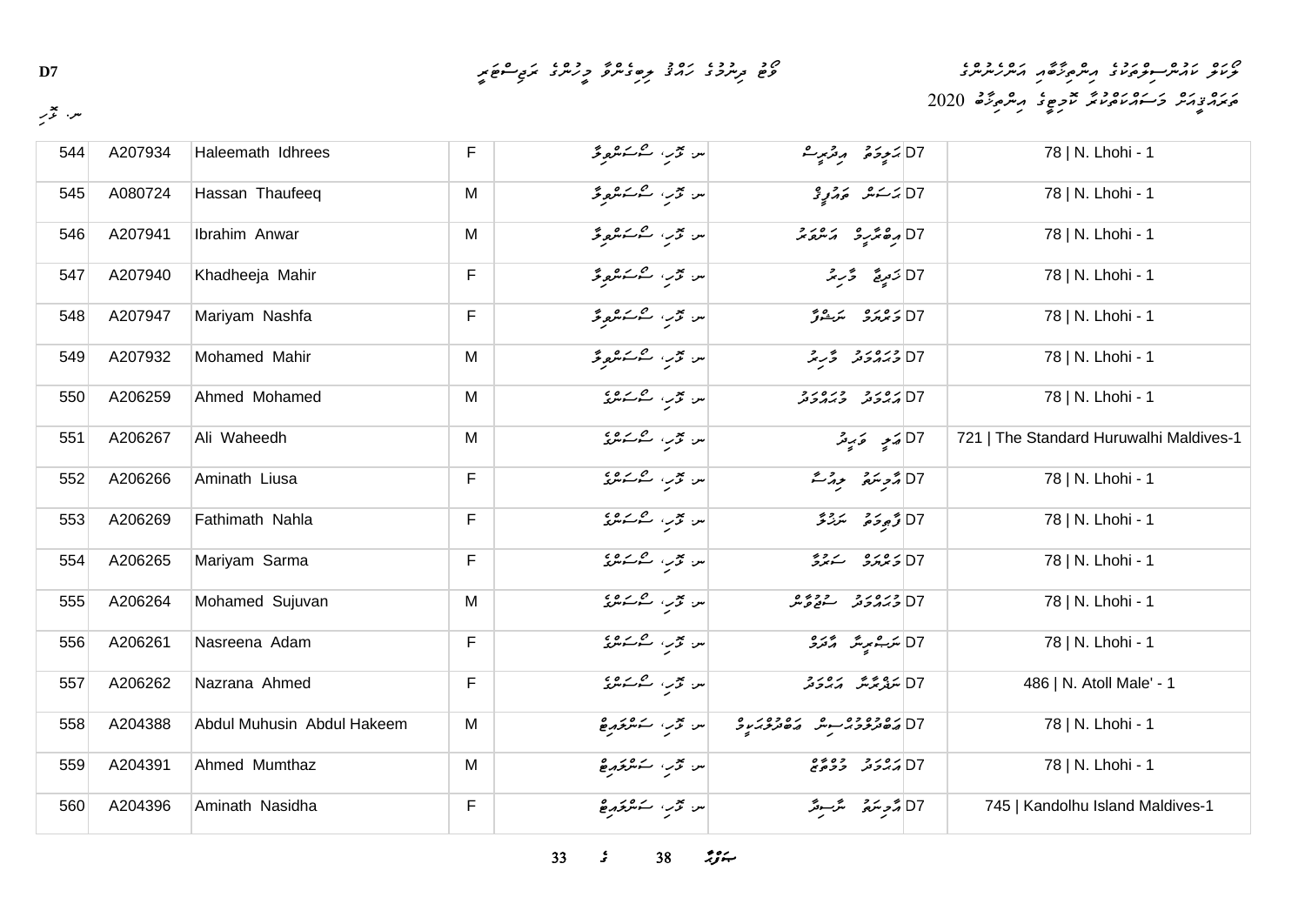| 544 | A207934 | Haleemath Idhrees | F | س. ڵۆހި، ސުސަންވިލާ | D7 ހަލީމަތު އިދުރީސް | 78 \| N. Lhohi - 1 |
|---|---|---|---|---|---|---|
| 545 | A080724 | Hassan Thaufeeq | M | س. ڵۆހި، ސުސަންވިލާ | D7 ހަސަން ތައުފީޤު | 78 \| N. Lhohi - 1 |
| 546 | A207941 | Ibrahim Anwar | M | س. ڵۆހި، ސުސަންވިލާ | D7 އިބްރާހީމް އަންވަރު | 78 \| N. Lhohi - 1 |
| 547 | A207940 | Khadheeja Mahir | F | س. ڵۆހި، ސުސަންވިލާ | D7 ޚަދީޖާ މާހިރު | 78 \| N. Lhohi - 1 |
| 548 | A207947 | Mariyam Nashfa | F | س. ڵۆހި، ސުސަންވިލާ | D7 މަރިޔަމް ނަޝްފާ | 78 \| N. Lhohi - 1 |
| 549 | A207932 | Mohamed Mahir | M | س. ڵۆހި، ސުސަންވިލާ | D7 މުހައްމަދު މާހިރު | 78 \| N. Lhohi - 1 |
| 550 | A206259 | Ahmed Mohamed | M | س. ڵۆހި، ސުސަންގެ | D7 އަހްމަދު މުހައްމަދު | 78 \| N. Lhohi - 1 |
| 551 | A206267 | Ali Waheedh | M | س. ڵۆހި، ސުސަންގެ | D7 އަލީ ވަހީދު | 721 \| The Standard Huruwalhi Maldives-1 |
| 552 | A206266 | Aminath Liusa | F | س. ڵۆހި، ސުސަންގެ | D7 އާމިނަތު ލިއުސާ | 78 \| N. Lhohi - 1 |
| 553 | A206269 | Fathimath Nahla | F | س. ڵۆހި، ސުސަންގެ | D7 ފާތިމަތު ނަހްލާ | 78 \| N. Lhohi - 1 |
| 554 | A206265 | Mariyam Sarma | F | س. ڵۆހި، ސުސަންގެ | D7 މަރިޔަމް ސަރުމާ | 78 \| N. Lhohi - 1 |
| 555 | A206264 | Mohamed Sujuvan | M | س. ڵۆހި، ސުސަންގެ | D7 މުހައްމަދު ސުޖުވާން | 78 \| N. Lhohi - 1 |
| 556 | A206261 | Nasreena Adam | F | س. ڵۆހި، ސުސަންގެ | D7 ނަސްރީނާ އާދަމް | 78 \| N. Lhohi - 1 |
| 557 | A206262 | Nazrana Ahmed | F | س. ڵۆހި، ސުސަންގެ | D7 ނަޒްރާނާ އަހްމަދު | 486 \| N. Atoll Male' - 1 |
| 558 | A204388 | Abdul Muhusin Abdul Hakeem | M | س. ڵۆހި، ސަންރައިޒް | D7 އަބްދުލްމުހުސިން އަބްދުލްހަކީމް | 78 \| N. Lhohi - 1 |
| 559 | A204391 | Ahmed Mumthaz | M | س. ڵۆހި، ސަންރައިޒް | D7 އަހްމަދު މުމްތާޒު | 78 \| N. Lhohi - 1 |
| 560 | A204396 | Aminath Nasidha | F | س. ڵۆހި، ސަންރައިޒް | D7 އާމިނަތު ނާސިދާ | 745 \| Kandolhu Island Maldives-1 |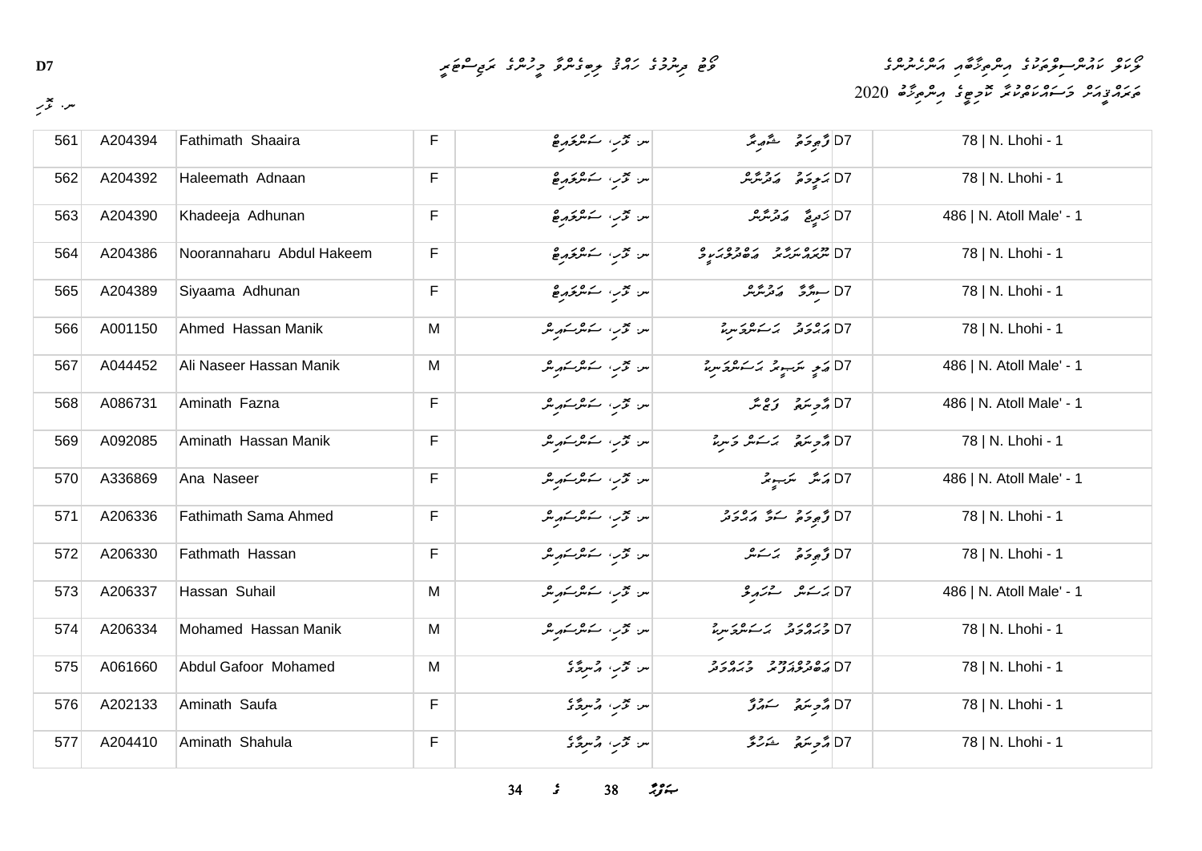| 561 | A204394 | Fathimath Shaaira | F | س. ڵڷَر، سَڪَسَمَرِڤ | D7 ژَجِرَدَمِ شَمَرِیَّرَ | 78 \| N. Lhohi - 1 |
|---|---|---|---|---|---|---|
| 562 | A204392 | Haleemath Adnaan | F | س. ڵڷَر، سَڪَسَمَرِڤ | D7 بَرَوِدَمِ دَمَرْسَرَسَ | 78 \| N. Lhohi - 1 |
| 563 | A204390 | Khadeeja Adhunan | F | س. ڵڷَر، سَڪَسَمَرِڤ | D7 زَمِرِیَّ دَمَرْسَرَسَ | 486 \| N. Atoll Male' - 1 |
| 564 | A204386 | Noorannaharu Abdul Hakeem | F | س. ڵڷَر، سَڪَسَمَرِڤ | D7 سُرَمَرَسَرَدَمَ دَرَّوَرُّدَرَسِرَتُ | 78 \| N. Lhohi - 1 |
| 565 | A204389 | Siyaama Adhunan | F | س. ڵڷَر، سَڪَسَمَرِڤ | D7 سِرَدَّ دَمَرْسَرَسَ | 78 \| N. Lhohi - 1 |
| 566 | A001150 | Ahmed Hassan Manik | M | س. ڵڷَر، سَڪَسَرَسَمَرِسَ | D7 رَبَرْدَدَ بَرَسَرَدَسِرِدْ | 78 \| N. Lhohi - 1 |
| 567 | A044452 | Ali Naseer Hassan Manik | M | س. ڵڷَر، سَڪَسَرَسَمَرِسَ | D7 رَمِ سَرَسِرِیَّرَ بَرَسَرَدَسِرِدْ | 486 \| N. Atoll Male' - 1 |
| 568 | A086731 | Aminath Fazna | F | س. ڵڷَر، سَڪَسَرَسَمَرِسَ | D7 رَّحِسَمَ وَرَّسَرَ | 486 \| N. Atoll Male' - 1 |
| 569 | A092085 | Aminath Hassan Manik | F | س. ڵڷَر، سَڪَسَرَسَمَرِسَ | D7 رَّحِسَمَ بَرَسَرَ دَسِرِدْ | 78 \| N. Lhohi - 1 |
| 570 | A336869 | Ana Naseer | F | س. ڵڷَر، سَڪَسَرَسَمَرِسَ | D7 رَسَّ سَرَسِرِیَّرَ | 486 \| N. Atoll Male' - 1 |
| 571 | A206336 | Fathimath Sama Ahmed | F | س. ڵڷَر، سَڪَسَرَسَمَرِسَ | D7 ژَجِرَدَمِ سَرَدَّ رَبَرْدَدَ | 78 \| N. Lhohi - 1 |
| 572 | A206330 | Fathmath Hassan | F | س. ڵڷَر، سَڪَسَرَسَمَرِسَ | D7 ژَجِرَدَمِ بَرَسَرَ | 78 \| N. Lhohi - 1 |
| 573 | A206337 | Hassan Suhail | M | س. ڵڷَر، سَڪَسَرَسَمَرِسَ | D7 بَرَسَرَ سَرَرَمِرِوْ | 486 \| N. Atoll Male' - 1 |
| 574 | A206334 | Mohamed Hassan Manik | M | س. ڵڷَر، سَڪَسَرَسَمَرِسَ | D7 وَبَرَرْدَدَ بَرَسَرَدَسِرِدْ | 78 \| N. Lhohi - 1 |
| 575 | A061660 | Abdul Gafoor Mohamed | M | س. ڵڷَر، رَّسِرِدَّى | D7 رَمَرْسَرُّرَدُ وَبَرَرْدَدَ | 78 \| N. Lhohi - 1 |
| 576 | A202133 | Aminath Saufa | F | س. ڵڷَر، رَّسِرِدَّى | D7 رَّحِسَمَ سَرَرَّ | 78 \| N. Lhohi - 1 |
| 577 | A204410 | Aminath Shahula | F | س. ڵڷَر، رَّسِرِدَّى | D7 رَّحِسَمَ شَرَرَّ | 78 \| N. Lhohi - 1 |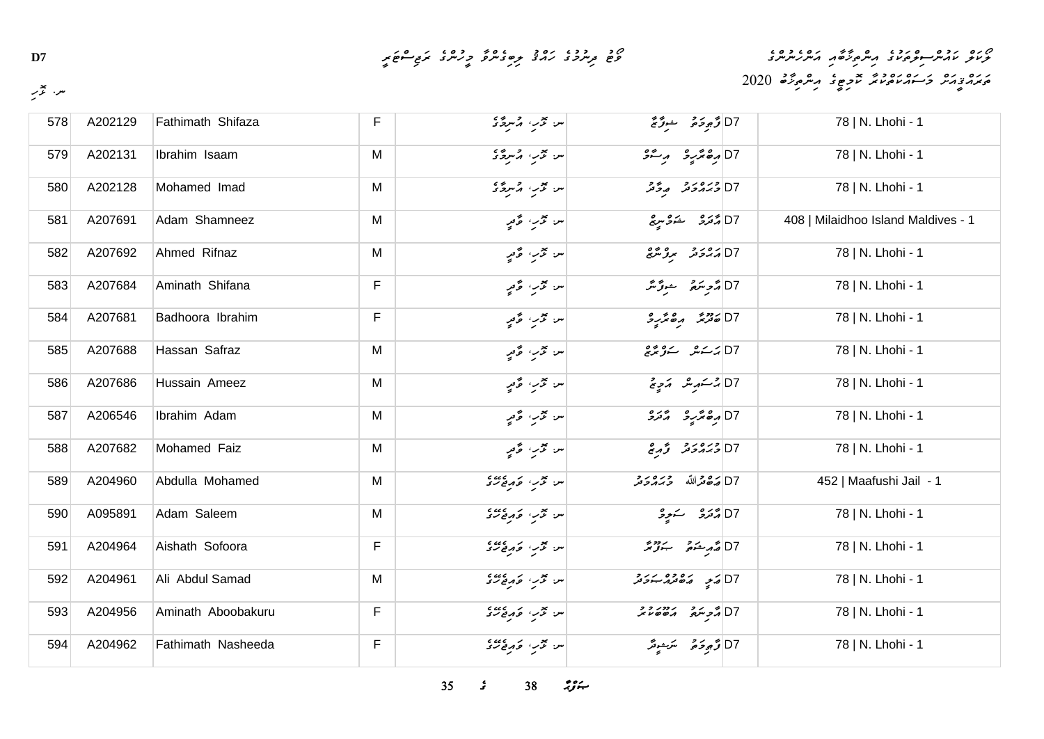| 578 | A202129 | Fathimath Shifaza | F | س. ۇرَ، مَسِرِۇۇ | ۇَجِرَجْ شِۇَۓَ D7 | 78 \| N. Lhohi - 1 |
|---|---|---|---|---|---|---|
| 579 | A202131 | Ibrahim Isaam | M | س. ۇرَ، مَسِرِۇۇ | مِرە ئَرِۇ مِسَّۇ D7 | 78 \| N. Lhohi - 1 |
| 580 | A202128 | Mohamed Imad | M | س. ۇرَ، مَسِرِۇۇ | ۇبَرەۇ مِۇَتَر D7 | 78 \| N. Lhohi - 1 |
| 581 | A207691 | Adam Shamneez | M | س. ۇرَ، ۇّمِر | مُرَتَرۇ شَۇسِرِج D7 | 408 \| Milaidhoo Island Maldives - 1 |
| 582 | A207692 | Ahmed Rifnaz | M | س. ۇرَ، ۇّمِر | مَرۇۇتر بِرۇتَرَج D7 | 78 \| N. Lhohi - 1 |
| 583 | A207684 | Aminath Shifana | F | س. ۇرَ، ۇّمِر | مُرِسَمۇ شِۇَتَر D7 | 78 \| N. Lhohi - 1 |
| 584 | A207681 | Badhoora Ibrahim | F | س. ۇرَ، ۇّمِر | ھَتَرۇَ مِرە ئَرِۇ D7 | 78 \| N. Lhohi - 1 |
| 585 | A207688 | Hassan Safraz | M | س. ۇرَ، ۇّمِر | بَرَسَسْ سَوۇبَرَج D7 | 78 \| N. Lhohi - 1 |
| 586 | A207686 | Hussain Ameez | M | س. ۇرَ، ۇّمِر | بُرَسَمِرِسْ مَرِج D7 | 78 \| N. Lhohi - 1 |
| 587 | A206546 | Ibrahim Adam | M | س. ۇرَ، ۇّمِر | مِرە ئَرِۇ مُرَتَرۇ D7 | 78 \| N. Lhohi - 1 |
| 588 | A207682 | Mohamed Faiz | M | س. ۇرَ، ۇّمِر | ۇبَرەۇتر ۇّمِرج D7 | 78 \| N. Lhohi - 1 |
| 589 | A204960 | Abdulla Mohamed | M | س. ۇرَ، ۇَمِرۇتَرۇ | مَەقرالله ۇبَرەۇتر D7 | 452 \| Maafushi Jail - 1 |
| 590 | A095891 | Adam Saleem | M | س. ۇرَ، ۇَمِرۇتَرۇ | مُرَتَرۇ سَوِۇ D7 | 78 \| N. Lhohi - 1 |
| 591 | A204964 | Aishath Sofoora | F | س. ۇرَ، ۇَمِرۇتَرۇ | مُرِشَمۇ سۇۇتَر D7 | 78 \| N. Lhohi - 1 |
| 592 | A204961 | Ali Abdul Samad | M | س. ۇرَ، ۇَمِرۇتَرۇ | مَرِ مَەقرەسَۇتر D7 | 78 \| N. Lhohi - 1 |
| 593 | A204956 | Aminath Aboobakuru | F | س. ۇرَ، ۇَمِرۇتَرۇ | مُرِسَمۇ مَەھَىر D7 | 78 \| N. Lhohi - 1 |
| 594 | A204962 | Fathimath Nasheeda | F | س. ۇرَ، ۇَمِرۇتَرۇ | ۇَجِرَجْ سَرَشِيِتَر D7 | 78 \| N. Lhohi - 1 |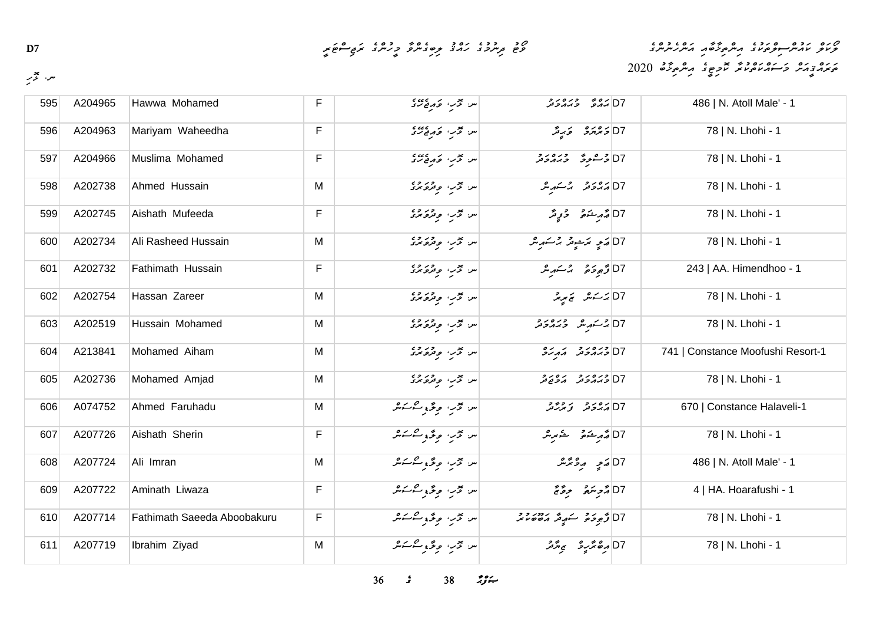| 595 | A204965 | Hawwa Mohamed | F | ނ. ލޮހި، ވައިޖެހޭގެ | D7 ހައްވާ މުހައްމަދު | 486 \| N. Atoll Male' - 1 |
|---|---|---|---|---|---|---|
| 596 | A204963 | Mariyam Waheedha | F | ނ. ލޮހި، ވައިޖެހޭގެ | D7 މަރިޔަމް ވަހީދާ | 78 \| N. Lhohi - 1 |
| 597 | A204966 | Muslima Mohamed | F | ނ. ލޮހި، ވައިޖެހޭގެ | D7 މުސްލިމާ މުހައްމަދު | 78 \| N. Lhohi - 1 |
| 598 | A202738 | Ahmed Hussain | M | ނ. ލޮހި، ވިލުފަރުގެ | D7 އަހްމަދު ހުސައިން | 78 \| N. Lhohi - 1 |
| 599 | A202745 | Aishath Mufeeda | F | ނ. ލޮހި، ވިލުފަރުގެ | D7 އާއިޝަތު މުފީދާ | 78 \| N. Lhohi - 1 |
| 600 | A202734 | Ali Rasheed Hussain | M | ނ. ލޮހި، ވިލުފަރުގެ | D7 އަލި ރަޝީދު ހުސައިން | 78 \| N. Lhohi - 1 |
| 601 | A202732 | Fathimath Hussain | F | ނ. ލޮހި، ވިލުފަރުގެ | D7 ފާތިމަތު ހުސައިން | 243 \| AA. Himendhoo - 1 |
| 602 | A202754 | Hassan Zareer | M | ނ. ލޮހި، ވިލުފަރުގެ | D7 ހަސަން ޒަރީރު | 78 \| N. Lhohi - 1 |
| 603 | A202519 | Hussain Mohamed | M | ނ. ލޮހި، ވިލުފަރުގެ | D7 ހުސައިން މުހައްމަދު | 78 \| N. Lhohi - 1 |
| 604 | A213841 | Mohamed Aiham | M | ނ. ލޮހި، ވިލުފަރުގެ | D7 މުހައްމަދު އައިހަމް | 741 \| Constance Moofushi Resort-1 |
| 605 | A202736 | Mohamed Amjad | M | ނ. ލޮހި، ވިލުފަރުގެ | D7 މުހައްމަދު އަމްޖަދު | 78 \| N. Lhohi - 1 |
| 606 | A074752 | Ahmed Faruhadu | M | ނ. ލޮހި، ވިލާގެ ސޮސަން | D7 އަހްމަދު ފަރުހާދު | 670 \| Constance Halaveli-1 |
| 607 | A207726 | Aishath Sherin | F | ނ. ލޮހި، ވިލާގެ ސޮސަން | D7 އާއިޝަތު ޝެރިން | 78 \| N. Lhohi - 1 |
| 608 | A207724 | Ali Imran | M | ނ. ލޮހި، ވިލާގެ ސޮސަން | D7 އަލި އިމްރާން | 486 \| N. Atoll Male' - 1 |
| 609 | A207722 | Aminath Liwaza | F | ނ. ލޮހި، ވިލާގެ ސޮސަން | D7 އާމިނަތު ލިވާޒާ | 4 \| HA. Hoarafushi - 1 |
| 610 | A207714 | Fathimath Saeeda Aboobakuru | F | ނ. ލޮހި، ވިލާގެ ސޮސަން | D7 ފާތިމަތު ސައީދާ އަބޫބަކުރު | 78 \| N. Lhohi - 1 |
| 611 | A207719 | Ibrahim Ziyad | M | ނ. ލޮހި، ވިލާގެ ސޮސަން | D7 އިބްރާހީމް ޒިޔާދު | 78 \| N. Lhohi - 1 |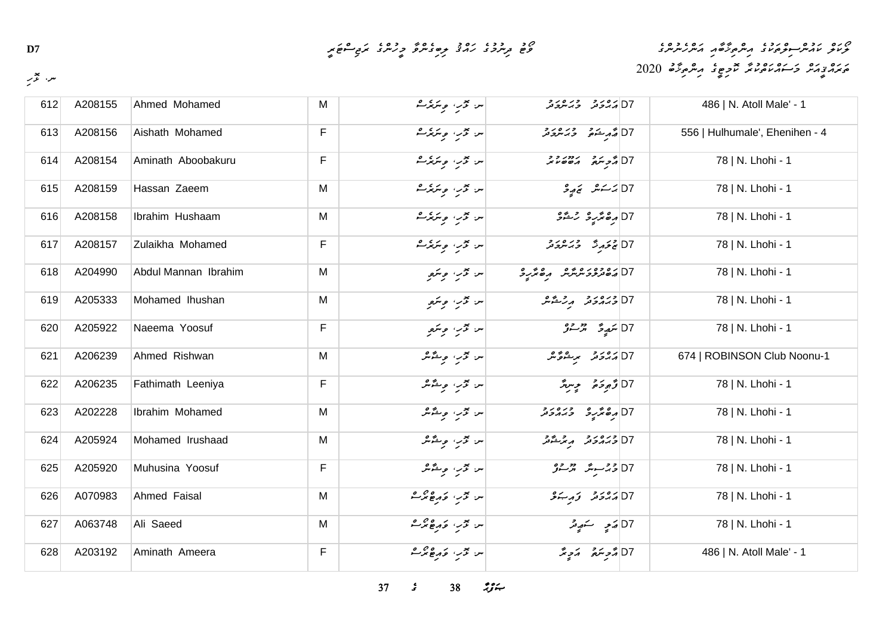| 612 | A208155 | Ahmed Mohamed | M | س. ٹڑر، وِسَرَیْرَتْ | D7 مَہْرَوَتْرَ وَرَ رَہْرَوَتْرَ | 486 \| N. Atoll Male' - 1 |
|---|---|---|---|---|---|---|
| 613 | A208156 | Aishath Mohamed | F | س. ٹڑر، وِسَرَیْرَتْ | D7 مَّہِرِ شَہْوَ وَرَہْرَوَتْرَ | 556 \| Hulhumale', Ehenihen - 4 |
| 614 | A208154 | Aminath Aboobakuru | F | س. ٹڑر، وِسَرَیْرَتْ | D7 مَّجْرِسَہْوَ مَہْرَحَرَہُ | 78 \| N. Lhohi - 1 |
| 615 | A208159 | Hassan Zaeem | M | س. ٹڑر، وِسَرَیْرَتْ | D7 بَرَسَہْ سَہِرِوْ | 78 \| N. Lhohi - 1 |
| 616 | A208158 | Ibrahim Hushaam | M | س. ٹڑر، وِسَرَیْرَتْ | D7 مِرْہَبْرِ وْ رُسْہَوْ | 78 \| N. Lhohi - 1 |
| 617 | A208157 | Zulaikha Mohamed | F | س. ٹڑر، وِسَرَیْرَتْ | D7 ہِرْوَمِرِ رُ وَرَہْرَوَتْرَ | 78 \| N. Lhohi - 1 |
| 618 | A204990 | Abdul Mannan Ibrahim | M | س. ٹڑر، وِسَرَوِ | D7 مَہْرُوْدَوَسْرَسْرَسْرَ مِرْہَبْرِ وْ | 78 \| N. Lhohi - 1 |
| 619 | A205333 | Mohamed Ihushan | M | س. ٹڑر، وِسَرَوِ | D7 وَرَہْرَوَتْرَ مِرِ رُسْہَسْرَ | 78 \| N. Lhohi - 1 |
| 620 | A205922 | Naeema Yoosuf | F | س. ٹڑر، وِسَرَوِ | D7 سَرْہِرِ دَّ مَرْ سُوْ | 78 \| N. Lhohi - 1 |
| 621 | A206239 | Ahmed Rishwan | M | س. ٹڑر، وِشَّسْر | D7 مَہْرَوَتْرَ بِرِ شْہَوَّسْرَ | 674 \| ROBINSON Club Noonu-1 |
| 622 | A206235 | Fathimath Leeniya | F | س. ٹڑر، وِشَّسْر | D7 وَّہِرِ وَہْوَ وِسِرِ مَّ | 78 \| N. Lhohi - 1 |
| 623 | A202228 | Ibrahim Mohamed | M | س. ٹڑر، وِشَّسْر | D7 مِرْہَبْرِ وْ وَرَہْرَوَتْرَ | 78 \| N. Lhohi - 1 |
| 624 | A205924 | Mohamed Irushaad | M | س. ٹڑر، وِشَّسْر | D7 وَرَہْرَوَتْرَ مِرِ بَرْشَہْ وَتْرَ | 78 \| N. Lhohi - 1 |
| 625 | A205920 | Muhusina Yoosuf | F | س. ٹڑر، وِشَّسْر | D7 وُرُسِرِسْرَ مَرْ سُوْ | 78 \| N. Lhohi - 1 |
| 626 | A070983 | Ahmed Faisal | M | س. ٹڑر، وَمِرِ ہَبْرَسْہ | D7 مَہْرَوَتْرَ وَمِرِ سَہْوْ | 78 \| N. Lhohi - 1 |
| 627 | A063748 | Ali Saeed | M | س. ٹڑر، وَمِرِ ہَبْرَسْہ | D7 مَہْرِ سَہِرِ تْرَ | 78 \| N. Lhohi - 1 |
| 628 | A203192 | Aminath Ameera | F | س. ٹڑر، وَمِرِ ہَبْرَسْہ | D7 مَّجْرِسَہْوَ مَہْرِ بَرَ | 486 \| N. Atoll Male' - 1 |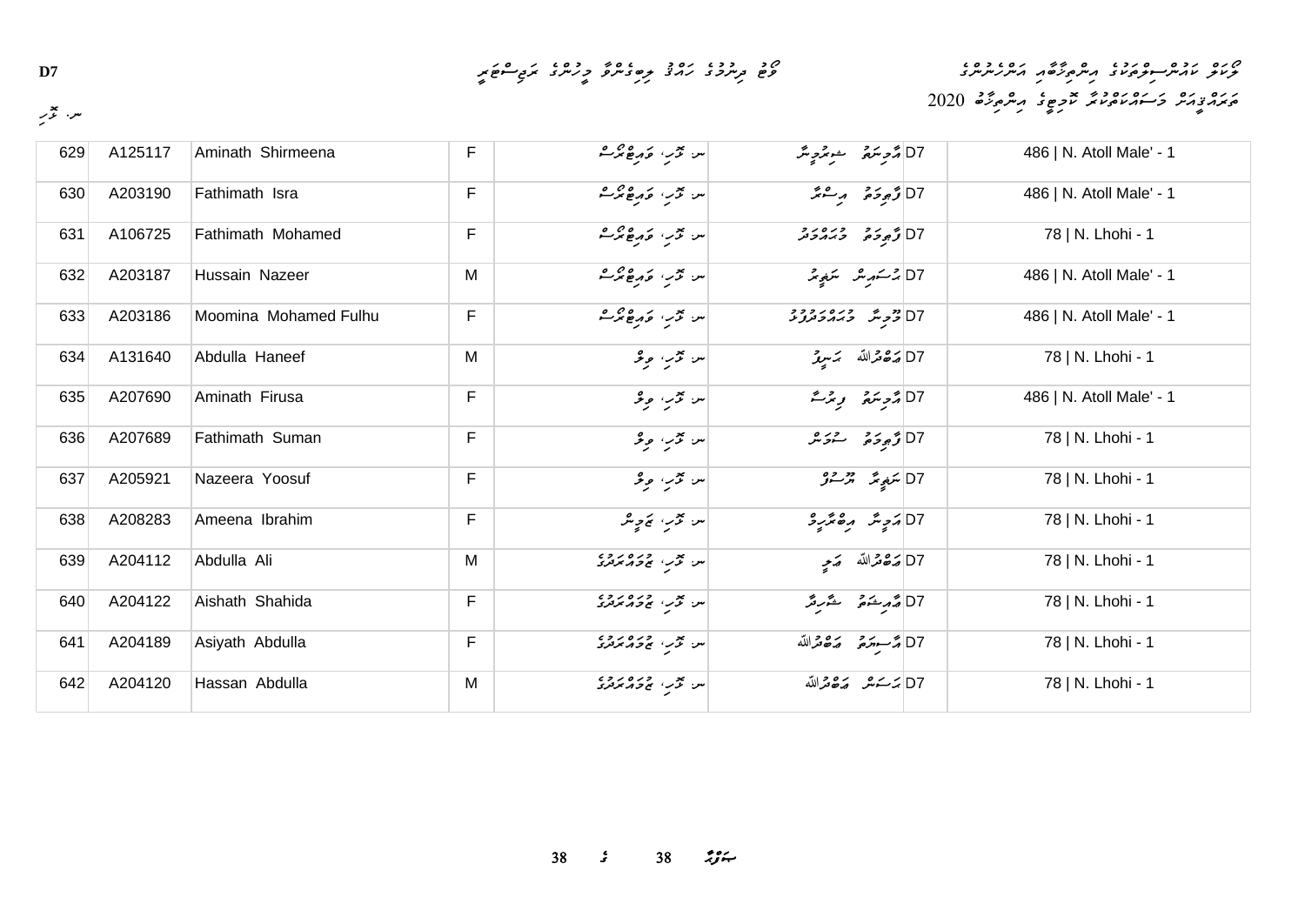| | | | | | | |
|---|---|---|---|---|---|---|
| 629 | A125117 | Aminath Shirmeena | F | س. ݑِرُ، ވައިޓްރޯސް | D7 އާމިނަތު ޝިރުމީނާ | 486 \| N. Atoll Male' - 1 |
| 630 | A203190 | Fathimath Isra | F | س. ݑِرُ، ވައިޓްރޯސް | D7 ފާތިމަތު އިސްރާ | 486 \| N. Atoll Male' - 1 |
| 631 | A106725 | Fathimath Mohamed | F | س. ݑِرُ، ވައިޓްރޯސް | D7 ފާތިމަތު މުހައްމަދު | 78 \| N. Lhohi - 1 |
| 632 | A203187 | Hussain Nazeer | M | س. ݑِرُ، ވައިޓްރޯސް | D7 ހުސައިން ނަޒީރު | 486 \| N. Atoll Male' - 1 |
| 633 | A203186 | Moomina Mohamed Fulhu | F | س. ݑِرُ، ވައިޓްރޯސް | D7 މޫމިނާ މުހައްމަދުފުޅު | 486 \| N. Atoll Male' - 1 |
| 634 | A131640 | Abdulla Haneef | M | س. ݑِرُ، ވިލާ | D7 އަބްދުاللهް ހަނީފު | 78 \| N. Lhohi - 1 |
| 635 | A207690 | Aminath Firusa | F | س. ݑِرُ، ވިލާ | D7 އާމިނަތު ފިރުސާ | 486 \| N. Atoll Male' - 1 |
| 636 | A207689 | Fathimath Suman | F | س. ݑِرُ، ވިލާ | D7 ފާތިމަތު ސުމަން | 78 \| N. Lhohi - 1 |
| 637 | A205921 | Nazeera Yoosuf | F | س. ݑِرُ، ވިލާ | D7 ނަޒީރާ ޔޫސުފު | 78 \| N. Lhohi - 1 |
| 638 | A208283 | Ameena Ibrahim | F | س. ݑِرُ، ޗަމްޕާ | D7 އަމީނާ އިބްރާހީމް | 78 \| N. Lhohi - 1 |
| 639 | A204112 | Abdulla Ali | M | س. ݑِرُ، ޖުމްހޫރީ | D7 އަބްދުاللهް އަލި | 78 \| N. Lhohi - 1 |
| 640 | A204122 | Aishath Shahida | F | س. ݑِرُ، ޖުމްހޫރީ | D7 އާއިޝަތު ޝާހިދާ | 78 \| N. Lhohi - 1 |
| 641 | A204189 | Asiyath Abdulla | F | س. ݑِرُ، ޖުމްހޫރީ | D7 އާސިޔަތު އަބްދުاللهް | 78 \| N. Lhohi - 1 |
| 642 | A204120 | Hassan Abdulla | M | س. ݑِرُ، ޖުމްހޫރީ | D7 ހަސަން އަބްދުاللهް | 78 \| N. Lhohi - 1 |